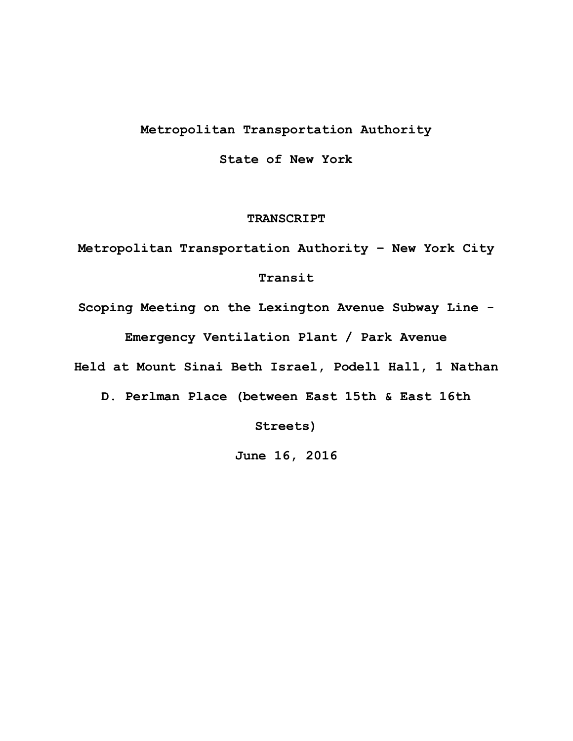**Metropolitan Transportation Authority**

**State of New York**

**TRANSCRIPT**

**Metropolitan Transportation Authority – New York City Transit**

**Scoping Meeting on the Lexington Avenue Subway Line - Emergency Ventilation Plant / Park Avenue**

**Held at Mount Sinai Beth Israel, Podell Hall, 1 Nathan D. Perlman Place (between East 15th & East 16th Streets)**

**June 16, 2016**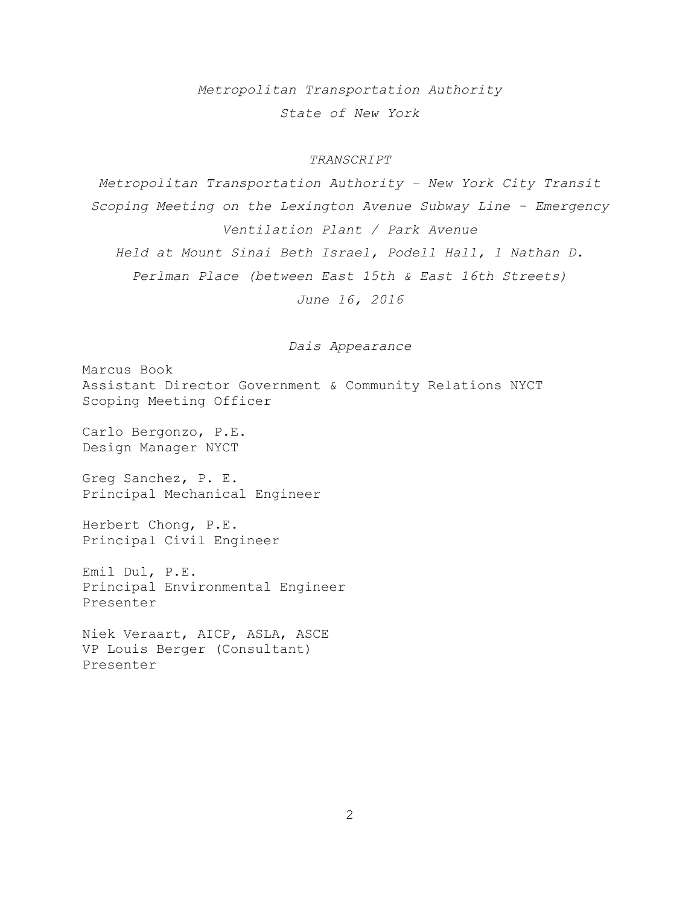*Metropolitan Transportation Authority*

*State of New York*

*TRANSCRIPT*

*Metropolitan Transportation Authority – New York City Transit*

*Scoping Meeting on the Lexington Avenue Subway Line - Emergency Ventilation Plant / Park Avenue*

*Held at Mount Sinai Beth Israel, Podell Hall, 1 Nathan D. Perlman Place (between East 15th & East 16th Streets)*

*June 16, 2016*

*Dais Appearance*

Marcus Book
Assistant Director Government & Community Relations NYCT
Scoping Meeting Officer

Carlo Bergonzo, P.E.
Design Manager NYCT

Greg Sanchez, P. E.
Principal Mechanical Engineer

Herbert Chong, P.E.
Principal Civil Engineer

Emil Dul, P.E.
Principal Environmental Engineer
Presenter

Niek Veraart, AICP, ASLA, ASCE
VP Louis Berger (Consultant)
Presenter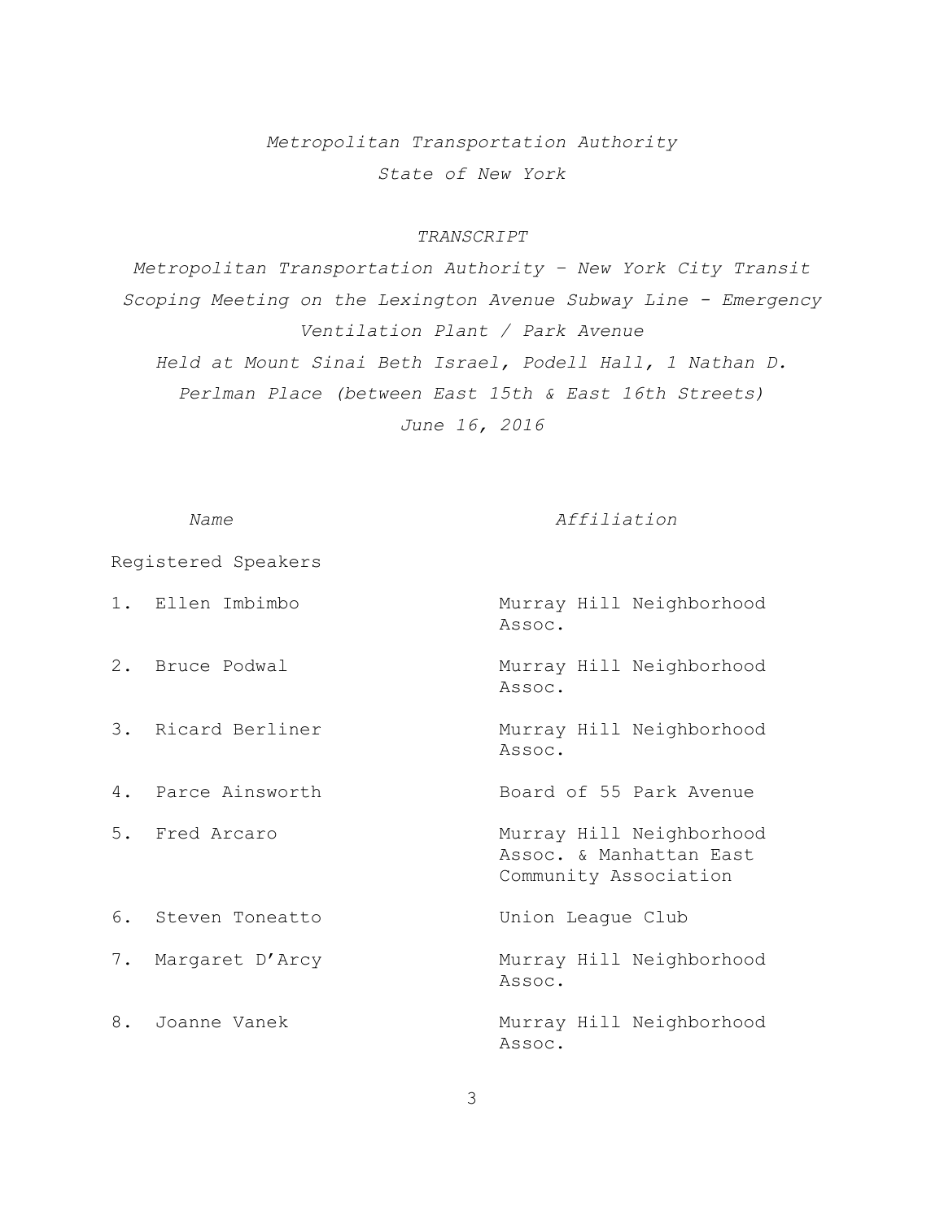*Metropolitan Transportation Authority*

*State of New York*

*TRANSCRIPT*

*Metropolitan Transportation Authority – New York City Transit Scoping Meeting on the Lexington Avenue Subway Line - Emergency Ventilation Plant / Park Avenue*

*Held at Mount Sinai Beth Israel, Podell Hall, 1 Nathan D. Perlman Place (between East 15th & East 16th Streets)*

*June 16, 2016*

| *Name* | *Affiliation* |
|---|---|
| Registered Speakers | |
| 1. Ellen Imbimbo | Murray Hill Neighborhood Assoc. |
| 2. Bruce Podwal | Murray Hill Neighborhood Assoc. |
| 3. Ricard Berliner | Murray Hill Neighborhood Assoc. |
| 4. Parce Ainsworth | Board of 55 Park Avenue |
| 5. Fred Arcaro | Murray Hill Neighborhood Assoc. & Manhattan East Community Association |
| 6. Steven Toneatto | Union League Club |
| 7. Margaret D'Arcy | Murray Hill Neighborhood Assoc. |
| 8. Joanne Vanek | Murray Hill Neighborhood Assoc. |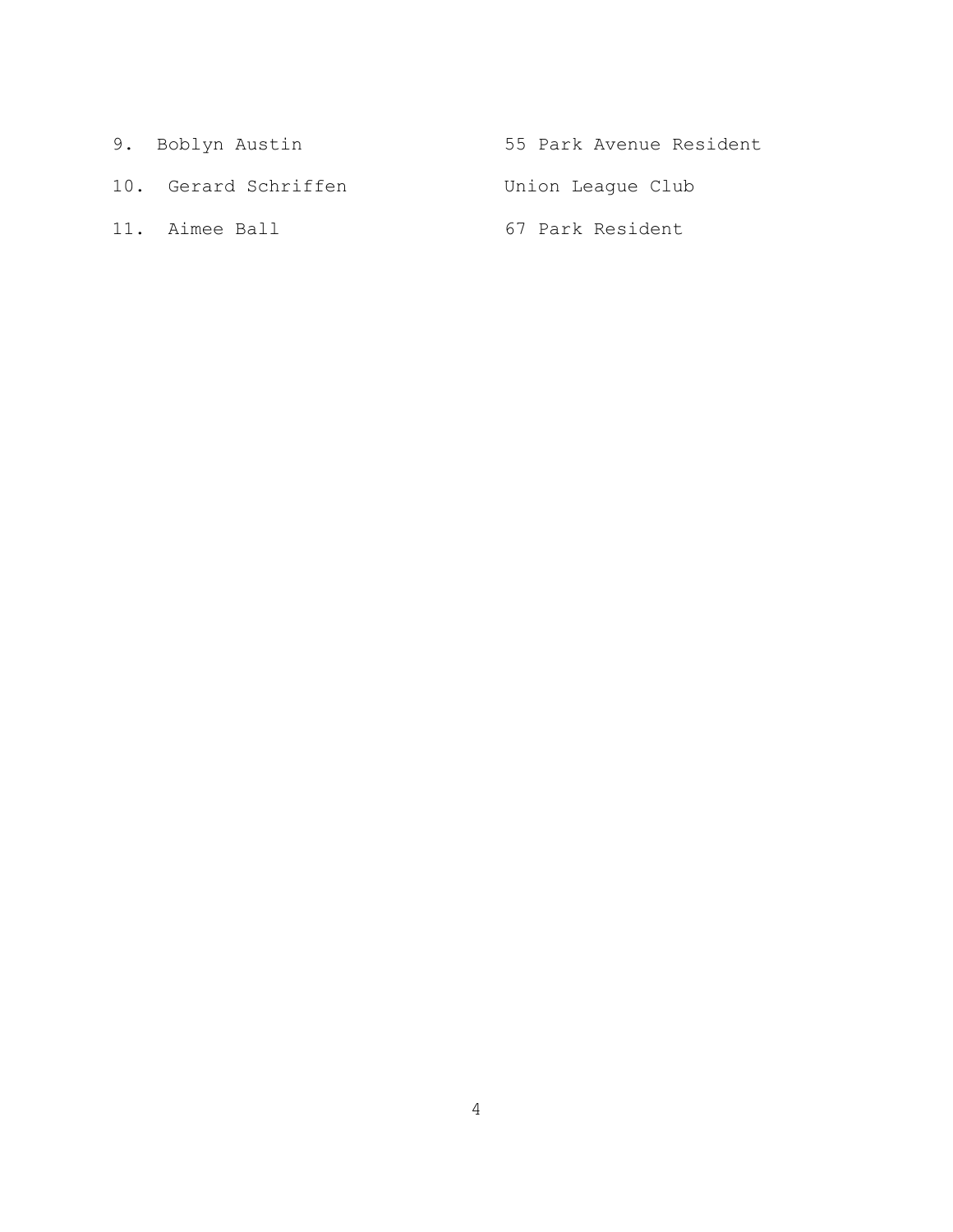9. Boblyn Austin — 55 Park Avenue Resident
10. Gerard Schriffen — Union League Club
11. Aimee Ball — 67 Park Resident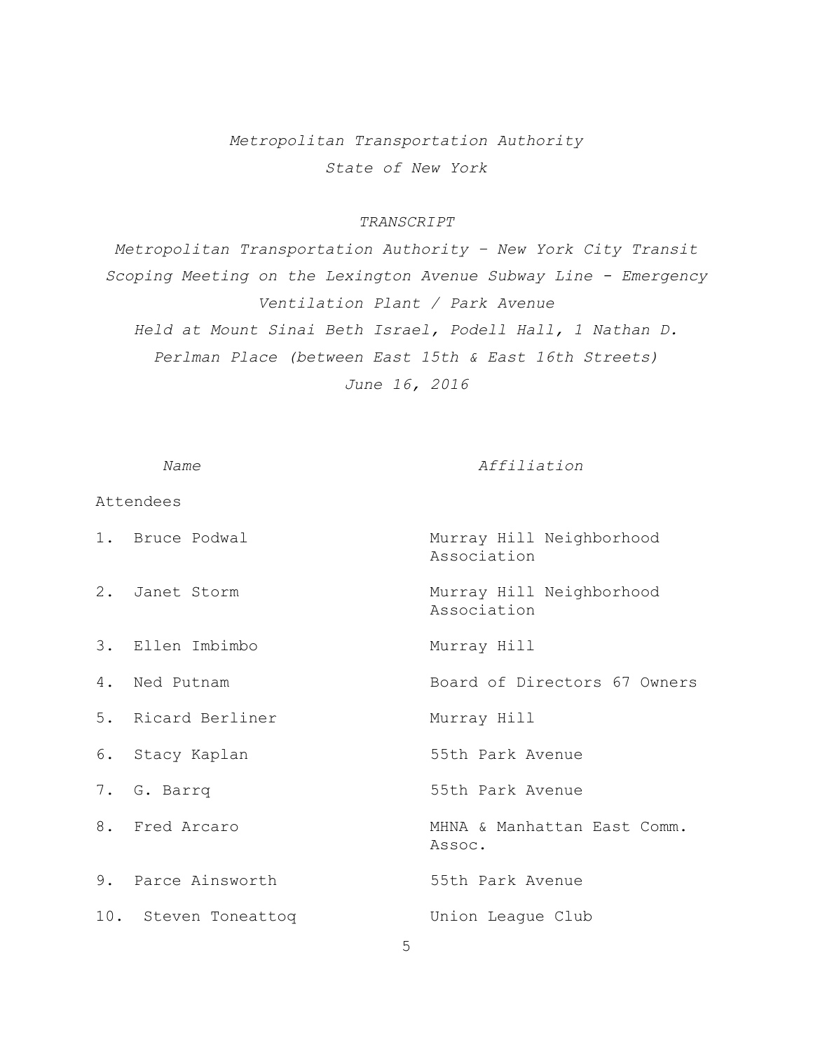*Metropolitan Transportation Authority*

*State of New York*

*TRANSCRIPT*

*Metropolitan Transportation Authority – New York City Transit Scoping Meeting on the Lexington Avenue Subway Line - Emergency Ventilation Plant / Park Avenue*

*Held at Mount Sinai Beth Israel, Podell Hall, 1 Nathan D. Perlman Place (between East 15th & East 16th Streets)*

*June 16, 2016*

| *Name* | *Affiliation* |
|---|---|
| Attendees | |
| 1. Bruce Podwal | Murray Hill Neighborhood Association |
| 2. Janet Storm | Murray Hill Neighborhood Association |
| 3. Ellen Imbimbo | Murray Hill |
| 4. Ned Putnam | Board of Directors 67 Owners |
| 5. Ricard Berliner | Murray Hill |
| 6. Stacy Kaplan | 55th Park Avenue |
| 7. G. Barrq | 55th Park Avenue |
| 8. Fred Arcaro | MHNA & Manhattan East Comm. Assoc. |
| 9. Parce Ainsworth | 55th Park Avenue |
| 10. Steven Toneattoq | Union League Club |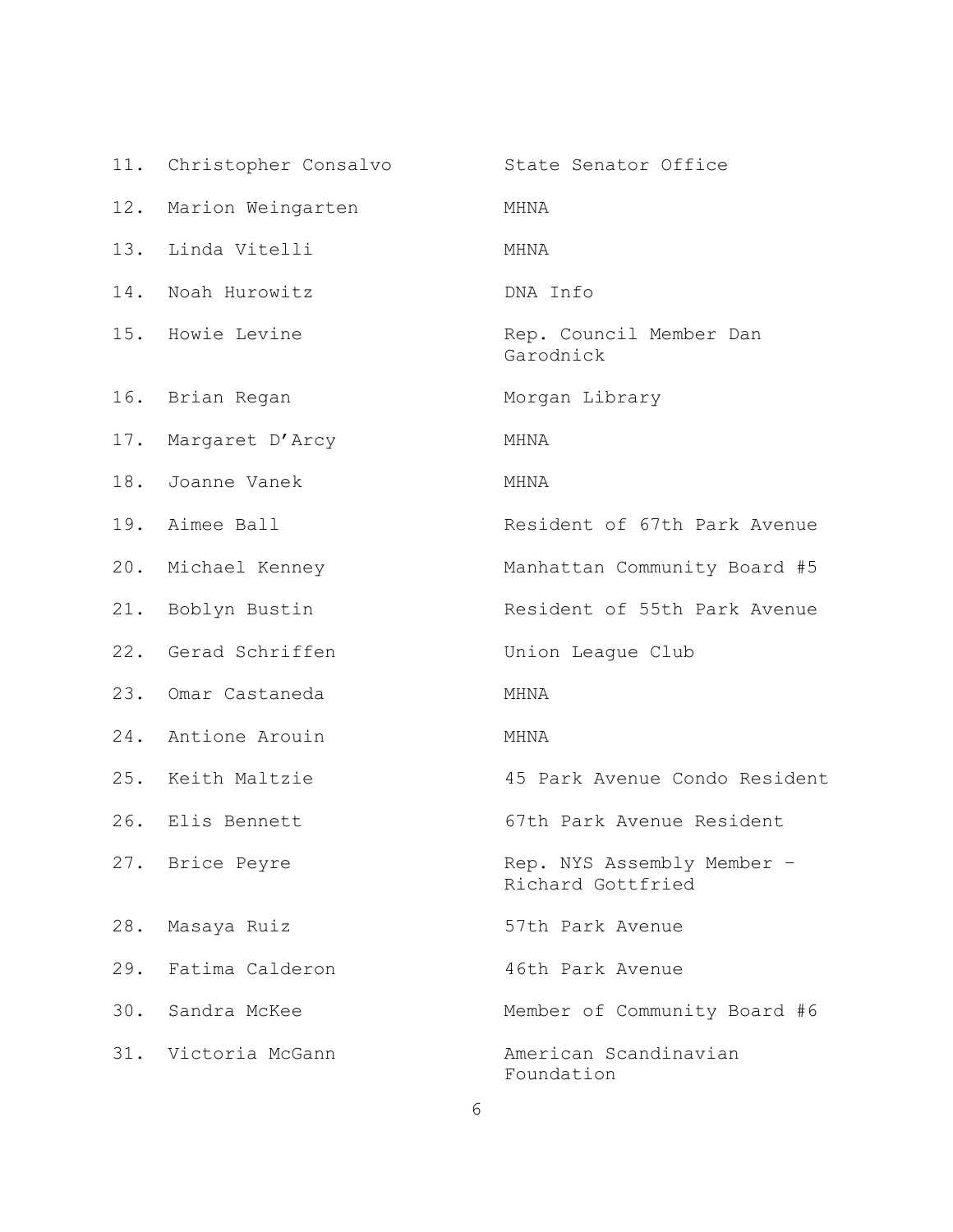11. Christopher Consalvo — State Senator Office
12. Marion Weingarten — MHNA
13. Linda Vitelli — MHNA
14. Noah Hurowitz — DNA Info
15. Howie Levine — Rep. Council Member Dan Garodnick
16. Brian Regan — Morgan Library
17. Margaret D'Arcy — MHNA
18. Joanne Vanek — MHNA
19. Aimee Ball — Resident of 67th Park Avenue
20. Michael Kenney — Manhattan Community Board #5
21. Boblyn Bustin — Resident of 55th Park Avenue
22. Gerad Schriffen — Union League Club
23. Omar Castaneda — MHNA
24. Antione Arouin — MHNA
25. Keith Maltzie — 45 Park Avenue Condo Resident
26. Elis Bennett — 67th Park Avenue Resident
27. Brice Peyre — Rep. NYS Assembly Member – Richard Gottfried
28. Masaya Ruiz — 57th Park Avenue
29. Fatima Calderon — 46th Park Avenue
30. Sandra McKee — Member of Community Board #6
31. Victoria McGann — American Scandinavian Foundation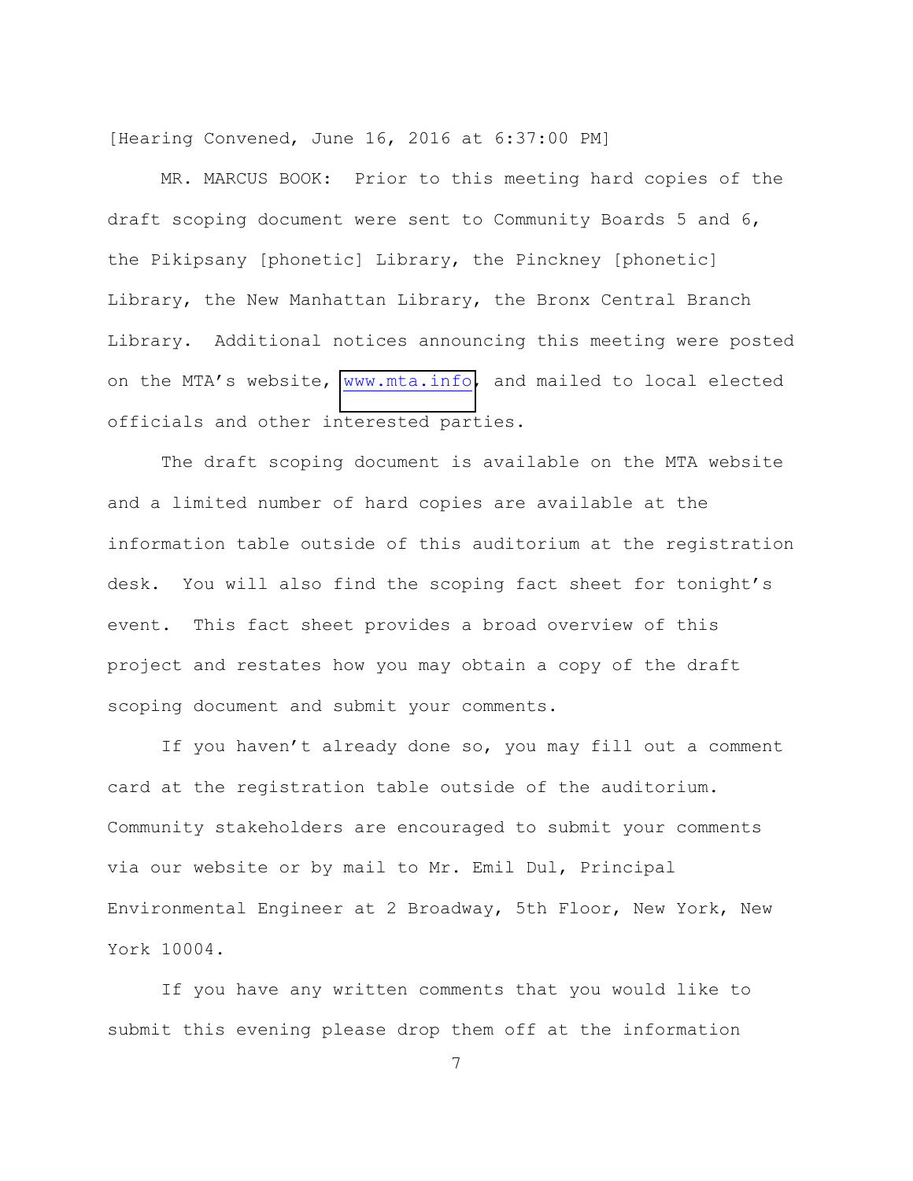[Hearing Convened, June 16, 2016 at 6:37:00 PM]

MR. MARCUS BOOK: Prior to this meeting hard copies of the draft scoping document were sent to Community Boards 5 and 6, the Pikipsany [phonetic] Library, the Pinckney [phonetic] Library, the New Manhattan Library, the Bronx Central Branch Library. Additional notices announcing this meeting were posted on the MTA's website, www.mta.info, and mailed to local elected officials and other interested parties.

The draft scoping document is available on the MTA website and a limited number of hard copies are available at the information table outside of this auditorium at the registration desk. You will also find the scoping fact sheet for tonight's event. This fact sheet provides a broad overview of this project and restates how you may obtain a copy of the draft scoping document and submit your comments.

If you haven't already done so, you may fill out a comment card at the registration table outside of the auditorium. Community stakeholders are encouraged to submit your comments via our website or by mail to Mr. Emil Dul, Principal Environmental Engineer at 2 Broadway, 5th Floor, New York, New York 10004.

If you have any written comments that you would like to submit this evening please drop them off at the information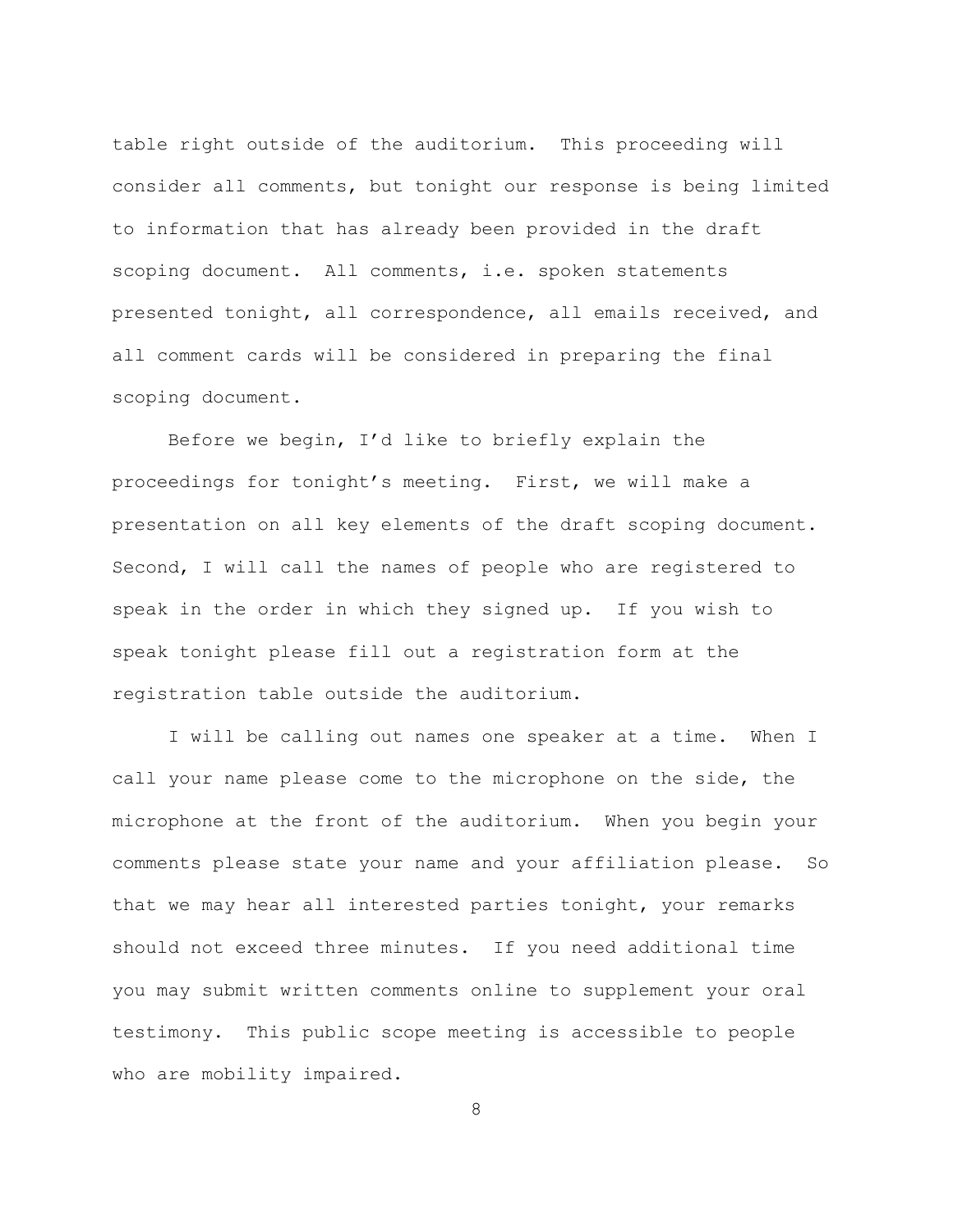table right outside of the auditorium. This proceeding will consider all comments, but tonight our response is being limited to information that has already been provided in the draft scoping document. All comments, i.e. spoken statements presented tonight, all correspondence, all emails received, and all comment cards will be considered in preparing the final scoping document.

Before we begin, I'd like to briefly explain the proceedings for tonight's meeting. First, we will make a presentation on all key elements of the draft scoping document. Second, I will call the names of people who are registered to speak in the order in which they signed up. If you wish to speak tonight please fill out a registration form at the registration table outside the auditorium.

I will be calling out names one speaker at a time. When I call your name please come to the microphone on the side, the microphone at the front of the auditorium. When you begin your comments please state your name and your affiliation please. So that we may hear all interested parties tonight, your remarks should not exceed three minutes. If you need additional time you may submit written comments online to supplement your oral testimony. This public scope meeting is accessible to people who are mobility impaired.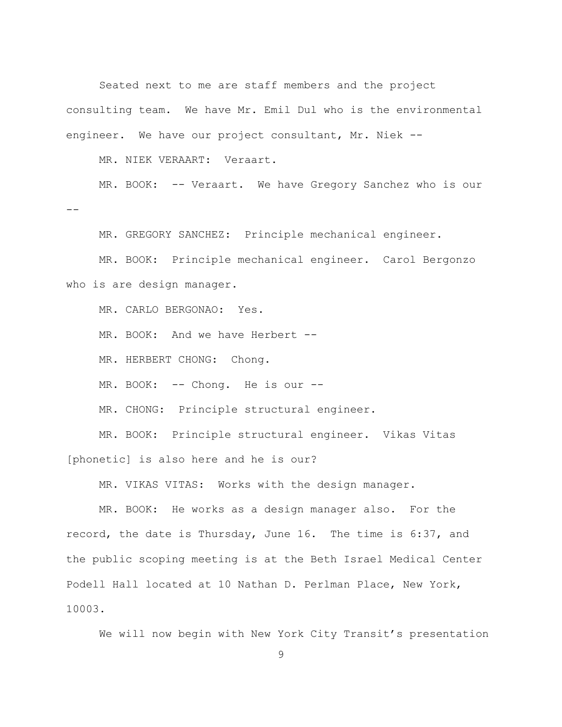Seated next to me are staff members and the project consulting team. We have Mr. Emil Dul who is the environmental engineer. We have our project consultant, Mr. Niek --

MR. NIEK VERAART: Veraart.

MR. BOOK: -- Veraart. We have Gregory Sanchez who is our --

MR. GREGORY SANCHEZ: Principle mechanical engineer.

MR. BOOK: Principle mechanical engineer. Carol Bergonzo who is are design manager.

MR. CARLO BERGONAO: Yes.

MR. BOOK: And we have Herbert --

MR. HERBERT CHONG: Chong.

MR. BOOK: -- Chong. He is our --

MR. CHONG: Principle structural engineer.

MR. BOOK: Principle structural engineer. Vikas Vitas [phonetic] is also here and he is our?

MR. VIKAS VITAS: Works with the design manager.

MR. BOOK: He works as a design manager also. For the record, the date is Thursday, June 16. The time is 6:37, and the public scoping meeting is at the Beth Israel Medical Center Podell Hall located at 10 Nathan D. Perlman Place, New York, 10003.

We will now begin with New York City Transit's presentation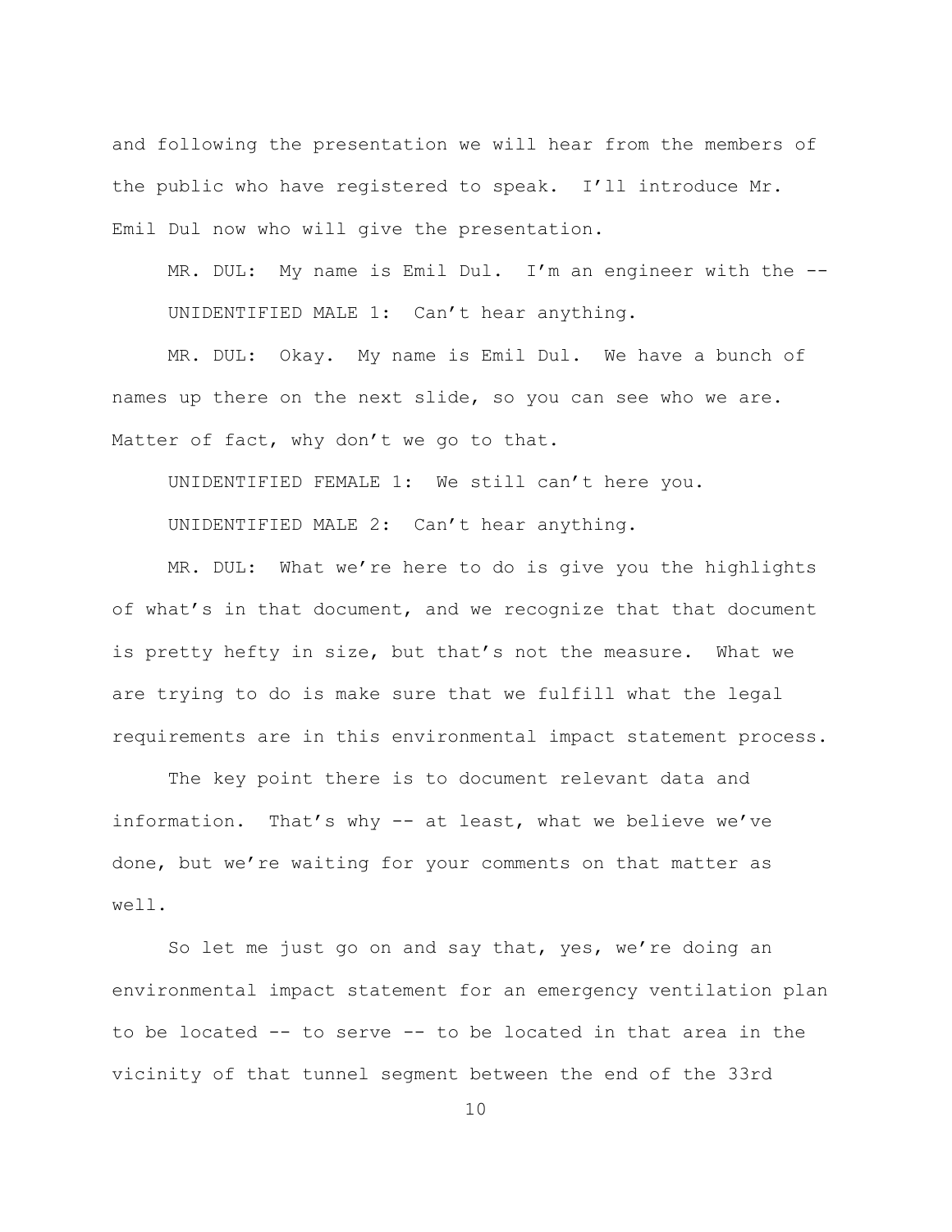and following the presentation we will hear from the members of the public who have registered to speak. I'll introduce Mr. Emil Dul now who will give the presentation.

MR. DUL: My name is Emil Dul. I'm an engineer with the --

UNIDENTIFIED MALE 1: Can't hear anything.

MR. DUL: Okay. My name is Emil Dul. We have a bunch of names up there on the next slide, so you can see who we are. Matter of fact, why don't we go to that.

UNIDENTIFIED FEMALE 1: We still can't here you.

UNIDENTIFIED MALE 2: Can't hear anything.

MR. DUL: What we're here to do is give you the highlights of what's in that document, and we recognize that that document is pretty hefty in size, but that's not the measure. What we are trying to do is make sure that we fulfill what the legal requirements are in this environmental impact statement process.

The key point there is to document relevant data and information. That's why -- at least, what we believe we've done, but we're waiting for your comments on that matter as well.

So let me just go on and say that, yes, we're doing an environmental impact statement for an emergency ventilation plan to be located -- to serve -- to be located in that area in the vicinity of that tunnel segment between the end of the 33rd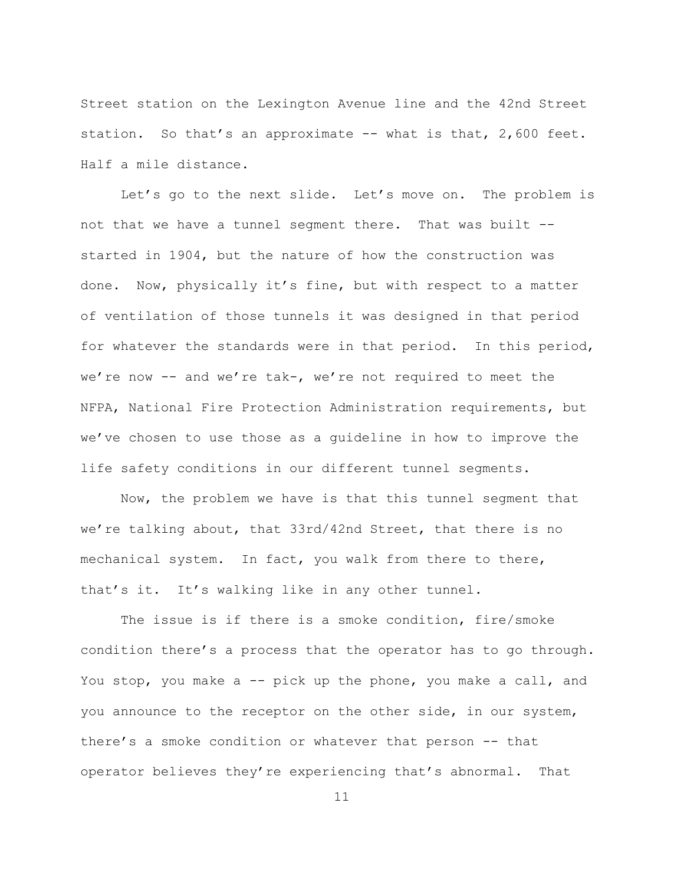Street station on the Lexington Avenue line and the 42nd Street station. So that's an approximate -- what is that, 2,600 feet. Half a mile distance.

Let's go to the next slide. Let's move on. The problem is not that we have a tunnel segment there. That was built -- started in 1904, but the nature of how the construction was done. Now, physically it's fine, but with respect to a matter of ventilation of those tunnels it was designed in that period for whatever the standards were in that period. In this period, we're now -- and we're tak-, we're not required to meet the NFPA, National Fire Protection Administration requirements, but we've chosen to use those as a guideline in how to improve the life safety conditions in our different tunnel segments.

Now, the problem we have is that this tunnel segment that we're talking about, that 33rd/42nd Street, that there is no mechanical system. In fact, you walk from there to there, that's it. It's walking like in any other tunnel.

The issue is if there is a smoke condition, fire/smoke condition there's a process that the operator has to go through. You stop, you make a -- pick up the phone, you make a call, and you announce to the receptor on the other side, in our system, there's a smoke condition or whatever that person -- that operator believes they're experiencing that's abnormal. That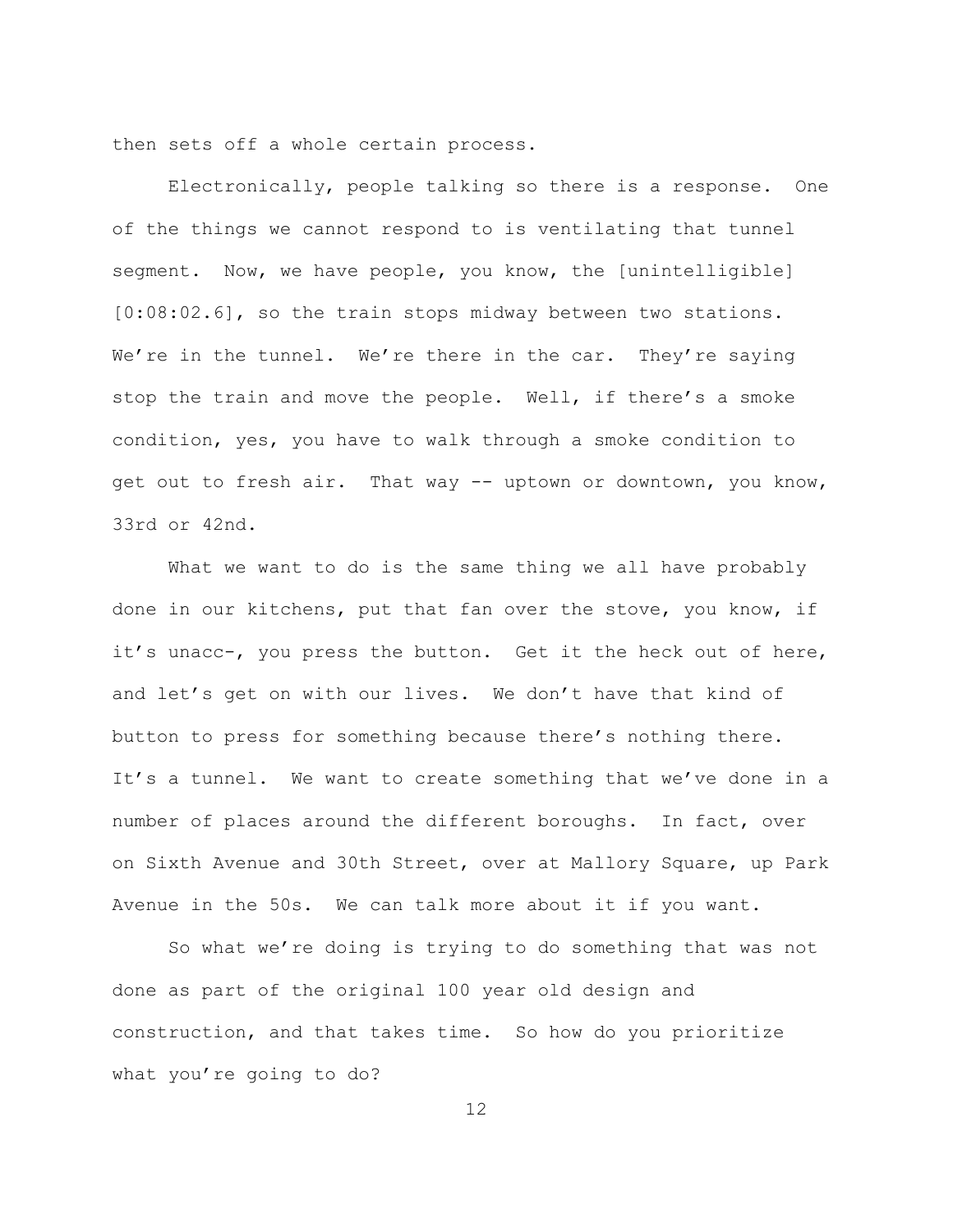then sets off a whole certain process.

Electronically, people talking so there is a response. One of the things we cannot respond to is ventilating that tunnel segment. Now, we have people, you know, the [unintelligible] [0:08:02.6], so the train stops midway between two stations. We're in the tunnel. We're there in the car. They're saying stop the train and move the people. Well, if there's a smoke condition, yes, you have to walk through a smoke condition to get out to fresh air. That way -- uptown or downtown, you know, 33rd or 42nd.

What we want to do is the same thing we all have probably done in our kitchens, put that fan over the stove, you know, if it's unacc-, you press the button. Get it the heck out of here, and let's get on with our lives. We don't have that kind of button to press for something because there's nothing there. It's a tunnel. We want to create something that we've done in a number of places around the different boroughs. In fact, over on Sixth Avenue and 30th Street, over at Mallory Square, up Park Avenue in the 50s. We can talk more about it if you want.

So what we're doing is trying to do something that was not done as part of the original 100 year old design and construction, and that takes time. So how do you prioritize what you're going to do?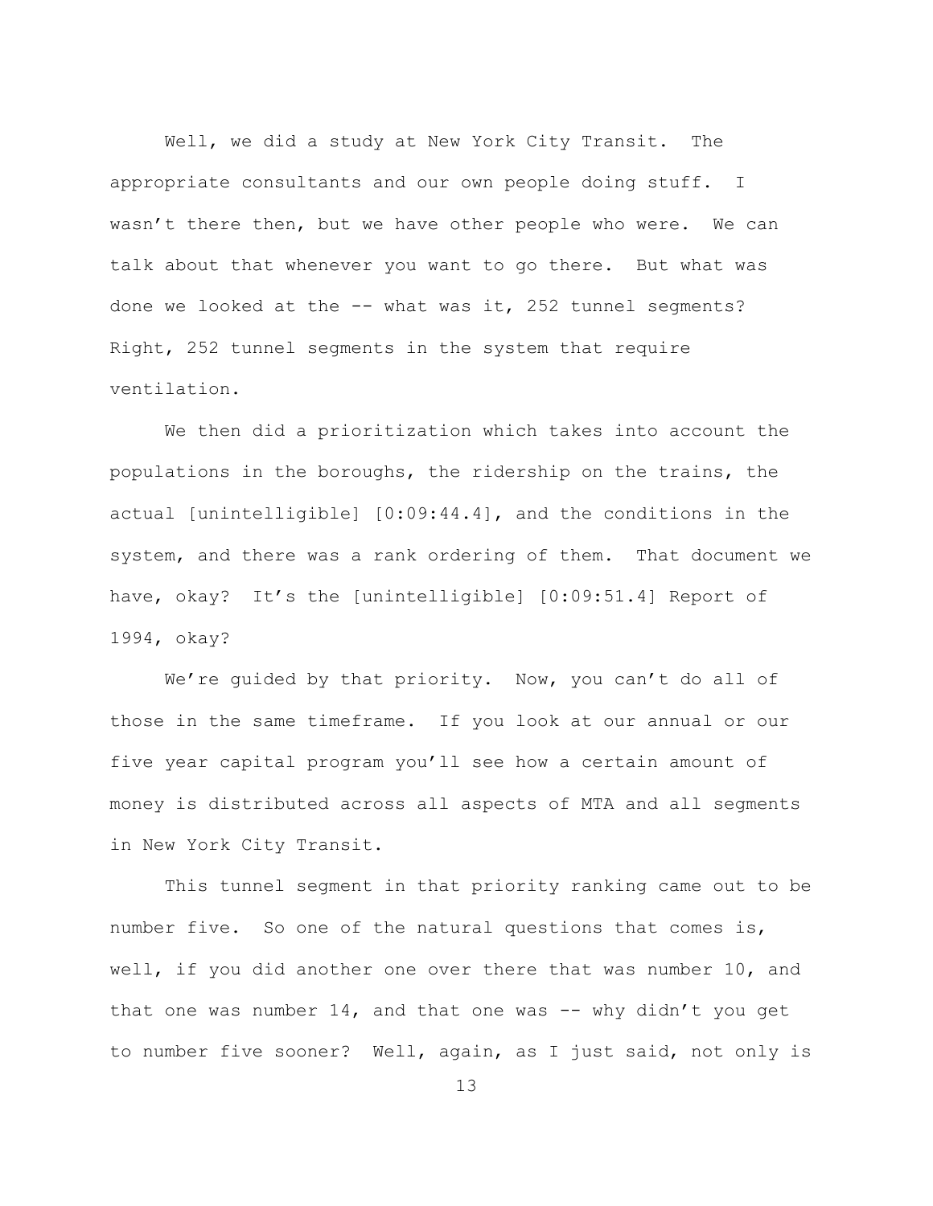Well, we did a study at New York City Transit. The appropriate consultants and our own people doing stuff. I wasn't there then, but we have other people who were. We can talk about that whenever you want to go there. But what was done we looked at the -- what was it, 252 tunnel segments? Right, 252 tunnel segments in the system that require ventilation.

We then did a prioritization which takes into account the populations in the boroughs, the ridership on the trains, the actual [unintelligible] [0:09:44.4], and the conditions in the system, and there was a rank ordering of them. That document we have, okay? It's the [unintelligible] [0:09:51.4] Report of 1994, okay?

We're guided by that priority. Now, you can't do all of those in the same timeframe. If you look at our annual or our five year capital program you'll see how a certain amount of money is distributed across all aspects of MTA and all segments in New York City Transit.

This tunnel segment in that priority ranking came out to be number five. So one of the natural questions that comes is, well, if you did another one over there that was number 10, and that one was number 14, and that one was -- why didn't you get to number five sooner? Well, again, as I just said, not only is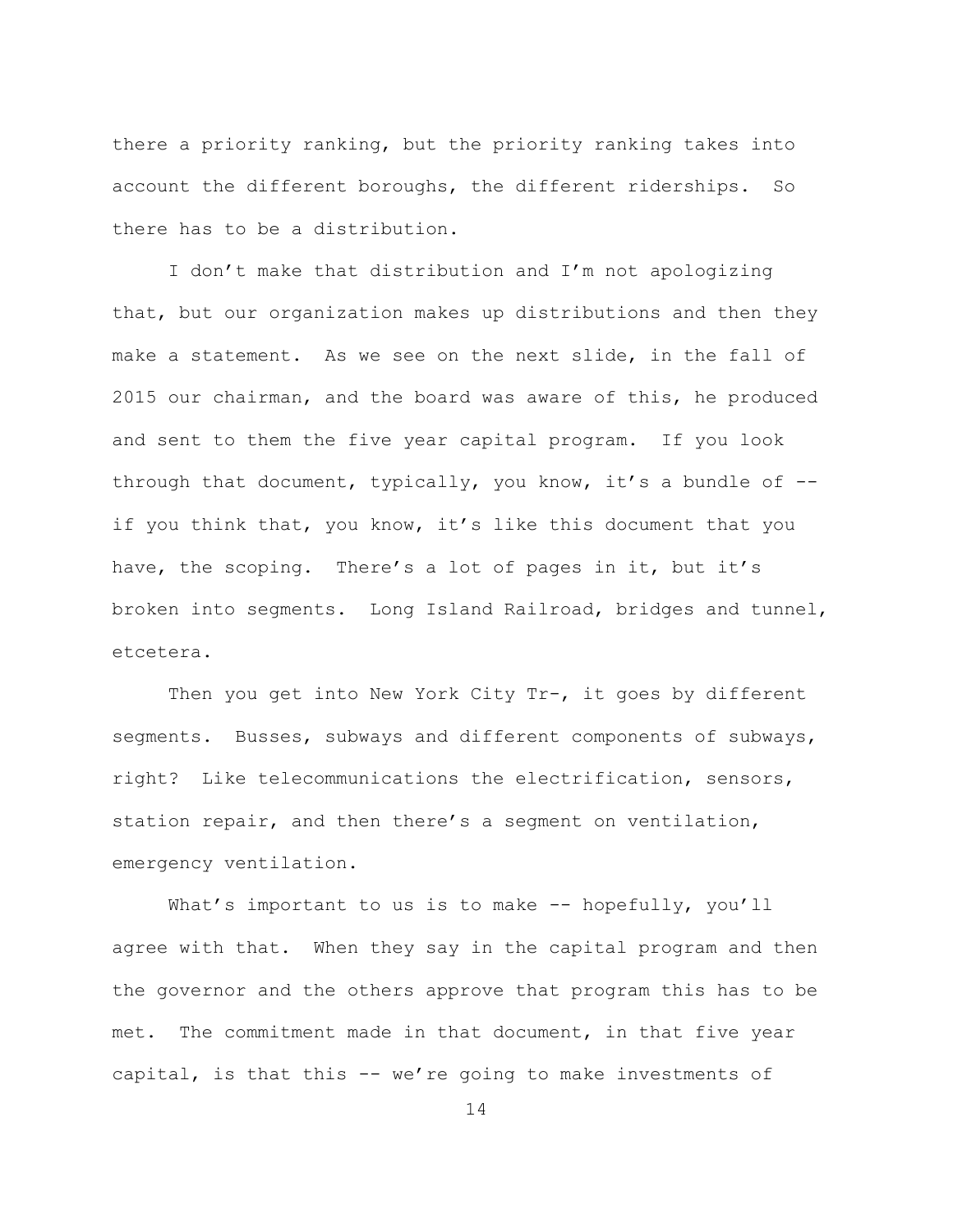there a priority ranking, but the priority ranking takes into account the different boroughs, the different riderships. So there has to be a distribution.

I don't make that distribution and I'm not apologizing that, but our organization makes up distributions and then they make a statement. As we see on the next slide, in the fall of 2015 our chairman, and the board was aware of this, he produced and sent to them the five year capital program. If you look through that document, typically, you know, it's a bundle of -- if you think that, you know, it's like this document that you have, the scoping. There's a lot of pages in it, but it's broken into segments. Long Island Railroad, bridges and tunnel, etcetera.

Then you get into New York City Tr-, it goes by different segments. Busses, subways and different components of subways, right? Like telecommunications the electrification, sensors, station repair, and then there's a segment on ventilation, emergency ventilation.

What's important to us is to make -- hopefully, you'll agree with that. When they say in the capital program and then the governor and the others approve that program this has to be met. The commitment made in that document, in that five year capital, is that this -- we're going to make investments of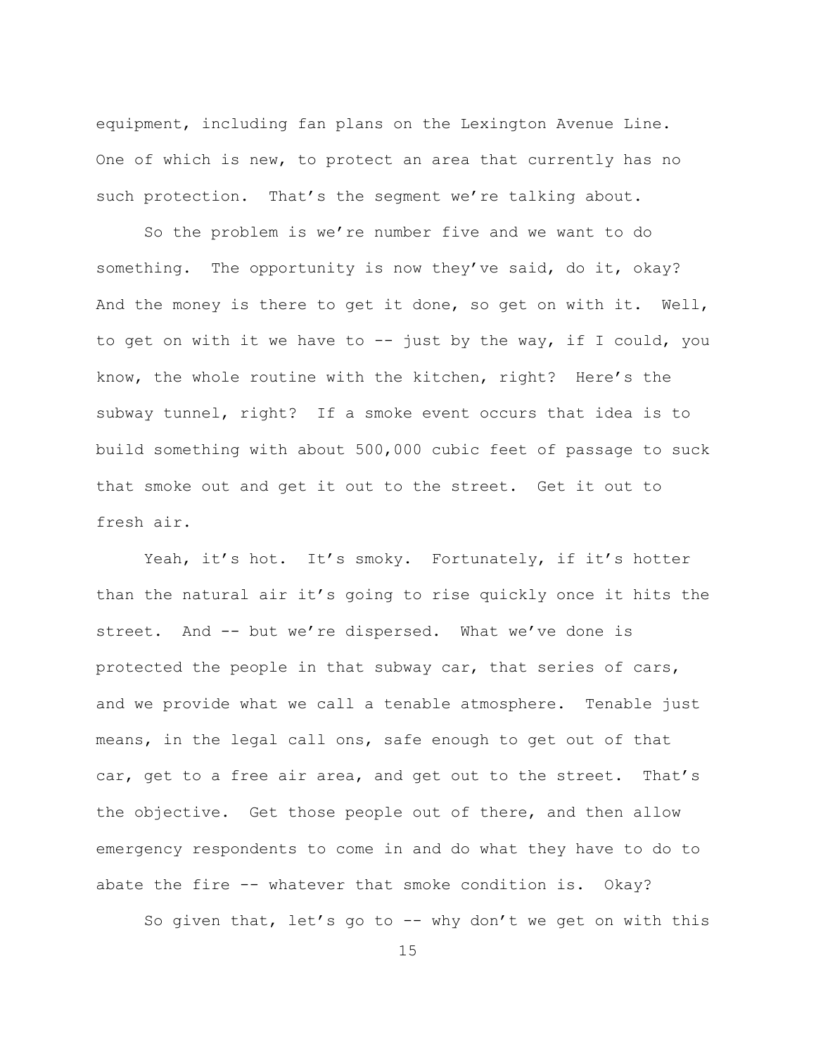equipment, including fan plans on the Lexington Avenue Line. One of which is new, to protect an area that currently has no such protection. That's the segment we're talking about.

So the problem is we're number five and we want to do something. The opportunity is now they've said, do it, okay? And the money is there to get it done, so get on with it. Well, to get on with it we have to -- just by the way, if I could, you know, the whole routine with the kitchen, right? Here's the subway tunnel, right? If a smoke event occurs that idea is to build something with about 500,000 cubic feet of passage to suck that smoke out and get it out to the street. Get it out to fresh air.

Yeah, it's hot. It's smoky. Fortunately, if it's hotter than the natural air it's going to rise quickly once it hits the street. And -- but we're dispersed. What we've done is protected the people in that subway car, that series of cars, and we provide what we call a tenable atmosphere. Tenable just means, in the legal call ons, safe enough to get out of that car, get to a free air area, and get out to the street. That's the objective. Get those people out of there, and then allow emergency respondents to come in and do what they have to do to abate the fire -- whatever that smoke condition is. Okay?

So given that, let's go to -- why don't we get on with this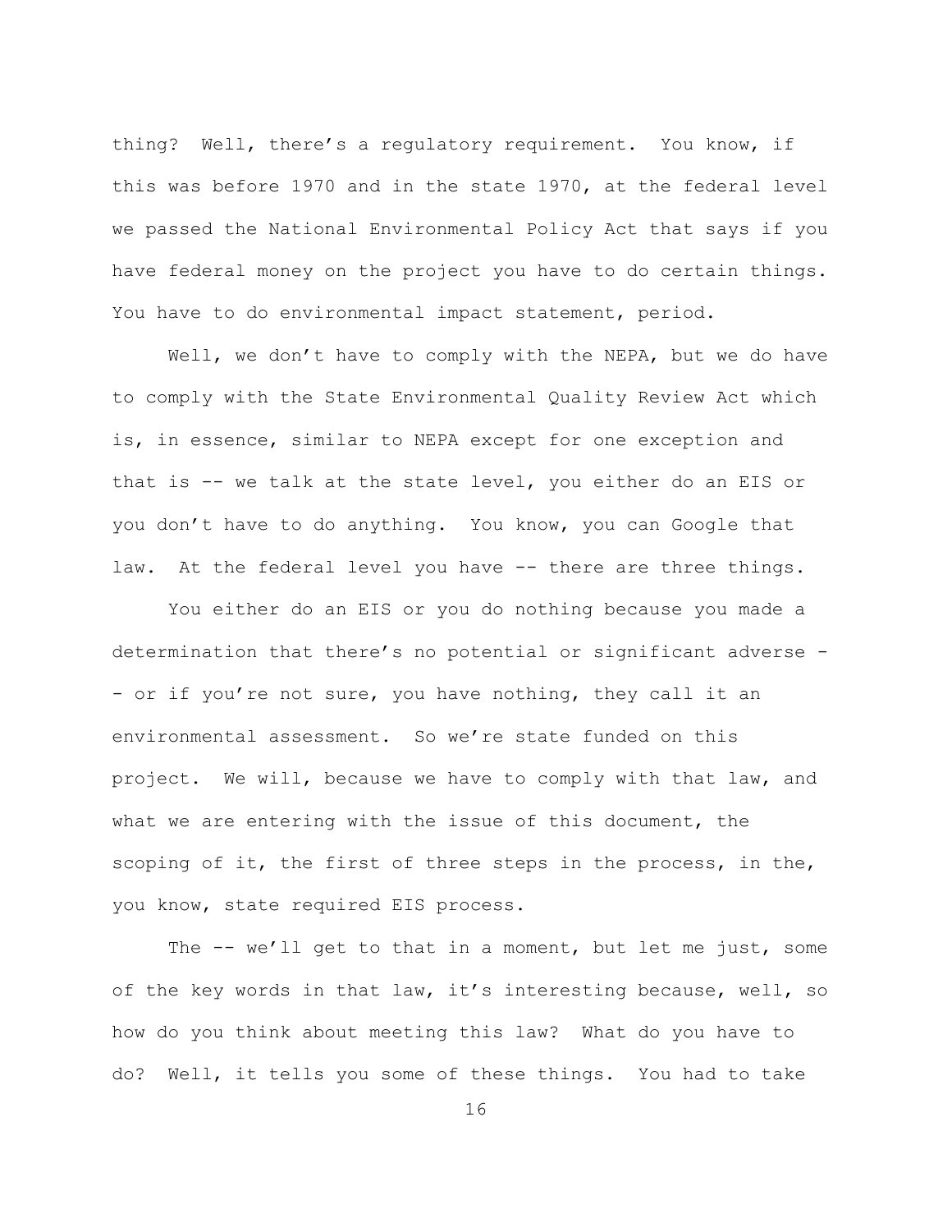thing? Well, there's a regulatory requirement. You know, if this was before 1970 and in the state 1970, at the federal level we passed the National Environmental Policy Act that says if you have federal money on the project you have to do certain things. You have to do environmental impact statement, period.

Well, we don't have to comply with the NEPA, but we do have to comply with the State Environmental Quality Review Act which is, in essence, similar to NEPA except for one exception and that is -- we talk at the state level, you either do an EIS or you don't have to do anything. You know, you can Google that law. At the federal level you have -- there are three things.

You either do an EIS or you do nothing because you made a determination that there's no potential or significant adverse -- or if you're not sure, you have nothing, they call it an environmental assessment. So we're state funded on this project. We will, because we have to comply with that law, and what we are entering with the issue of this document, the scoping of it, the first of three steps in the process, in the, you know, state required EIS process.

The -- we'll get to that in a moment, but let me just, some of the key words in that law, it's interesting because, well, so how do you think about meeting this law? What do you have to do? Well, it tells you some of these things. You had to take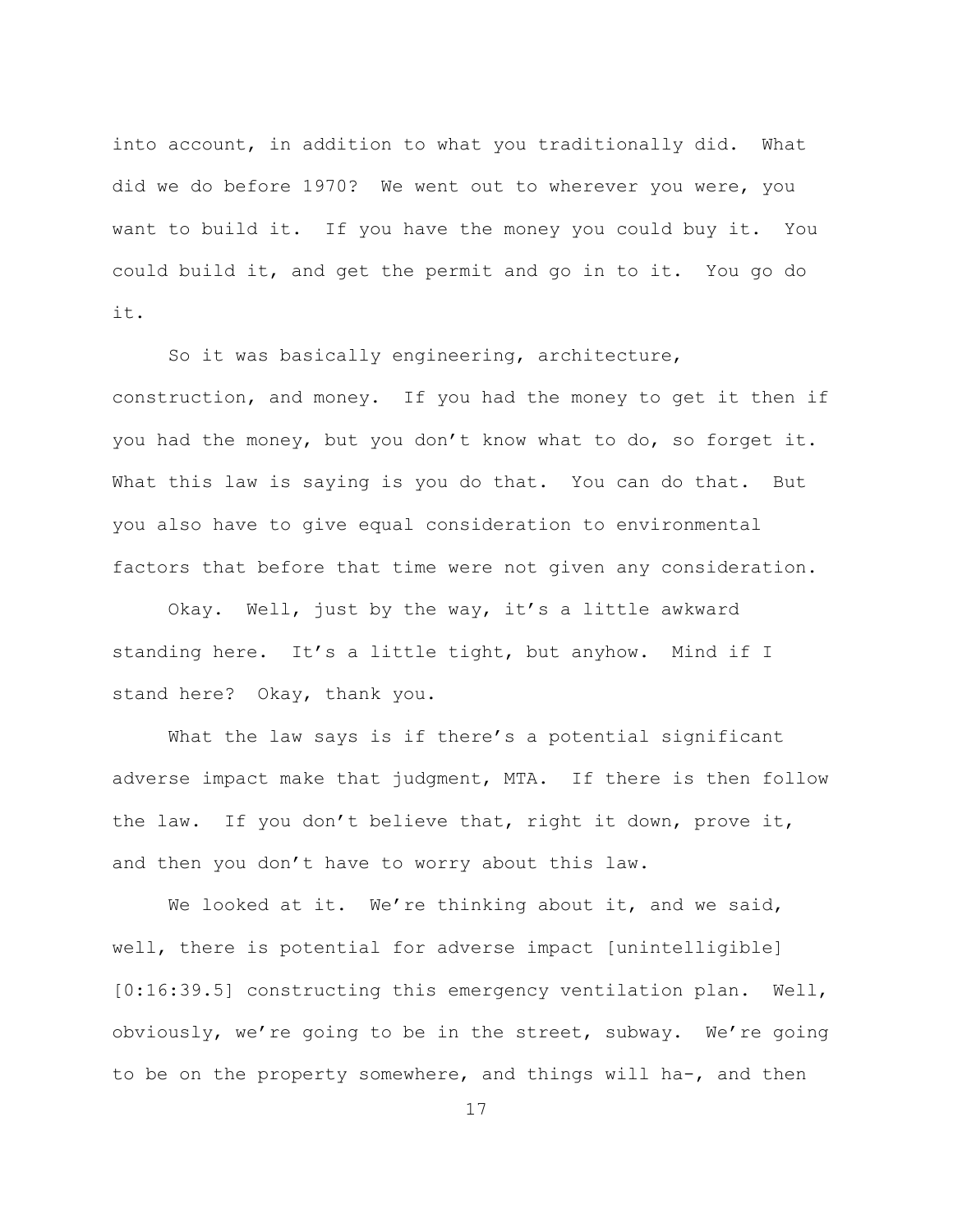into account, in addition to what you traditionally did. What did we do before 1970? We went out to wherever you were, you want to build it. If you have the money you could buy it. You could build it, and get the permit and go in to it. You go do it.

So it was basically engineering, architecture, construction, and money. If you had the money to get it then if you had the money, but you don't know what to do, so forget it. What this law is saying is you do that. You can do that. But you also have to give equal consideration to environmental factors that before that time were not given any consideration.

Okay. Well, just by the way, it's a little awkward standing here. It's a little tight, but anyhow. Mind if I stand here? Okay, thank you.

What the law says is if there's a potential significant adverse impact make that judgment, MTA. If there is then follow the law. If you don't believe that, right it down, prove it, and then you don't have to worry about this law.

We looked at it. We're thinking about it, and we said, well, there is potential for adverse impact [unintelligible] [0:16:39.5] constructing this emergency ventilation plan. Well, obviously, we're going to be in the street, subway. We're going to be on the property somewhere, and things will ha-, and then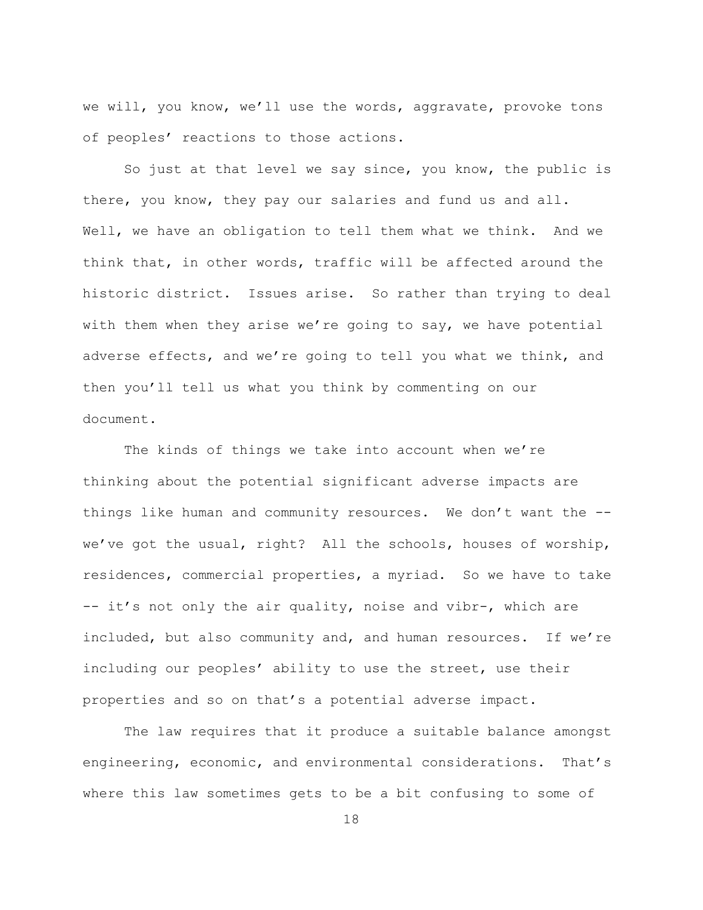we will, you know, we'll use the words, aggravate, provoke tons of peoples' reactions to those actions.

So just at that level we say since, you know, the public is there, you know, they pay our salaries and fund us and all. Well, we have an obligation to tell them what we think. And we think that, in other words, traffic will be affected around the historic district. Issues arise. So rather than trying to deal with them when they arise we're going to say, we have potential adverse effects, and we're going to tell you what we think, and then you'll tell us what you think by commenting on our document.

The kinds of things we take into account when we're thinking about the potential significant adverse impacts are things like human and community resources. We don't want the -- we've got the usual, right? All the schools, houses of worship, residences, commercial properties, a myriad. So we have to take -- it's not only the air quality, noise and vibr-, which are included, but also community and, and human resources. If we're including our peoples' ability to use the street, use their properties and so on that's a potential adverse impact.

The law requires that it produce a suitable balance amongst engineering, economic, and environmental considerations. That's where this law sometimes gets to be a bit confusing to some of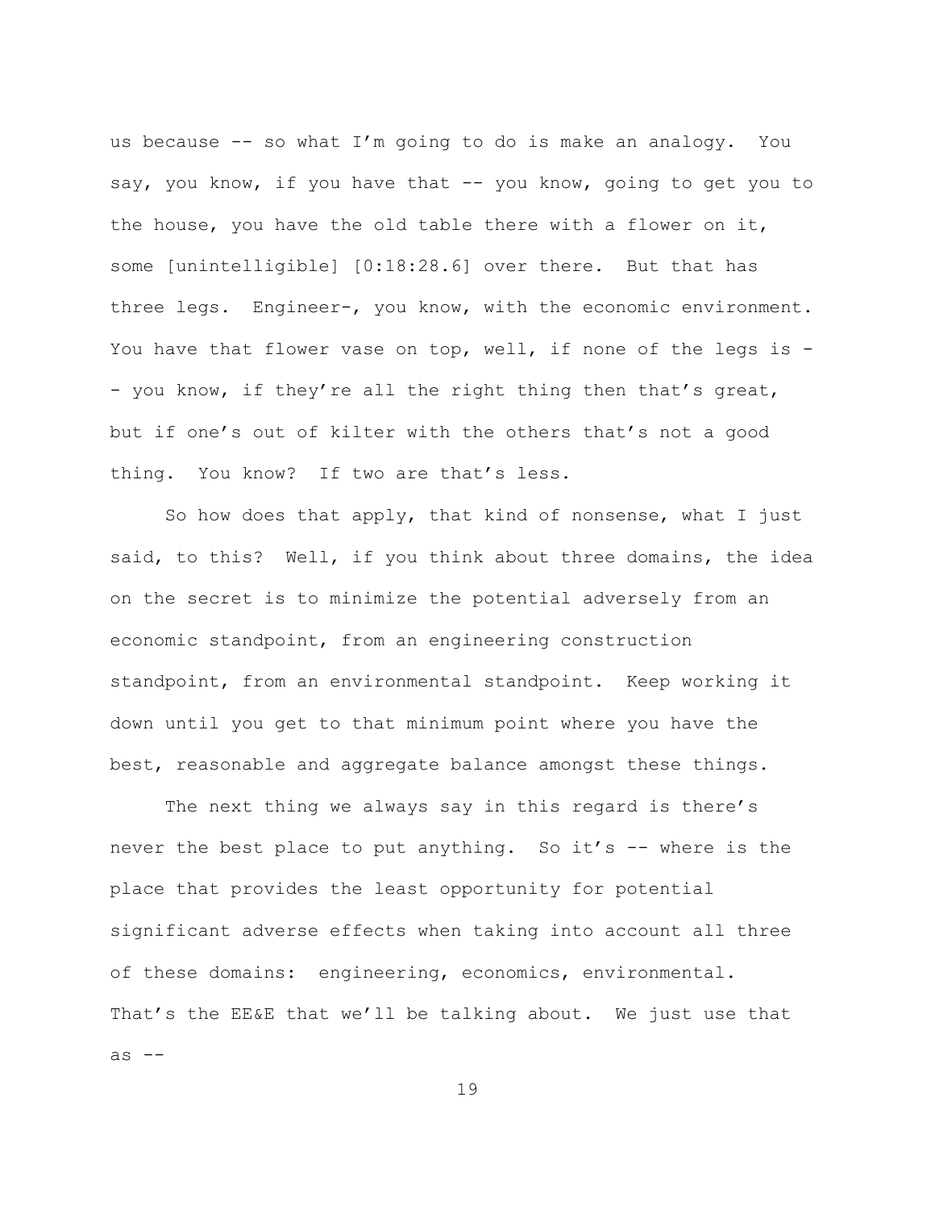us because -- so what I'm going to do is make an analogy. You say, you know, if you have that -- you know, going to get you to the house, you have the old table there with a flower on it, some [unintelligible] [0:18:28.6] over there. But that has three legs. Engineer-, you know, with the economic environment. You have that flower vase on top, well, if none of the legs is -- you know, if they're all the right thing then that's great, but if one's out of kilter with the others that's not a good thing. You know? If two are that's less.

So how does that apply, that kind of nonsense, what I just said, to this? Well, if you think about three domains, the idea on the secret is to minimize the potential adversely from an economic standpoint, from an engineering construction standpoint, from an environmental standpoint. Keep working it down until you get to that minimum point where you have the best, reasonable and aggregate balance amongst these things.

The next thing we always say in this regard is there's never the best place to put anything. So it's -- where is the place that provides the least opportunity for potential significant adverse effects when taking into account all three of these domains: engineering, economics, environmental. That's the EE&E that we'll be talking about. We just use that as --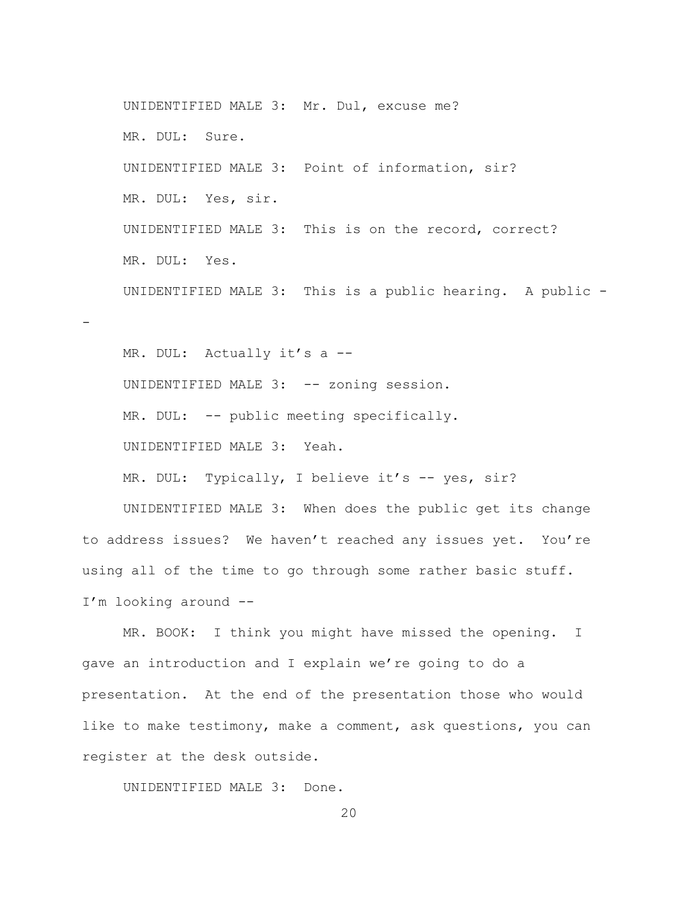UNIDENTIFIED MALE 3: Mr. Dul, excuse me?

MR. DUL: Sure.

UNIDENTIFIED MALE 3: Point of information, sir?

MR. DUL: Yes, sir.

UNIDENTIFIED MALE 3: This is on the record, correct?

MR. DUL: Yes.

UNIDENTIFIED MALE 3: This is a public hearing. A public --

MR. DUL: Actually it's a --

UNIDENTIFIED MALE 3: -- zoning session.

MR. DUL: -- public meeting specifically.

UNIDENTIFIED MALE 3: Yeah.

MR. DUL: Typically, I believe it's -- yes, sir?

UNIDENTIFIED MALE 3: When does the public get its change to address issues? We haven't reached any issues yet. You're using all of the time to go through some rather basic stuff. I'm looking around --

MR. BOOK: I think you might have missed the opening. I gave an introduction and I explain we're going to do a presentation. At the end of the presentation those who would like to make testimony, make a comment, ask questions, you can register at the desk outside.

UNIDENTIFIED MALE 3: Done.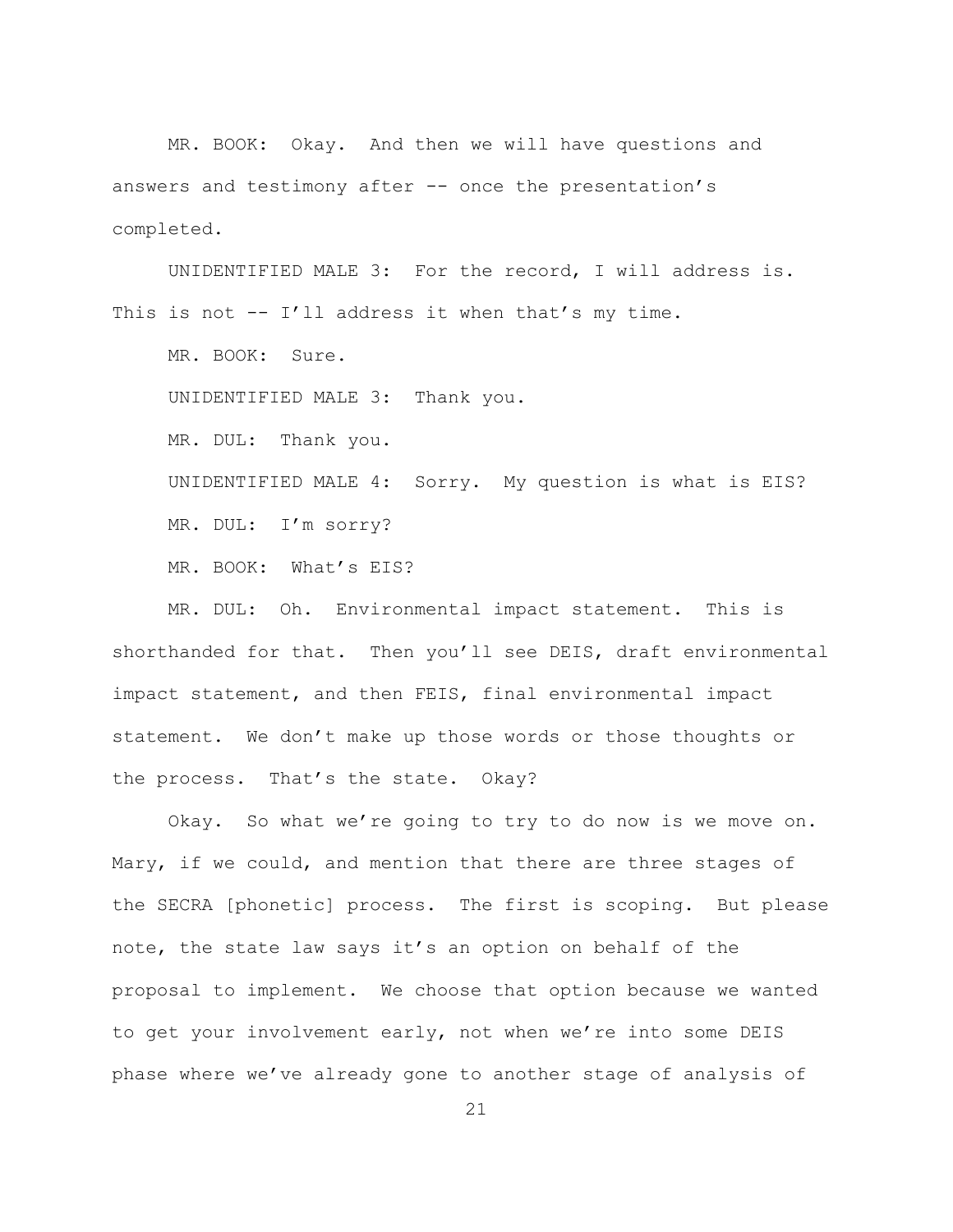MR. BOOK: Okay. And then we will have questions and answers and testimony after -- once the presentation's completed.

UNIDENTIFIED MALE 3: For the record, I will address is. This is not -- I'll address it when that's my time.

MR. BOOK: Sure.

UNIDENTIFIED MALE 3: Thank you.

MR. DUL: Thank you.

UNIDENTIFIED MALE 4: Sorry. My question is what is EIS?

MR. DUL: I'm sorry?

MR. BOOK: What's EIS?

MR. DUL: Oh. Environmental impact statement. This is shorthanded for that. Then you'll see DEIS, draft environmental impact statement, and then FEIS, final environmental impact statement. We don't make up those words or those thoughts or the process. That's the state. Okay?

Okay. So what we're going to try to do now is we move on. Mary, if we could, and mention that there are three stages of the SECRA [phonetic] process. The first is scoping. But please note, the state law says it's an option on behalf of the proposal to implement. We choose that option because we wanted to get your involvement early, not when we're into some DEIS phase where we've already gone to another stage of analysis of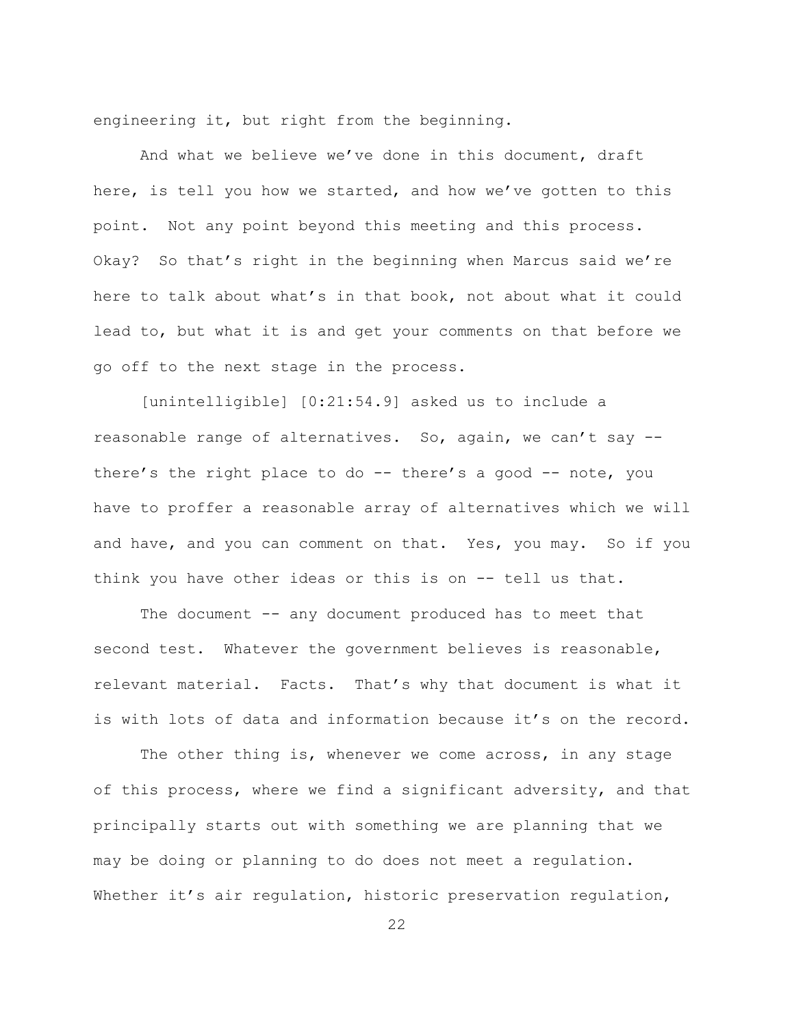engineering it, but right from the beginning.

And what we believe we've done in this document, draft here, is tell you how we started, and how we've gotten to this point. Not any point beyond this meeting and this process. Okay? So that's right in the beginning when Marcus said we're here to talk about what's in that book, not about what it could lead to, but what it is and get your comments on that before we go off to the next stage in the process.

[unintelligible] [0:21:54.9] asked us to include a reasonable range of alternatives. So, again, we can't say -- there's the right place to do -- there's a good -- note, you have to proffer a reasonable array of alternatives which we will and have, and you can comment on that. Yes, you may. So if you think you have other ideas or this is on -- tell us that.

The document -- any document produced has to meet that second test. Whatever the government believes is reasonable, relevant material. Facts. That's why that document is what it is with lots of data and information because it's on the record.

The other thing is, whenever we come across, in any stage of this process, where we find a significant adversity, and that principally starts out with something we are planning that we may be doing or planning to do does not meet a regulation. Whether it's air regulation, historic preservation regulation,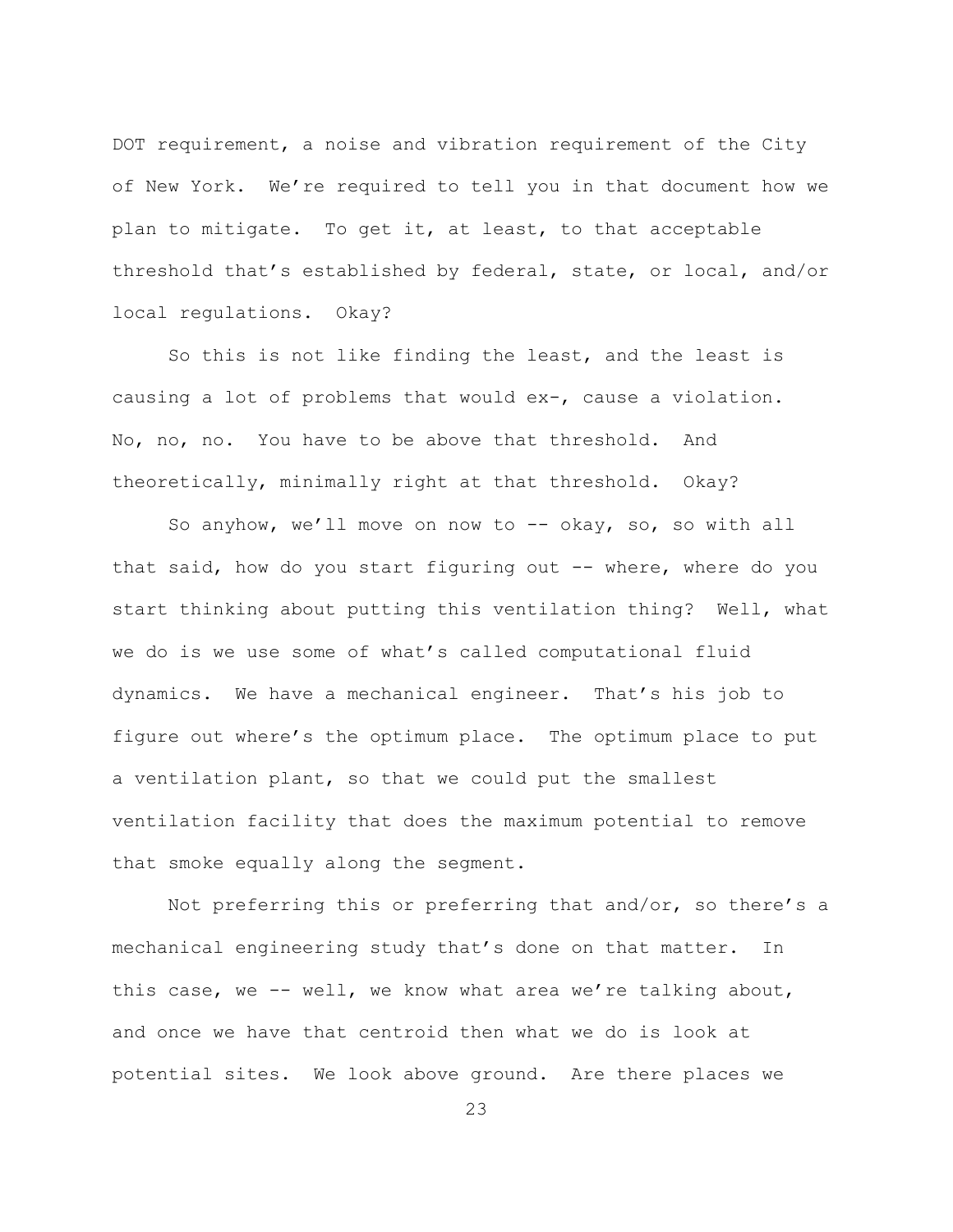DOT requirement, a noise and vibration requirement of the City of New York. We're required to tell you in that document how we plan to mitigate. To get it, at least, to that acceptable threshold that's established by federal, state, or local, and/or local regulations. Okay?

So this is not like finding the least, and the least is causing a lot of problems that would ex-, cause a violation. No, no, no. You have to be above that threshold. And theoretically, minimally right at that threshold. Okay?

So anyhow, we'll move on now to -- okay, so, so with all that said, how do you start figuring out -- where, where do you start thinking about putting this ventilation thing? Well, what we do is we use some of what's called computational fluid dynamics. We have a mechanical engineer. That's his job to figure out where's the optimum place. The optimum place to put a ventilation plant, so that we could put the smallest ventilation facility that does the maximum potential to remove that smoke equally along the segment.

Not preferring this or preferring that and/or, so there's a mechanical engineering study that's done on that matter. In this case, we -- well, we know what area we're talking about, and once we have that centroid then what we do is look at potential sites. We look above ground. Are there places we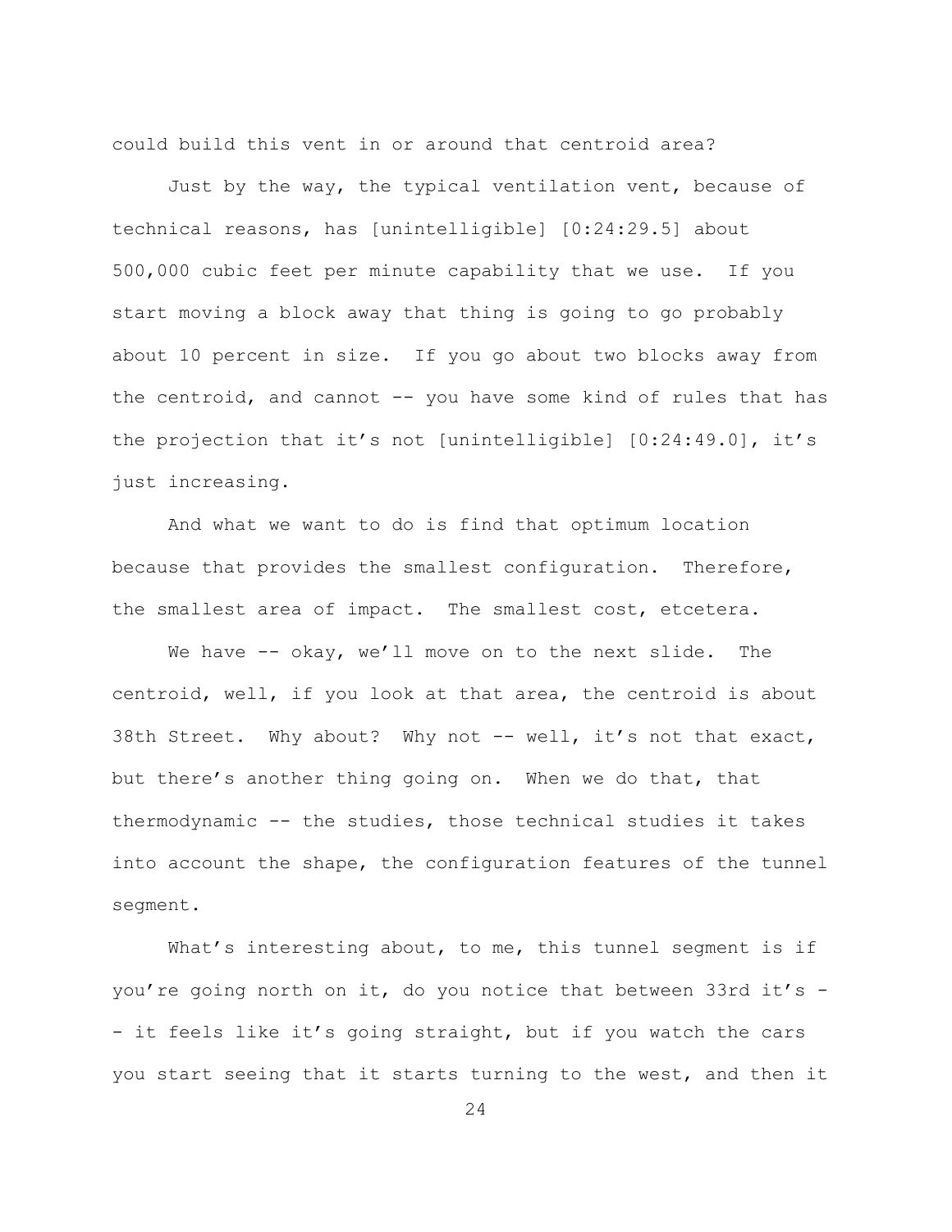could build this vent in or around that centroid area?

Just by the way, the typical ventilation vent, because of technical reasons, has [unintelligible] [0:24:29.5] about 500,000 cubic feet per minute capability that we use. If you start moving a block away that thing is going to go probably about 10 percent in size. If you go about two blocks away from the centroid, and cannot -- you have some kind of rules that has the projection that it's not [unintelligible] [0:24:49.0], it's just increasing.

And what we want to do is find that optimum location because that provides the smallest configuration. Therefore, the smallest area of impact. The smallest cost, etcetera.

We have -- okay, we'll move on to the next slide. The centroid, well, if you look at that area, the centroid is about 38th Street. Why about? Why not -- well, it's not that exact, but there's another thing going on. When we do that, that thermodynamic -- the studies, those technical studies it takes into account the shape, the configuration features of the tunnel segment.

What's interesting about, to me, this tunnel segment is if you're going north on it, do you notice that between 33rd it's -- it feels like it's going straight, but if you watch the cars you start seeing that it starts turning to the west, and then it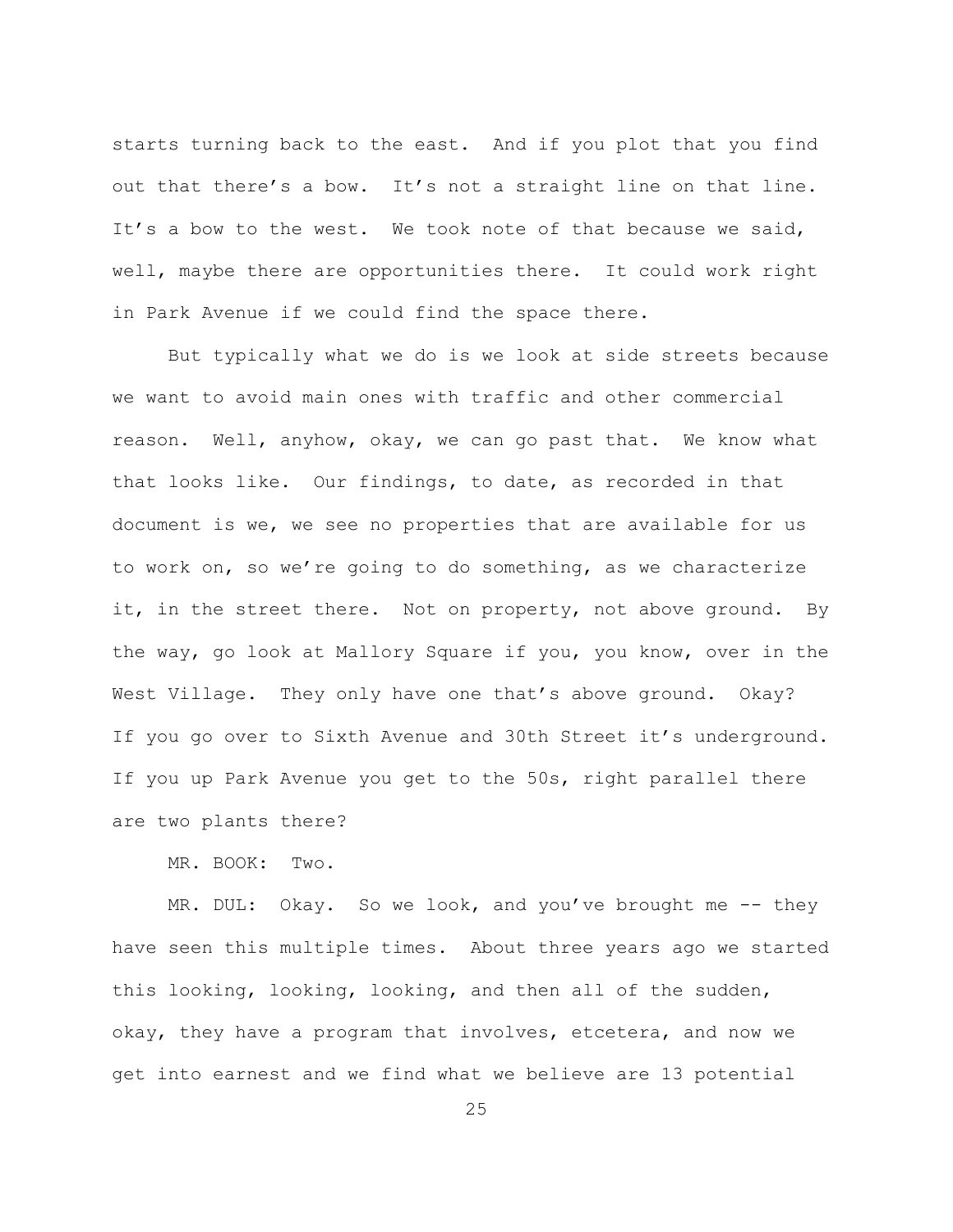starts turning back to the east. And if you plot that you find out that there's a bow. It's not a straight line on that line. It's a bow to the west. We took note of that because we said, well, maybe there are opportunities there. It could work right in Park Avenue if we could find the space there.

But typically what we do is we look at side streets because we want to avoid main ones with traffic and other commercial reason. Well, anyhow, okay, we can go past that. We know what that looks like. Our findings, to date, as recorded in that document is we, we see no properties that are available for us to work on, so we're going to do something, as we characterize it, in the street there. Not on property, not above ground. By the way, go look at Mallory Square if you, you know, over in the West Village. They only have one that's above ground. Okay? If you go over to Sixth Avenue and 30th Street it's underground. If you up Park Avenue you get to the 50s, right parallel there are two plants there?

MR. BOOK: Two.

MR. DUL: Okay. So we look, and you've brought me -- they have seen this multiple times. About three years ago we started this looking, looking, looking, and then all of the sudden, okay, they have a program that involves, etcetera, and now we get into earnest and we find what we believe are 13 potential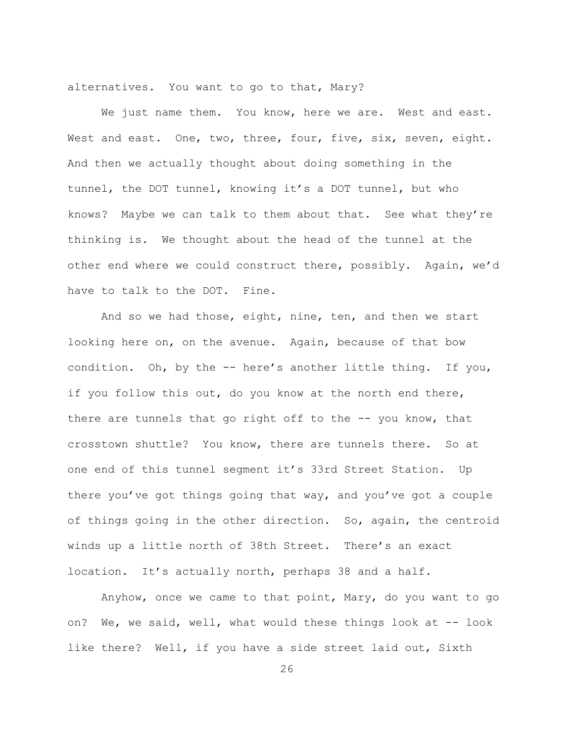alternatives. You want to go to that, Mary?

We just name them. You know, here we are. West and east. West and east. One, two, three, four, five, six, seven, eight. And then we actually thought about doing something in the tunnel, the DOT tunnel, knowing it's a DOT tunnel, but who knows? Maybe we can talk to them about that. See what they're thinking is. We thought about the head of the tunnel at the other end where we could construct there, possibly. Again, we'd have to talk to the DOT. Fine.

And so we had those, eight, nine, ten, and then we start looking here on, on the avenue. Again, because of that bow condition. Oh, by the -- here's another little thing. If you, if you follow this out, do you know at the north end there, there are tunnels that go right off to the -- you know, that crosstown shuttle? You know, there are tunnels there. So at one end of this tunnel segment it's 33rd Street Station. Up there you've got things going that way, and you've got a couple of things going in the other direction. So, again, the centroid winds up a little north of 38th Street. There's an exact location. It's actually north, perhaps 38 and a half.

Anyhow, once we came to that point, Mary, do you want to go on? We, we said, well, what would these things look at -- look like there? Well, if you have a side street laid out, Sixth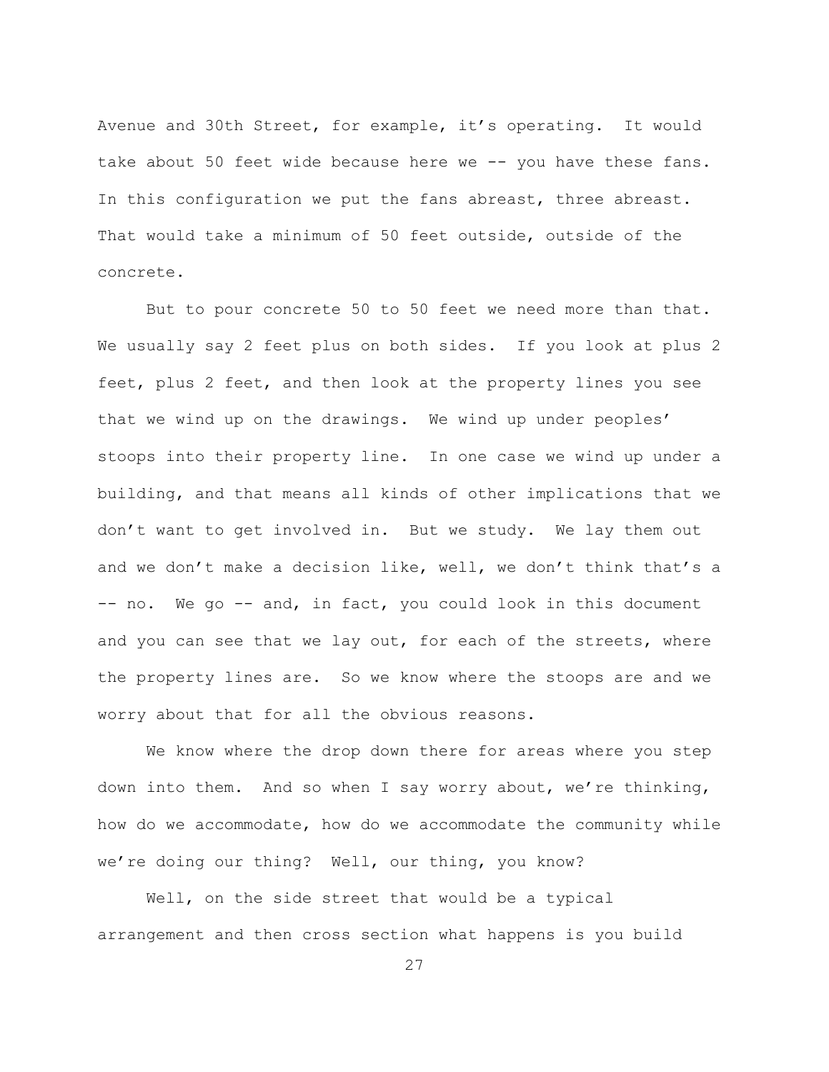Avenue and 30th Street, for example, it's operating. It would take about 50 feet wide because here we -- you have these fans. In this configuration we put the fans abreast, three abreast. That would take a minimum of 50 feet outside, outside of the concrete.

But to pour concrete 50 to 50 feet we need more than that. We usually say 2 feet plus on both sides. If you look at plus 2 feet, plus 2 feet, and then look at the property lines you see that we wind up on the drawings. We wind up under peoples' stoops into their property line. In one case we wind up under a building, and that means all kinds of other implications that we don't want to get involved in. But we study. We lay them out and we don't make a decision like, well, we don't think that's a -- no. We go -- and, in fact, you could look in this document and you can see that we lay out, for each of the streets, where the property lines are. So we know where the stoops are and we worry about that for all the obvious reasons.

We know where the drop down there for areas where you step down into them. And so when I say worry about, we're thinking, how do we accommodate, how do we accommodate the community while we're doing our thing? Well, our thing, you know?

Well, on the side street that would be a typical arrangement and then cross section what happens is you build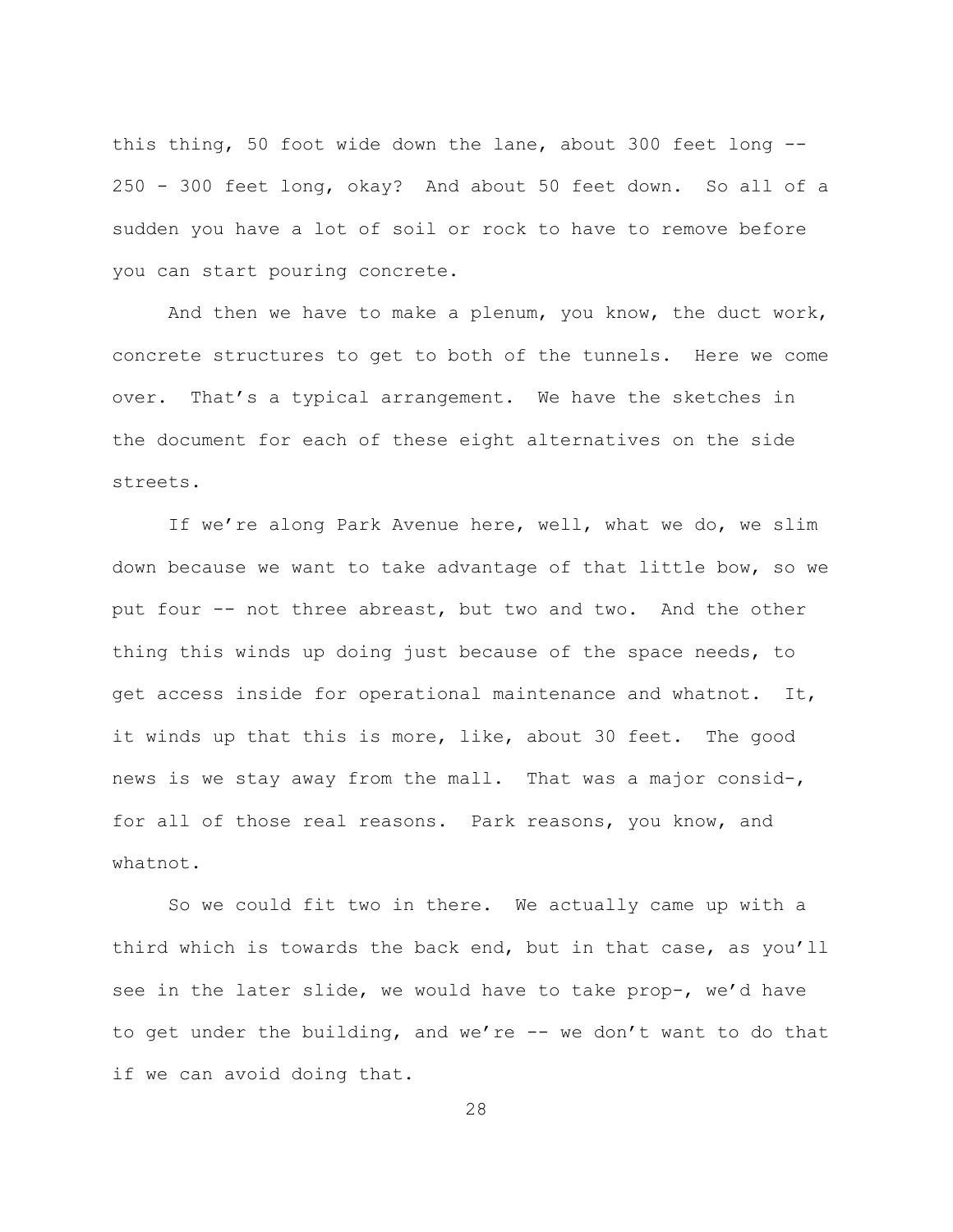this thing, 50 foot wide down the lane, about 300 feet long -- 250 - 300 feet long, okay? And about 50 feet down. So all of a sudden you have a lot of soil or rock to have to remove before you can start pouring concrete.

And then we have to make a plenum, you know, the duct work, concrete structures to get to both of the tunnels. Here we come over. That's a typical arrangement. We have the sketches in the document for each of these eight alternatives on the side streets.

If we're along Park Avenue here, well, what we do, we slim down because we want to take advantage of that little bow, so we put four -- not three abreast, but two and two. And the other thing this winds up doing just because of the space needs, to get access inside for operational maintenance and whatnot. It, it winds up that this is more, like, about 30 feet. The good news is we stay away from the mall. That was a major consid-, for all of those real reasons. Park reasons, you know, and whatnot.

So we could fit two in there. We actually came up with a third which is towards the back end, but in that case, as you'll see in the later slide, we would have to take prop-, we'd have to get under the building, and we're -- we don't want to do that if we can avoid doing that.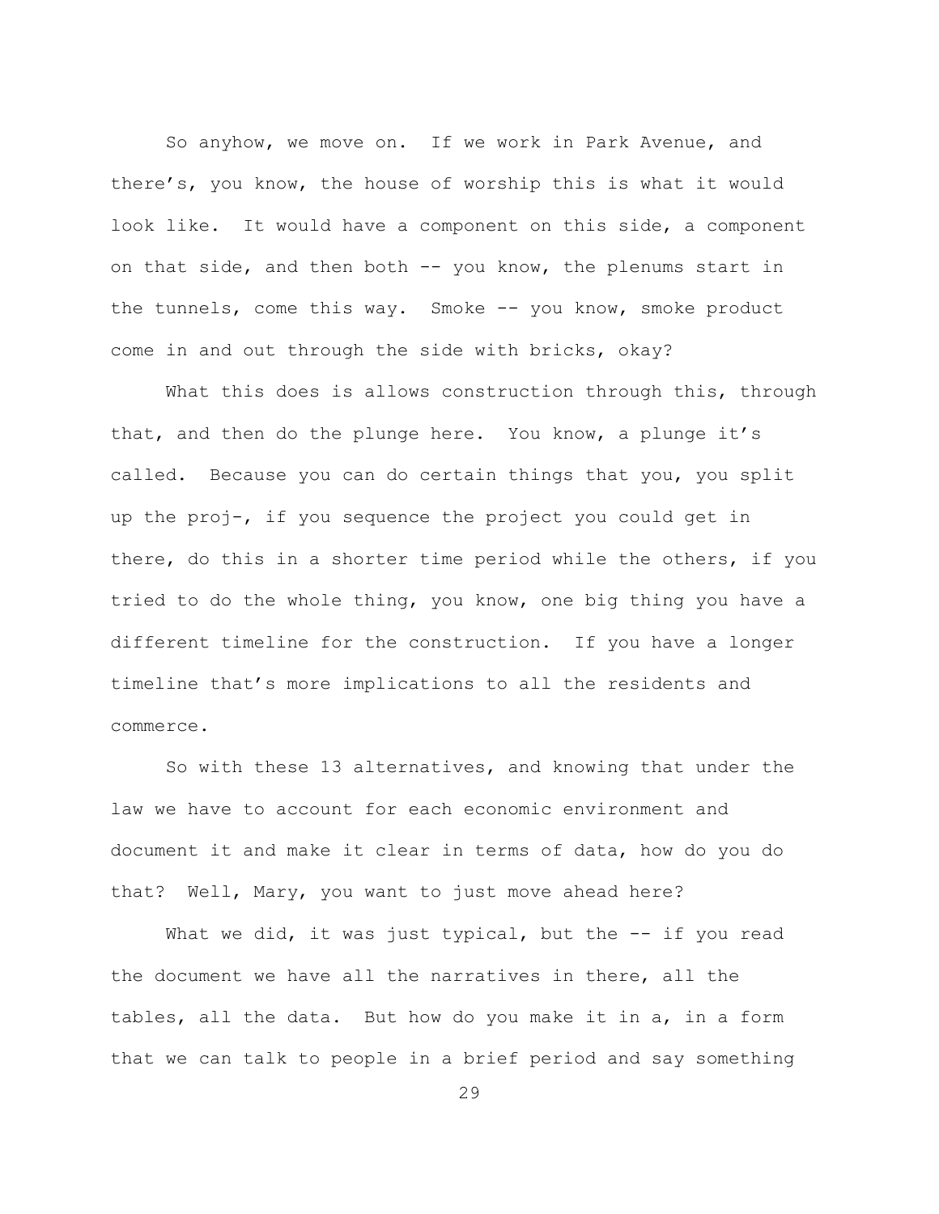So anyhow, we move on. If we work in Park Avenue, and there's, you know, the house of worship this is what it would look like. It would have a component on this side, a component on that side, and then both -- you know, the plenums start in the tunnels, come this way. Smoke -- you know, smoke product come in and out through the side with bricks, okay?

What this does is allows construction through this, through that, and then do the plunge here. You know, a plunge it's called. Because you can do certain things that you, you split up the proj-, if you sequence the project you could get in there, do this in a shorter time period while the others, if you tried to do the whole thing, you know, one big thing you have a different timeline for the construction. If you have a longer timeline that's more implications to all the residents and commerce.

So with these 13 alternatives, and knowing that under the law we have to account for each economic environment and document it and make it clear in terms of data, how do you do that? Well, Mary, you want to just move ahead here?

What we did, it was just typical, but the -- if you read the document we have all the narratives in there, all the tables, all the data. But how do you make it in a, in a form that we can talk to people in a brief period and say something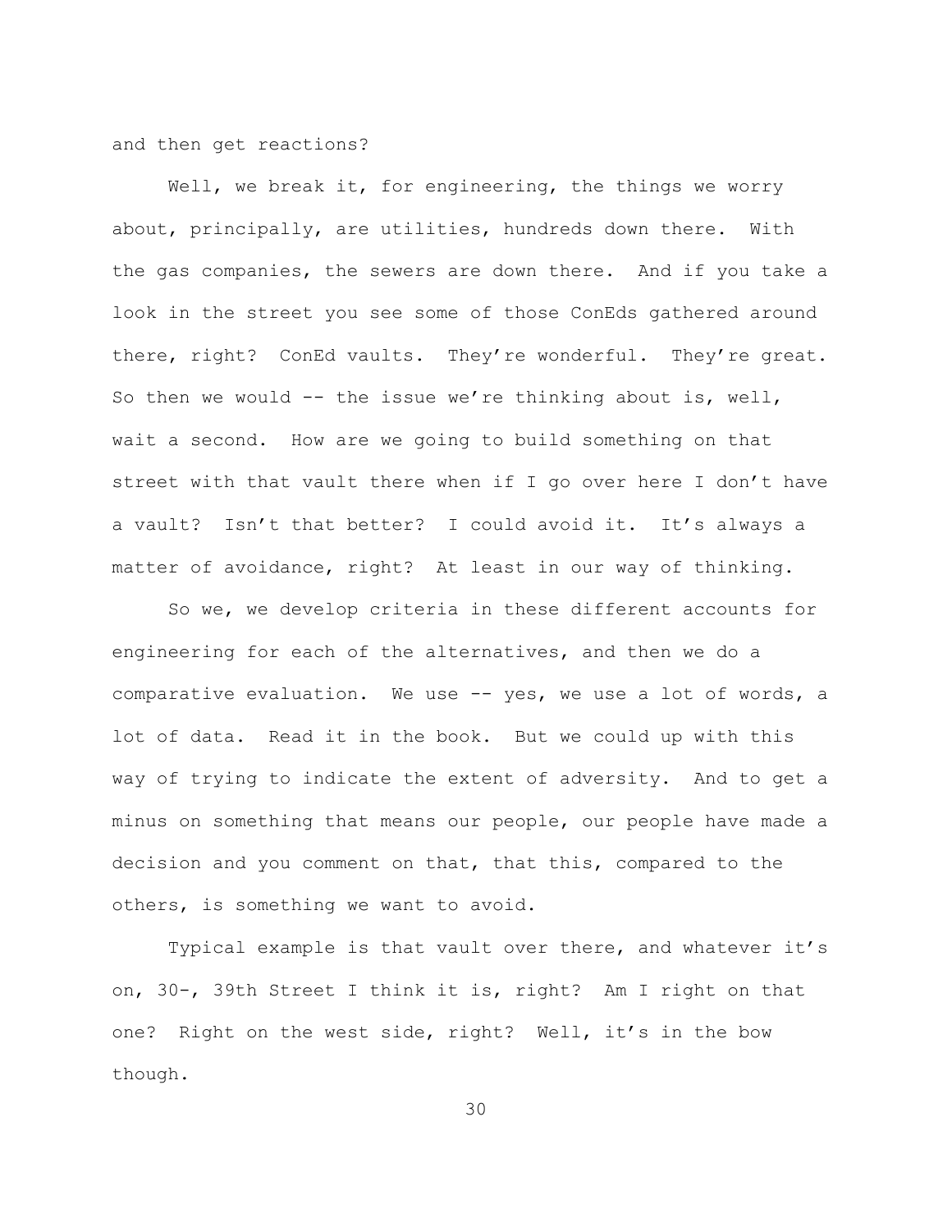and then get reactions?

Well, we break it, for engineering, the things we worry about, principally, are utilities, hundreds down there. With the gas companies, the sewers are down there. And if you take a look in the street you see some of those ConEds gathered around there, right? ConEd vaults. They're wonderful. They're great. So then we would -- the issue we're thinking about is, well, wait a second. How are we going to build something on that street with that vault there when if I go over here I don't have a vault? Isn't that better? I could avoid it. It's always a matter of avoidance, right? At least in our way of thinking.

So we, we develop criteria in these different accounts for engineering for each of the alternatives, and then we do a comparative evaluation. We use -- yes, we use a lot of words, a lot of data. Read it in the book. But we could up with this way of trying to indicate the extent of adversity. And to get a minus on something that means our people, our people have made a decision and you comment on that, that this, compared to the others, is something we want to avoid.

Typical example is that vault over there, and whatever it's on, 30-, 39th Street I think it is, right? Am I right on that one? Right on the west side, right? Well, it's in the bow though.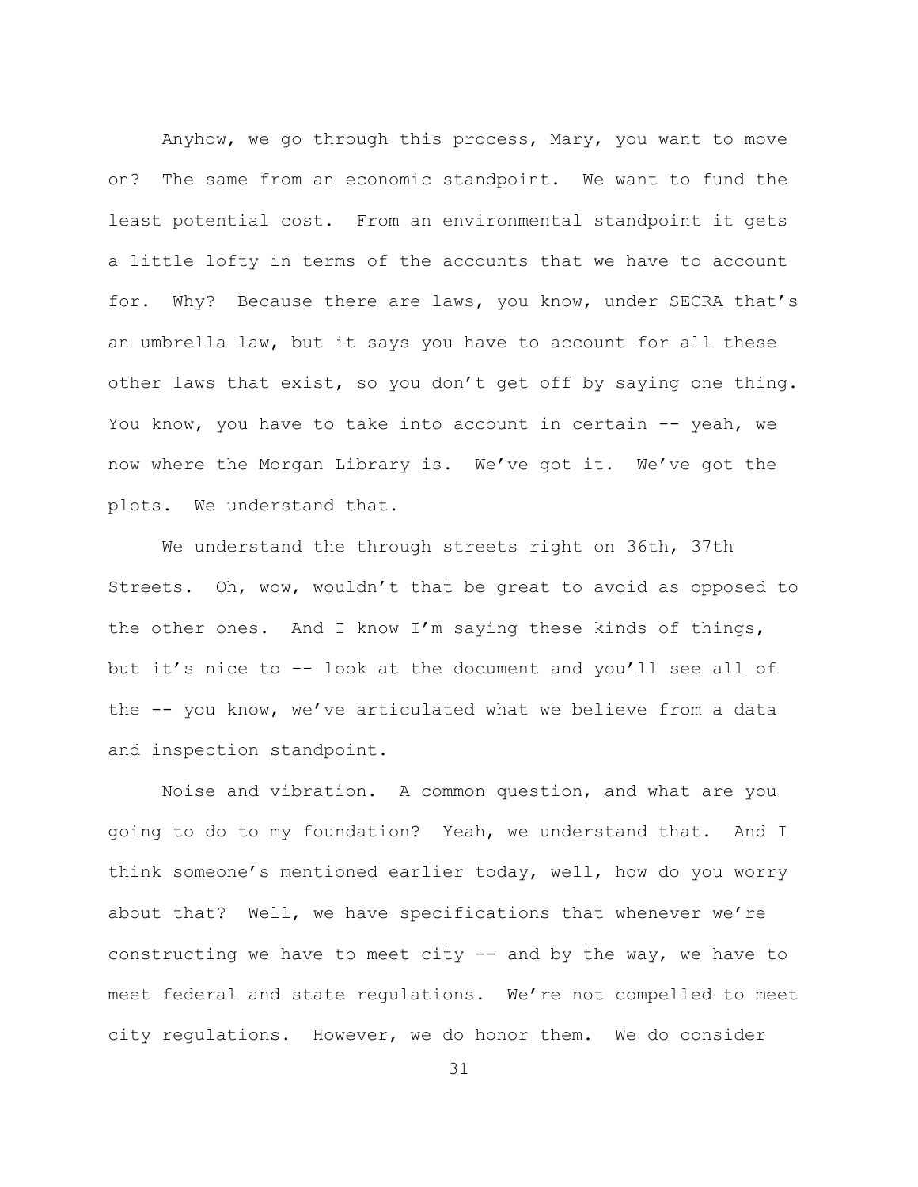Anyhow, we go through this process, Mary, you want to move on? The same from an economic standpoint. We want to fund the least potential cost. From an environmental standpoint it gets a little lofty in terms of the accounts that we have to account for. Why? Because there are laws, you know, under SECRA that's an umbrella law, but it says you have to account for all these other laws that exist, so you don't get off by saying one thing. You know, you have to take into account in certain -- yeah, we now where the Morgan Library is. We've got it. We've got the plots. We understand that.

We understand the through streets right on 36th, 37th Streets. Oh, wow, wouldn't that be great to avoid as opposed to the other ones. And I know I'm saying these kinds of things, but it's nice to -- look at the document and you'll see all of the -- you know, we've articulated what we believe from a data and inspection standpoint.

Noise and vibration. A common question, and what are you going to do to my foundation? Yeah, we understand that. And I think someone's mentioned earlier today, well, how do you worry about that? Well, we have specifications that whenever we're constructing we have to meet city -- and by the way, we have to meet federal and state regulations. We're not compelled to meet city regulations. However, we do honor them. We do consider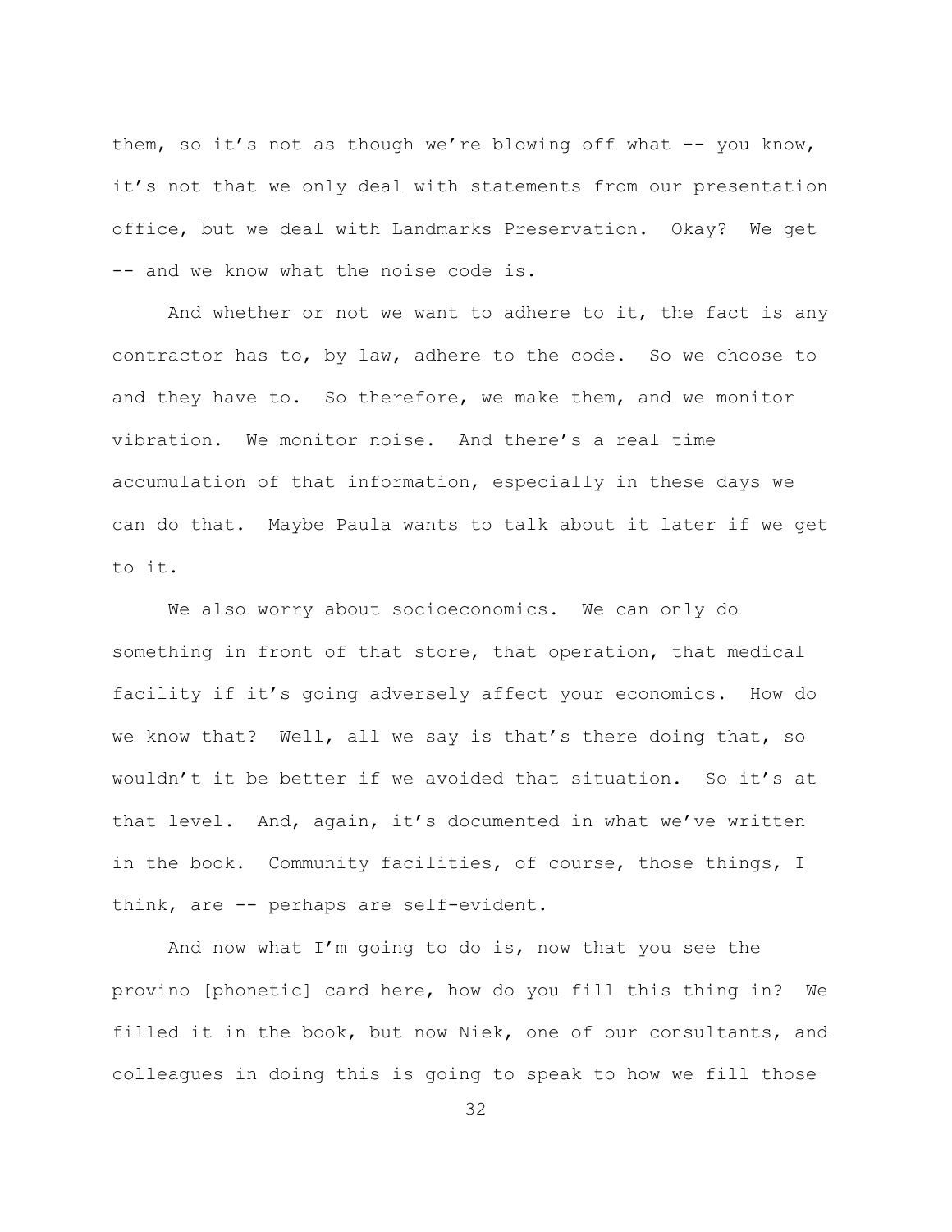them, so it's not as though we're blowing off what -- you know, it's not that we only deal with statements from our presentation office, but we deal with Landmarks Preservation. Okay? We get -- and we know what the noise code is.

And whether or not we want to adhere to it, the fact is any contractor has to, by law, adhere to the code. So we choose to and they have to. So therefore, we make them, and we monitor vibration. We monitor noise. And there's a real time accumulation of that information, especially in these days we can do that. Maybe Paula wants to talk about it later if we get to it.

We also worry about socioeconomics. We can only do something in front of that store, that operation, that medical facility if it's going adversely affect your economics. How do we know that? Well, all we say is that's there doing that, so wouldn't it be better if we avoided that situation. So it's at that level. And, again, it's documented in what we've written in the book. Community facilities, of course, those things, I think, are -- perhaps are self-evident.

And now what I'm going to do is, now that you see the provino [phonetic] card here, how do you fill this thing in? We filled it in the book, but now Niek, one of our consultants, and colleagues in doing this is going to speak to how we fill those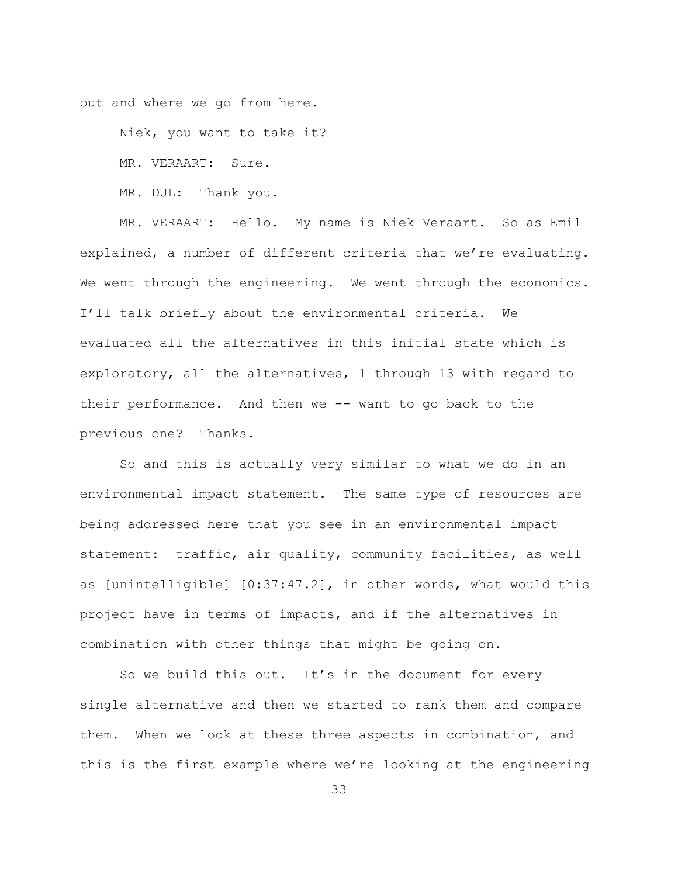out and where we go from here.

Niek, you want to take it?

MR. VERAART: Sure.

MR. DUL: Thank you.

MR. VERAART: Hello. My name is Niek Veraart. So as Emil explained, a number of different criteria that we're evaluating. We went through the engineering. We went through the economics. I'll talk briefly about the environmental criteria. We evaluated all the alternatives in this initial state which is exploratory, all the alternatives, 1 through 13 with regard to their performance. And then we -- want to go back to the previous one? Thanks.

So and this is actually very similar to what we do in an environmental impact statement. The same type of resources are being addressed here that you see in an environmental impact statement: traffic, air quality, community facilities, as well as [unintelligible] [0:37:47.2], in other words, what would this project have in terms of impacts, and if the alternatives in combination with other things that might be going on.

So we build this out. It's in the document for every single alternative and then we started to rank them and compare them. When we look at these three aspects in combination, and this is the first example where we're looking at the engineering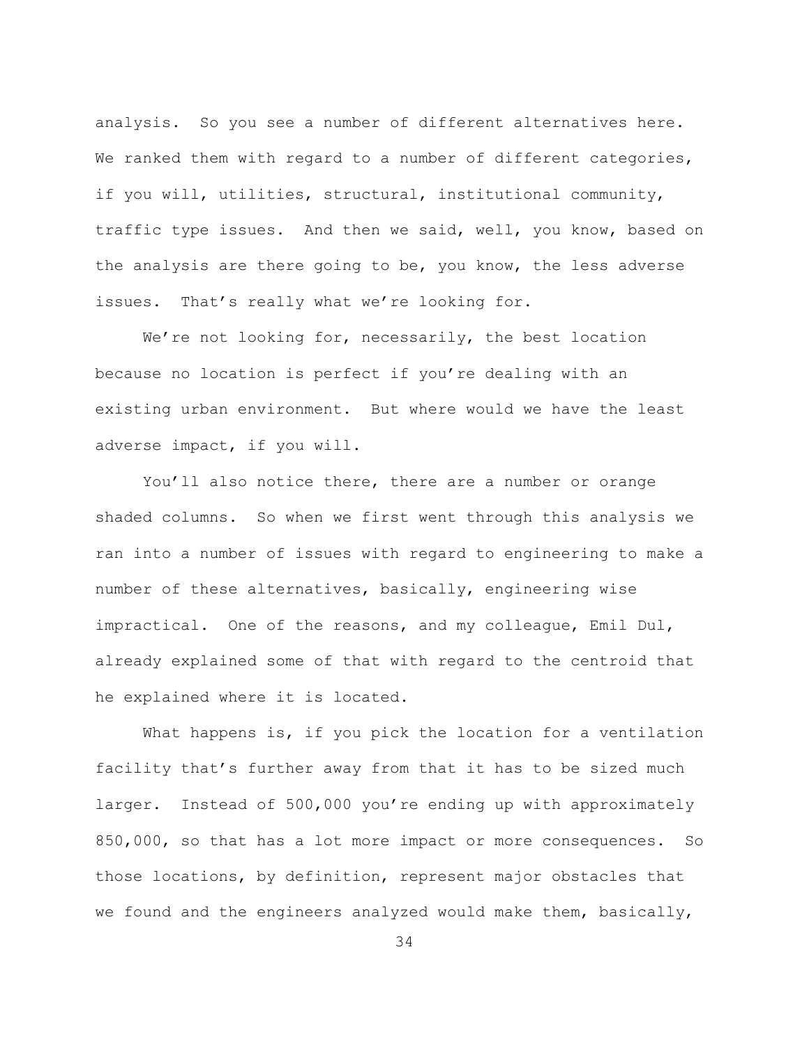analysis. So you see a number of different alternatives here. We ranked them with regard to a number of different categories, if you will, utilities, structural, institutional community, traffic type issues. And then we said, well, you know, based on the analysis are there going to be, you know, the less adverse issues. That's really what we're looking for.

We're not looking for, necessarily, the best location because no location is perfect if you're dealing with an existing urban environment. But where would we have the least adverse impact, if you will.

You'll also notice there, there are a number or orange shaded columns. So when we first went through this analysis we ran into a number of issues with regard to engineering to make a number of these alternatives, basically, engineering wise impractical. One of the reasons, and my colleague, Emil Dul, already explained some of that with regard to the centroid that he explained where it is located.

What happens is, if you pick the location for a ventilation facility that's further away from that it has to be sized much larger. Instead of 500,000 you're ending up with approximately 850,000, so that has a lot more impact or more consequences. So those locations, by definition, represent major obstacles that we found and the engineers analyzed would make them, basically,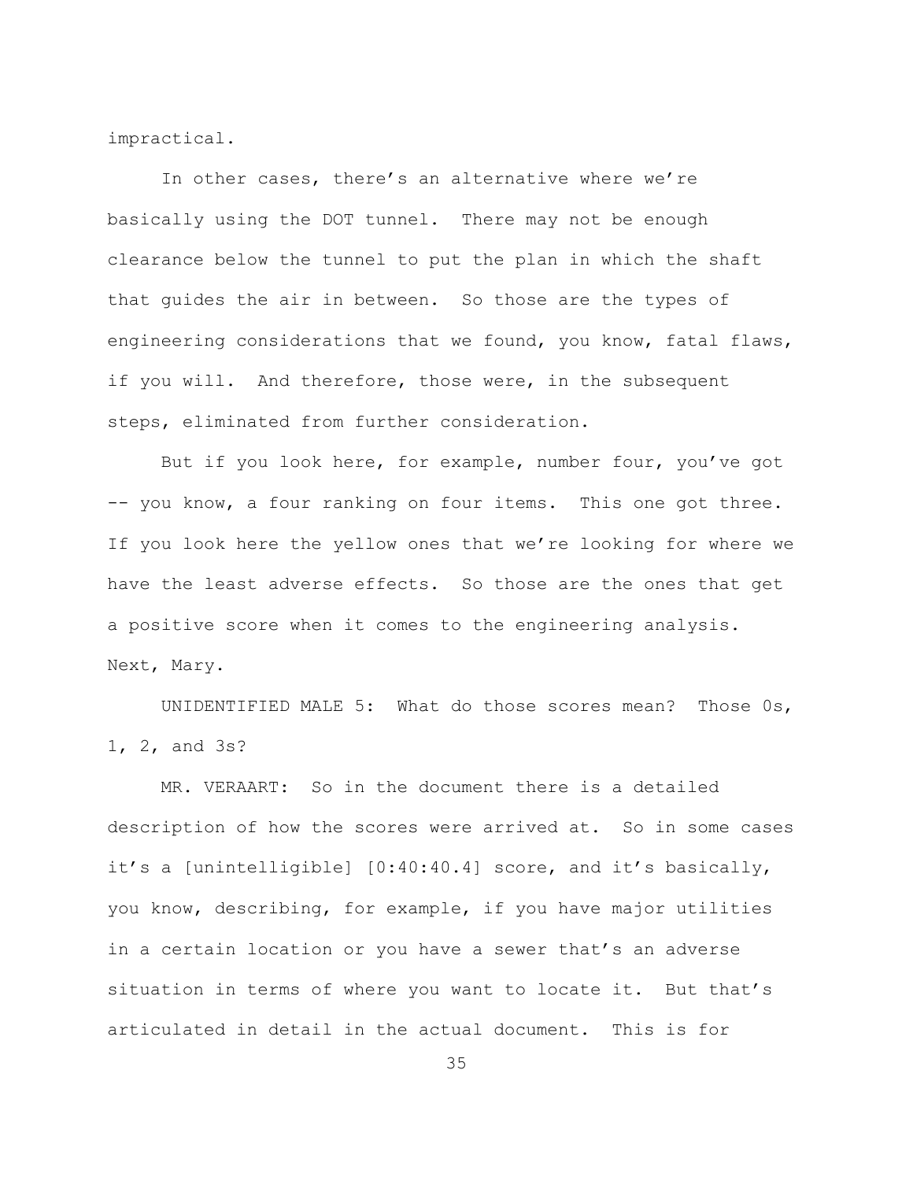impractical.

In other cases, there's an alternative where we're basically using the DOT tunnel. There may not be enough clearance below the tunnel to put the plan in which the shaft that guides the air in between. So those are the types of engineering considerations that we found, you know, fatal flaws, if you will. And therefore, those were, in the subsequent steps, eliminated from further consideration.

But if you look here, for example, number four, you've got -- you know, a four ranking on four items. This one got three. If you look here the yellow ones that we're looking for where we have the least adverse effects. So those are the ones that get a positive score when it comes to the engineering analysis. Next, Mary.

UNIDENTIFIED MALE 5: What do those scores mean? Those 0s, 1, 2, and 3s?

MR. VERAART: So in the document there is a detailed description of how the scores were arrived at. So in some cases it's a [unintelligible] [0:40:40.4] score, and it's basically, you know, describing, for example, if you have major utilities in a certain location or you have a sewer that's an adverse situation in terms of where you want to locate it. But that's articulated in detail in the actual document. This is for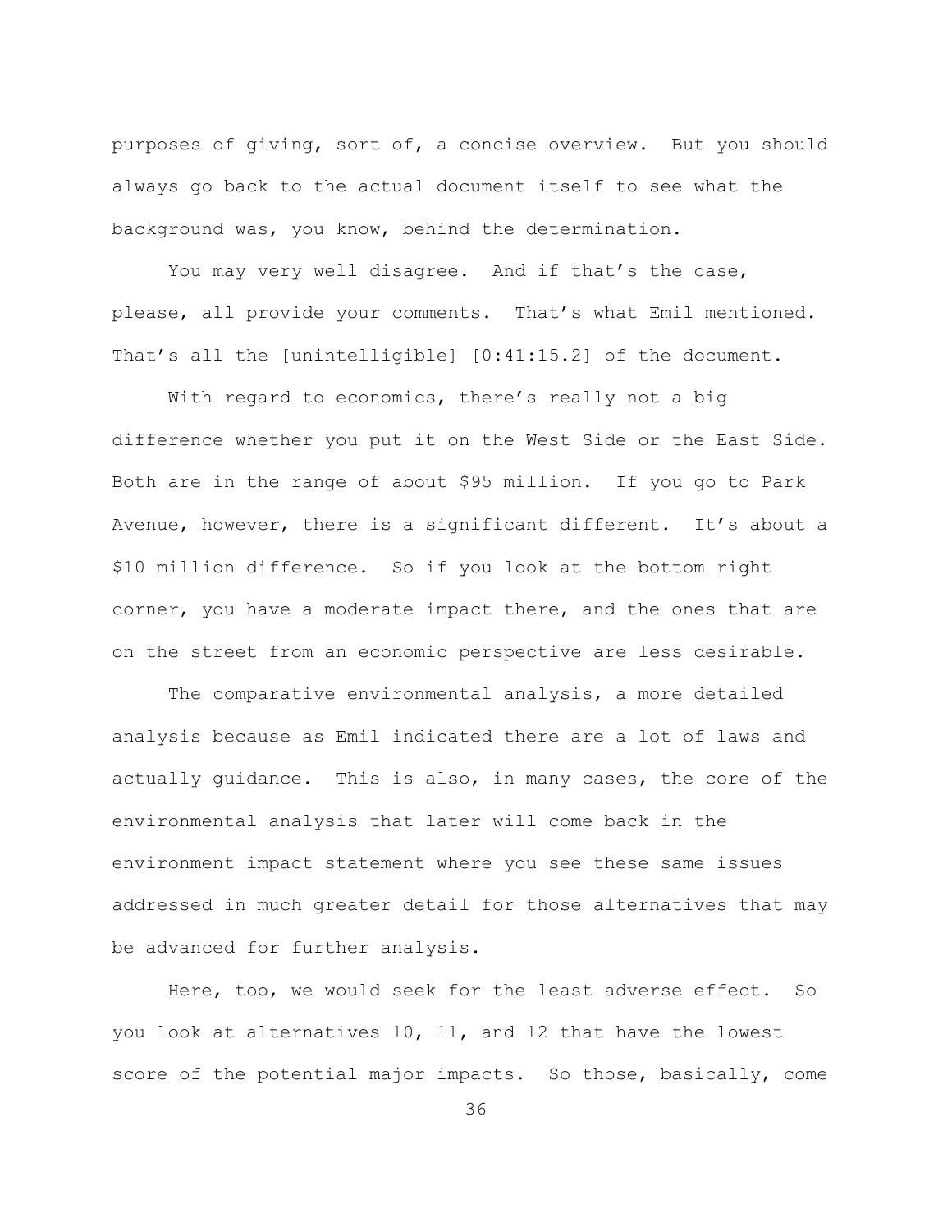purposes of giving, sort of, a concise overview. But you should always go back to the actual document itself to see what the background was, you know, behind the determination.

You may very well disagree. And if that's the case, please, all provide your comments. That's what Emil mentioned. That's all the [unintelligible] [0:41:15.2] of the document.

With regard to economics, there's really not a big difference whether you put it on the West Side or the East Side. Both are in the range of about $95 million. If you go to Park Avenue, however, there is a significant different. It's about a $10 million difference. So if you look at the bottom right corner, you have a moderate impact there, and the ones that are on the street from an economic perspective are less desirable.

The comparative environmental analysis, a more detailed analysis because as Emil indicated there are a lot of laws and actually guidance. This is also, in many cases, the core of the environmental analysis that later will come back in the environment impact statement where you see these same issues addressed in much greater detail for those alternatives that may be advanced for further analysis.

Here, too, we would seek for the least adverse effect. So you look at alternatives 10, 11, and 12 that have the lowest score of the potential major impacts. So those, basically, come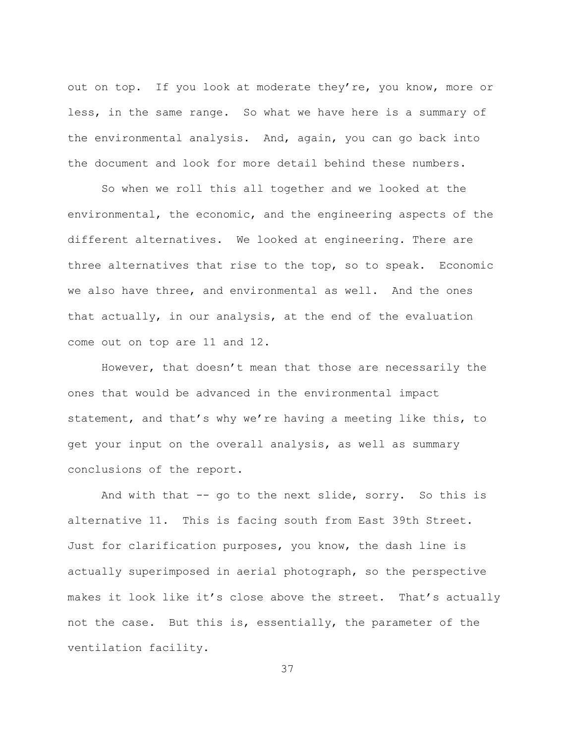out on top. If you look at moderate they're, you know, more or less, in the same range. So what we have here is a summary of the environmental analysis. And, again, you can go back into the document and look for more detail behind these numbers.

So when we roll this all together and we looked at the environmental, the economic, and the engineering aspects of the different alternatives. We looked at engineering. There are three alternatives that rise to the top, so to speak. Economic we also have three, and environmental as well. And the ones that actually, in our analysis, at the end of the evaluation come out on top are 11 and 12.

However, that doesn't mean that those are necessarily the ones that would be advanced in the environmental impact statement, and that's why we're having a meeting like this, to get your input on the overall analysis, as well as summary conclusions of the report.

And with that -- go to the next slide, sorry. So this is alternative 11. This is facing south from East 39th Street. Just for clarification purposes, you know, the dash line is actually superimposed in aerial photograph, so the perspective makes it look like it's close above the street. That's actually not the case. But this is, essentially, the parameter of the ventilation facility.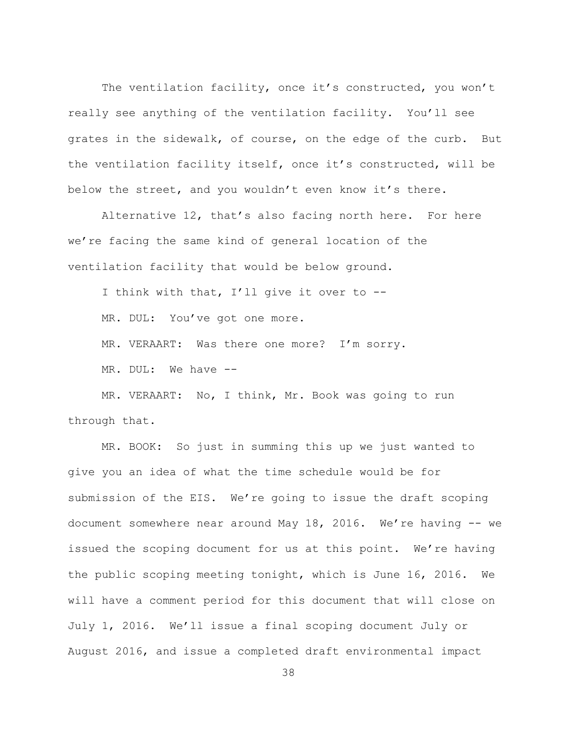The ventilation facility, once it's constructed, you won't really see anything of the ventilation facility. You'll see grates in the sidewalk, of course, on the edge of the curb. But the ventilation facility itself, once it's constructed, will be below the street, and you wouldn't even know it's there.

Alternative 12, that's also facing north here. For here we're facing the same kind of general location of the ventilation facility that would be below ground.

I think with that, I'll give it over to --

MR. DUL: You've got one more.

MR. VERAART: Was there one more? I'm sorry.

MR. DUL: We have --

MR. VERAART: No, I think, Mr. Book was going to run through that.

MR. BOOK: So just in summing this up we just wanted to give you an idea of what the time schedule would be for submission of the EIS. We're going to issue the draft scoping document somewhere near around May 18, 2016. We're having -- we issued the scoping document for us at this point. We're having the public scoping meeting tonight, which is June 16, 2016. We will have a comment period for this document that will close on July 1, 2016. We'll issue a final scoping document July or August 2016, and issue a completed draft environmental impact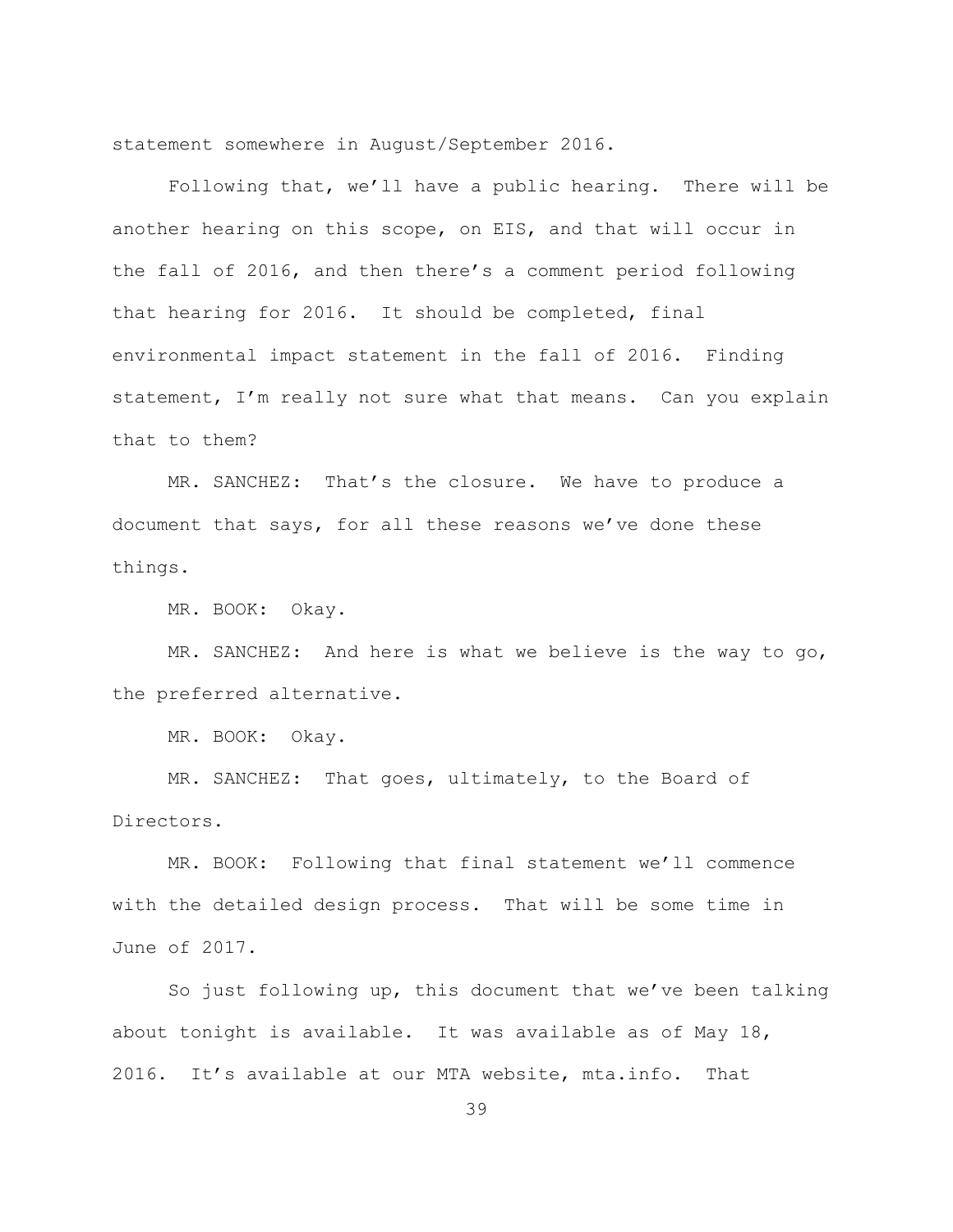statement somewhere in August/September 2016.

Following that, we'll have a public hearing. There will be another hearing on this scope, on EIS, and that will occur in the fall of 2016, and then there's a comment period following that hearing for 2016. It should be completed, final environmental impact statement in the fall of 2016. Finding statement, I'm really not sure what that means. Can you explain that to them?

MR. SANCHEZ: That's the closure. We have to produce a document that says, for all these reasons we've done these things.

MR. BOOK: Okay.

MR. SANCHEZ: And here is what we believe is the way to go, the preferred alternative.

MR. BOOK: Okay.

MR. SANCHEZ: That goes, ultimately, to the Board of Directors.

MR. BOOK: Following that final statement we'll commence with the detailed design process. That will be some time in June of 2017.

So just following up, this document that we've been talking about tonight is available. It was available as of May 18, 2016. It's available at our MTA website, mta.info. That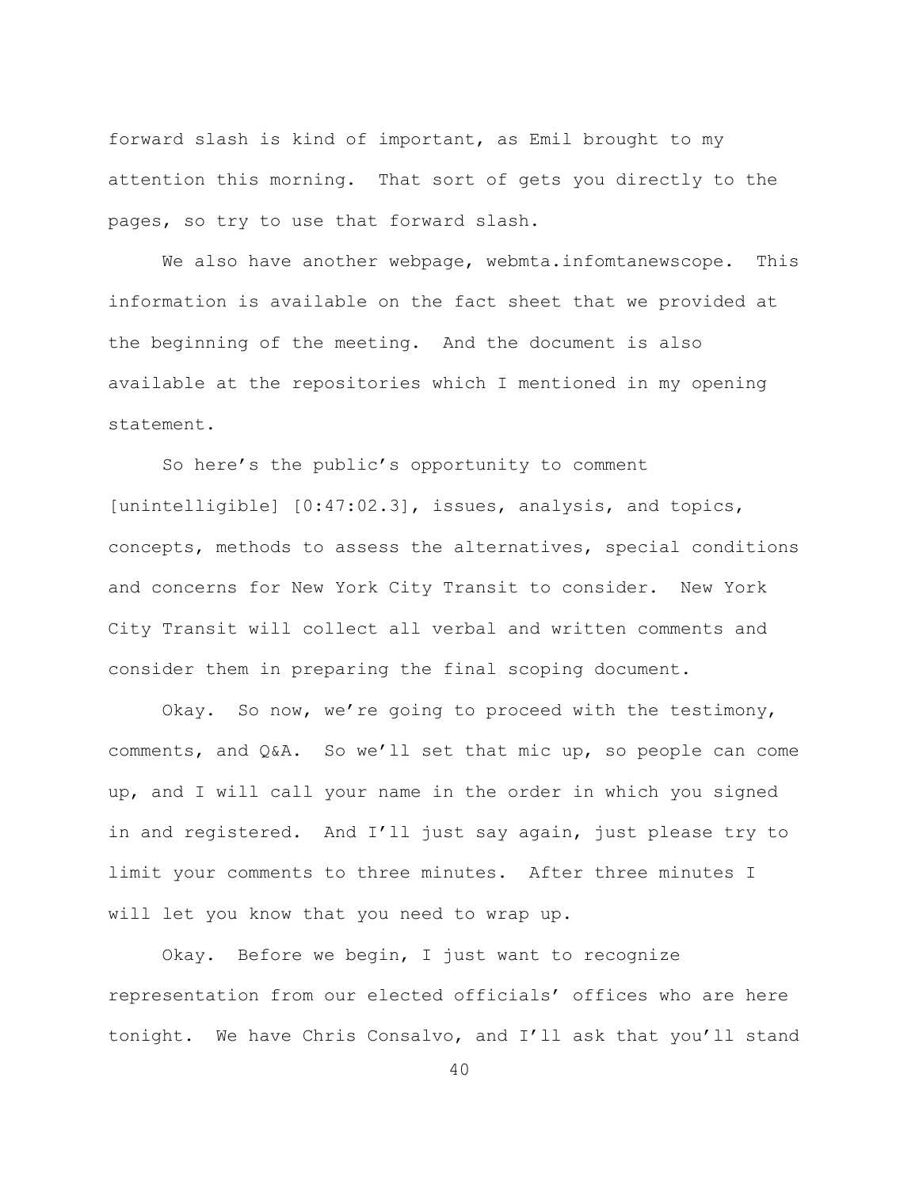forward slash is kind of important, as Emil brought to my attention this morning. That sort of gets you directly to the pages, so try to use that forward slash.

We also have another webpage, webmta.infomtanewscope. This information is available on the fact sheet that we provided at the beginning of the meeting. And the document is also available at the repositories which I mentioned in my opening statement.

So here's the public's opportunity to comment [unintelligible] [0:47:02.3], issues, analysis, and topics, concepts, methods to assess the alternatives, special conditions and concerns for New York City Transit to consider. New York City Transit will collect all verbal and written comments and consider them in preparing the final scoping document.

Okay. So now, we're going to proceed with the testimony, comments, and Q&A. So we'll set that mic up, so people can come up, and I will call your name in the order in which you signed in and registered. And I'll just say again, just please try to limit your comments to three minutes. After three minutes I will let you know that you need to wrap up.

Okay. Before we begin, I just want to recognize representation from our elected officials' offices who are here tonight. We have Chris Consalvo, and I'll ask that you'll stand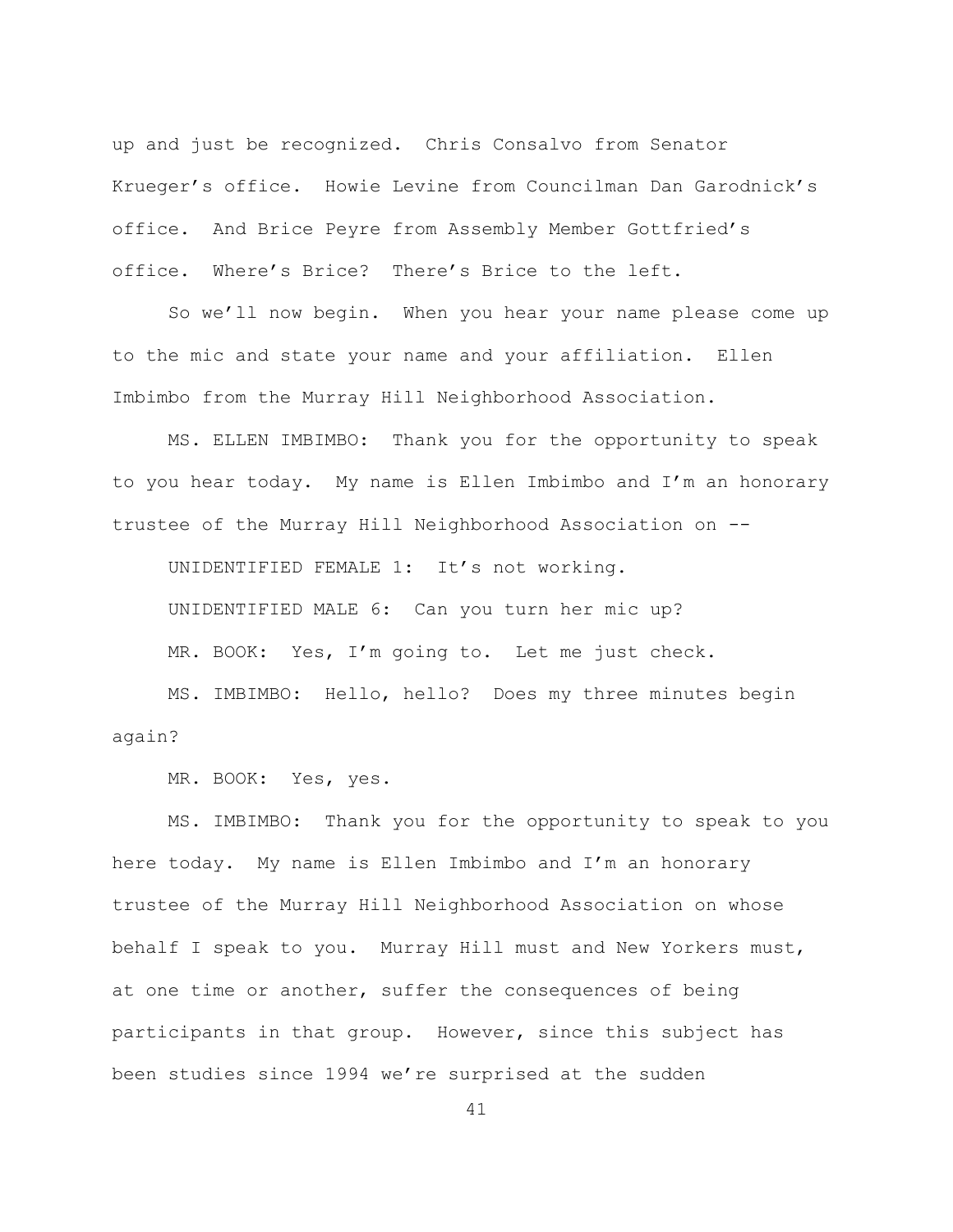up and just be recognized. Chris Consalvo from Senator Krueger's office. Howie Levine from Councilman Dan Garodnick's office. And Brice Peyre from Assembly Member Gottfried's office. Where's Brice? There's Brice to the left.

So we'll now begin. When you hear your name please come up to the mic and state your name and your affiliation. Ellen Imbimbo from the Murray Hill Neighborhood Association.

MS. ELLEN IMBIMBO: Thank you for the opportunity to speak to you hear today. My name is Ellen Imbimbo and I'm an honorary trustee of the Murray Hill Neighborhood Association on --

UNIDENTIFIED FEMALE 1: It's not working.

UNIDENTIFIED MALE 6: Can you turn her mic up?

MR. BOOK: Yes, I'm going to. Let me just check.

MS. IMBIMBO: Hello, hello? Does my three minutes begin again?

MR. BOOK: Yes, yes.

MS. IMBIMBO: Thank you for the opportunity to speak to you here today. My name is Ellen Imbimbo and I'm an honorary trustee of the Murray Hill Neighborhood Association on whose behalf I speak to you. Murray Hill must and New Yorkers must, at one time or another, suffer the consequences of being participants in that group. However, since this subject has been studies since 1994 we're surprised at the sudden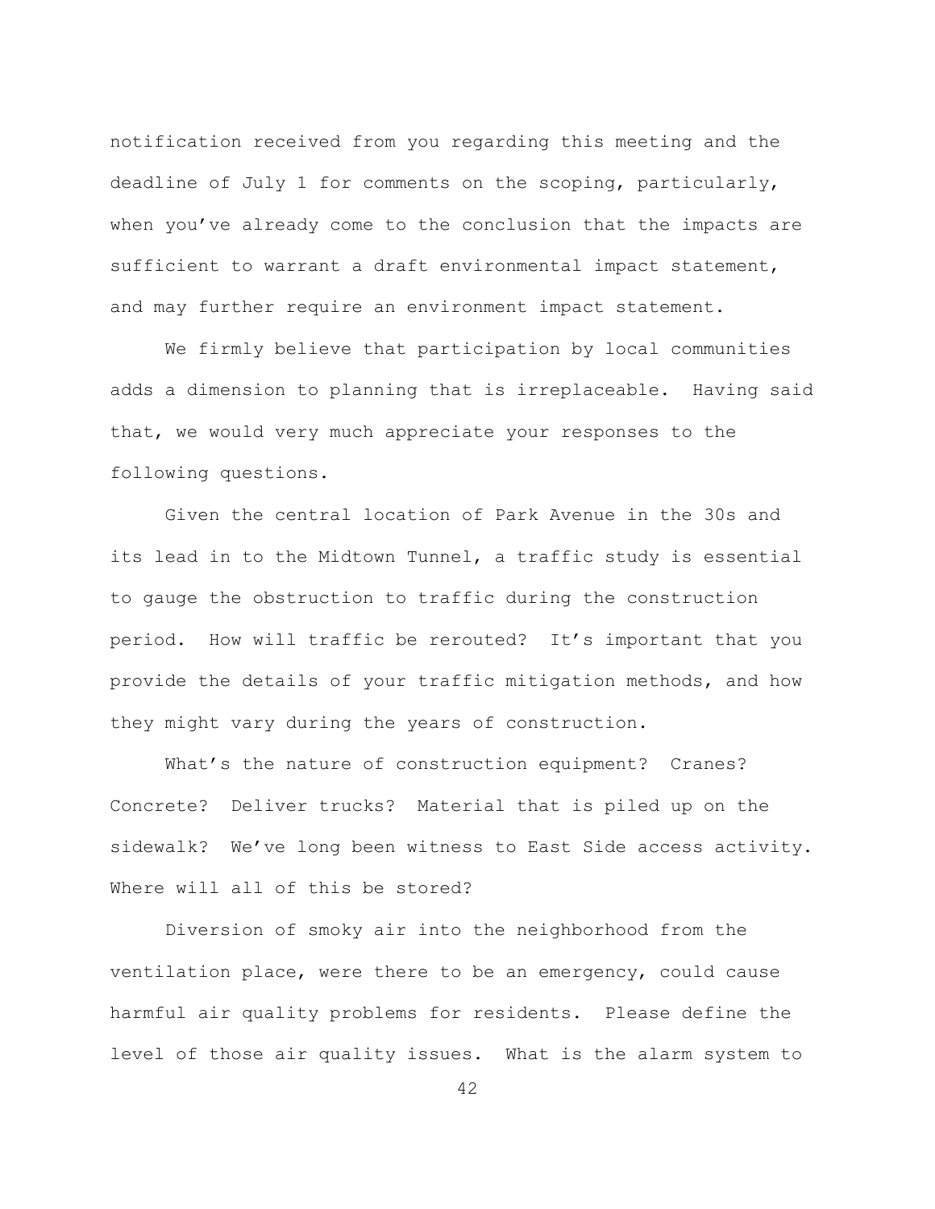notification received from you regarding this meeting and the deadline of July 1 for comments on the scoping, particularly, when you've already come to the conclusion that the impacts are sufficient to warrant a draft environmental impact statement, and may further require an environment impact statement.

We firmly believe that participation by local communities adds a dimension to planning that is irreplaceable. Having said that, we would very much appreciate your responses to the following questions.

Given the central location of Park Avenue in the 30s and its lead in to the Midtown Tunnel, a traffic study is essential to gauge the obstruction to traffic during the construction period. How will traffic be rerouted? It's important that you provide the details of your traffic mitigation methods, and how they might vary during the years of construction.

What's the nature of construction equipment? Cranes? Concrete? Deliver trucks? Material that is piled up on the sidewalk? We've long been witness to East Side access activity. Where will all of this be stored?

Diversion of smoky air into the neighborhood from the ventilation place, were there to be an emergency, could cause harmful air quality problems for residents. Please define the level of those air quality issues. What is the alarm system to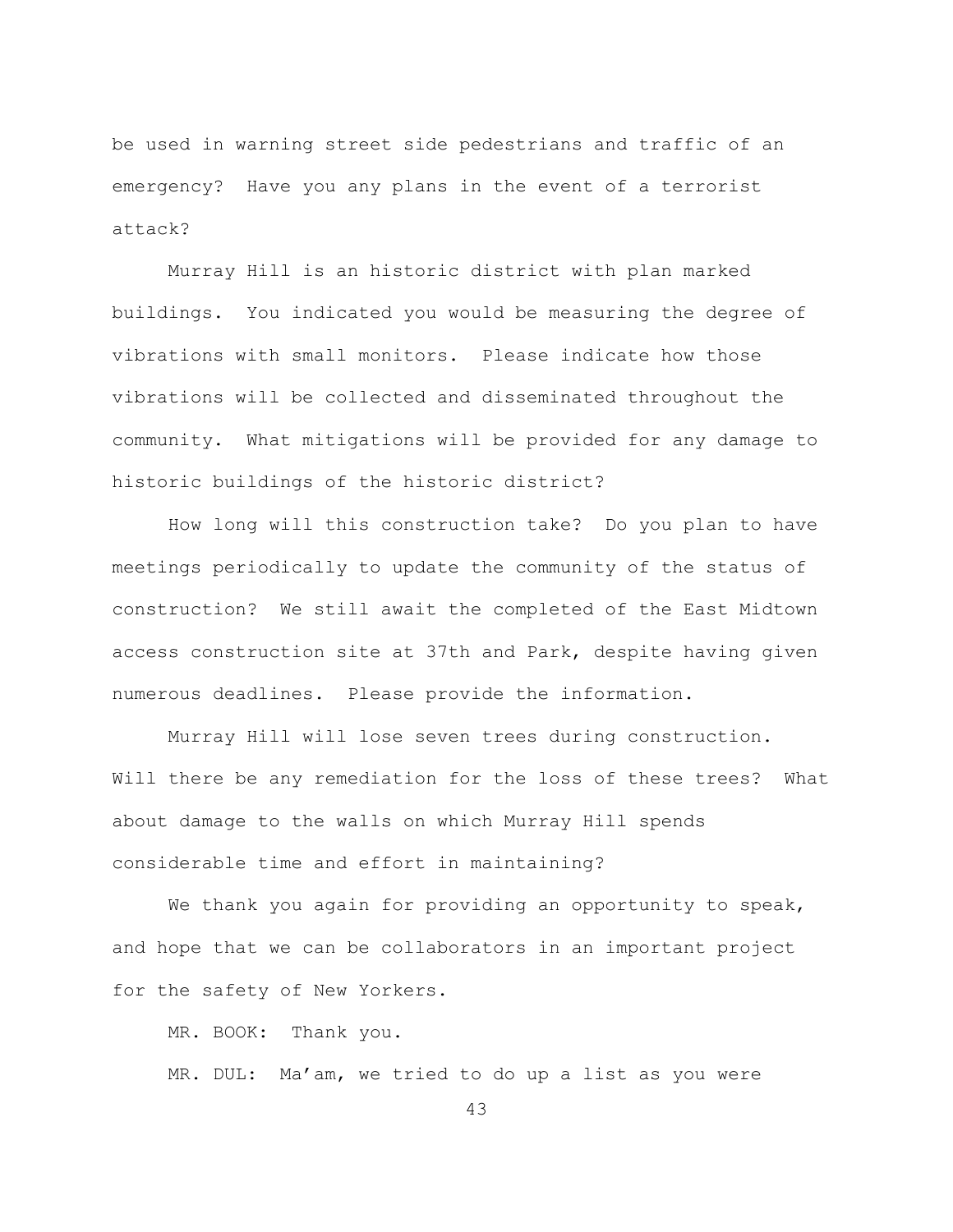be used in warning street side pedestrians and traffic of an emergency? Have you any plans in the event of a terrorist attack?

Murray Hill is an historic district with plan marked buildings. You indicated you would be measuring the degree of vibrations with small monitors. Please indicate how those vibrations will be collected and disseminated throughout the community. What mitigations will be provided for any damage to historic buildings of the historic district?

How long will this construction take? Do you plan to have meetings periodically to update the community of the status of construction? We still await the completed of the East Midtown access construction site at 37th and Park, despite having given numerous deadlines. Please provide the information.

Murray Hill will lose seven trees during construction. Will there be any remediation for the loss of these trees? What about damage to the walls on which Murray Hill spends considerable time and effort in maintaining?

We thank you again for providing an opportunity to speak, and hope that we can be collaborators in an important project for the safety of New Yorkers.

MR. BOOK: Thank you.

MR. DUL: Ma'am, we tried to do up a list as you were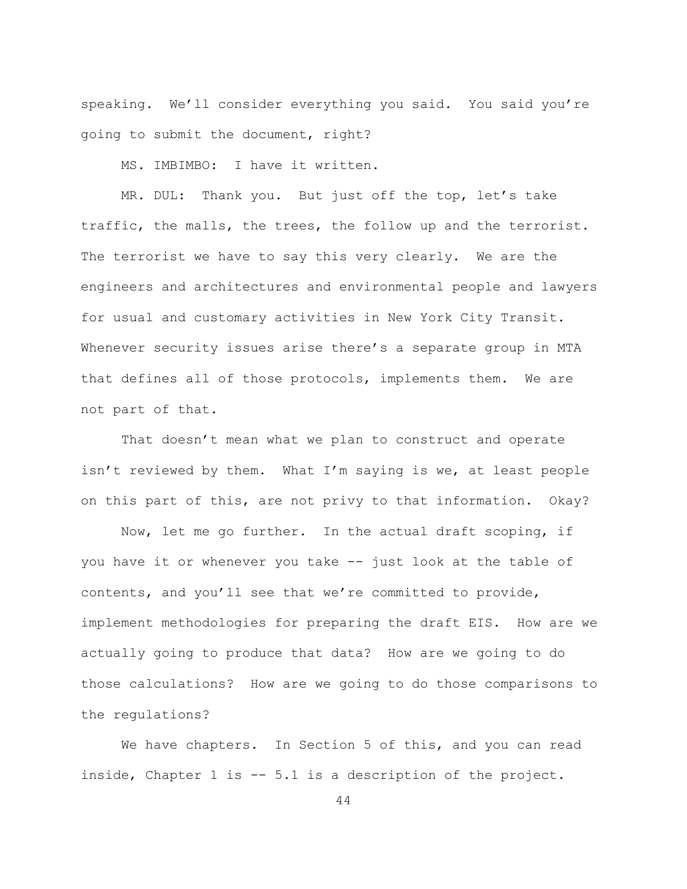speaking. We'll consider everything you said. You said you're going to submit the document, right?

MS. IMBIMBO: I have it written.

MR. DUL: Thank you. But just off the top, let's take traffic, the malls, the trees, the follow up and the terrorist. The terrorist we have to say this very clearly. We are the engineers and architectures and environmental people and lawyers for usual and customary activities in New York City Transit. Whenever security issues arise there's a separate group in MTA that defines all of those protocols, implements them. We are not part of that.

That doesn't mean what we plan to construct and operate isn't reviewed by them. What I'm saying is we, at least people on this part of this, are not privy to that information. Okay?

Now, let me go further. In the actual draft scoping, if you have it or whenever you take -- just look at the table of contents, and you'll see that we're committed to provide, implement methodologies for preparing the draft EIS. How are we actually going to produce that data? How are we going to do those calculations? How are we going to do those comparisons to the regulations?

We have chapters. In Section 5 of this, and you can read inside, Chapter 1 is -- 5.1 is a description of the project.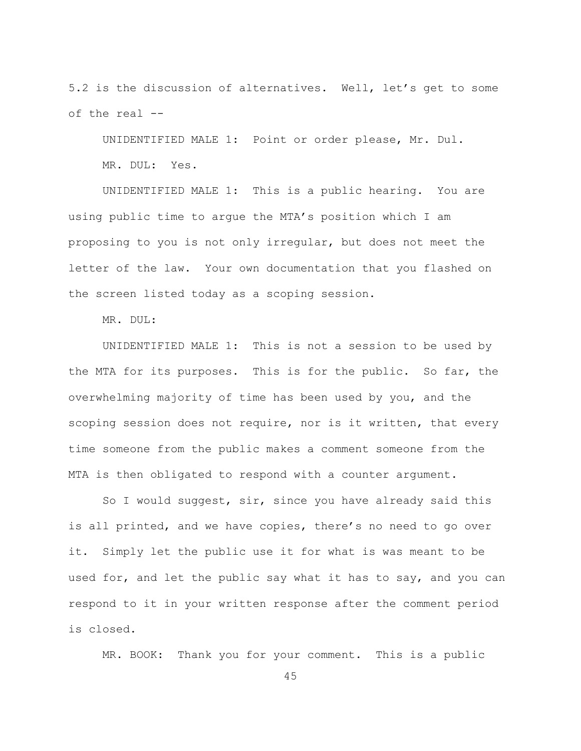5.2 is the discussion of alternatives. Well, let's get to some of the real --

UNIDENTIFIED MALE 1: Point or order please, Mr. Dul.

MR. DUL: Yes.

UNIDENTIFIED MALE 1: This is a public hearing. You are using public time to argue the MTA's position which I am proposing to you is not only irregular, but does not meet the letter of the law. Your own documentation that you flashed on the screen listed today as a scoping session.

MR. DUL:

UNIDENTIFIED MALE 1: This is not a session to be used by the MTA for its purposes. This is for the public. So far, the overwhelming majority of time has been used by you, and the scoping session does not require, nor is it written, that every time someone from the public makes a comment someone from the MTA is then obligated to respond with a counter argument.

So I would suggest, sir, since you have already said this is all printed, and we have copies, there's no need to go over it. Simply let the public use it for what is was meant to be used for, and let the public say what it has to say, and you can respond to it in your written response after the comment period is closed.

MR. BOOK: Thank you for your comment. This is a public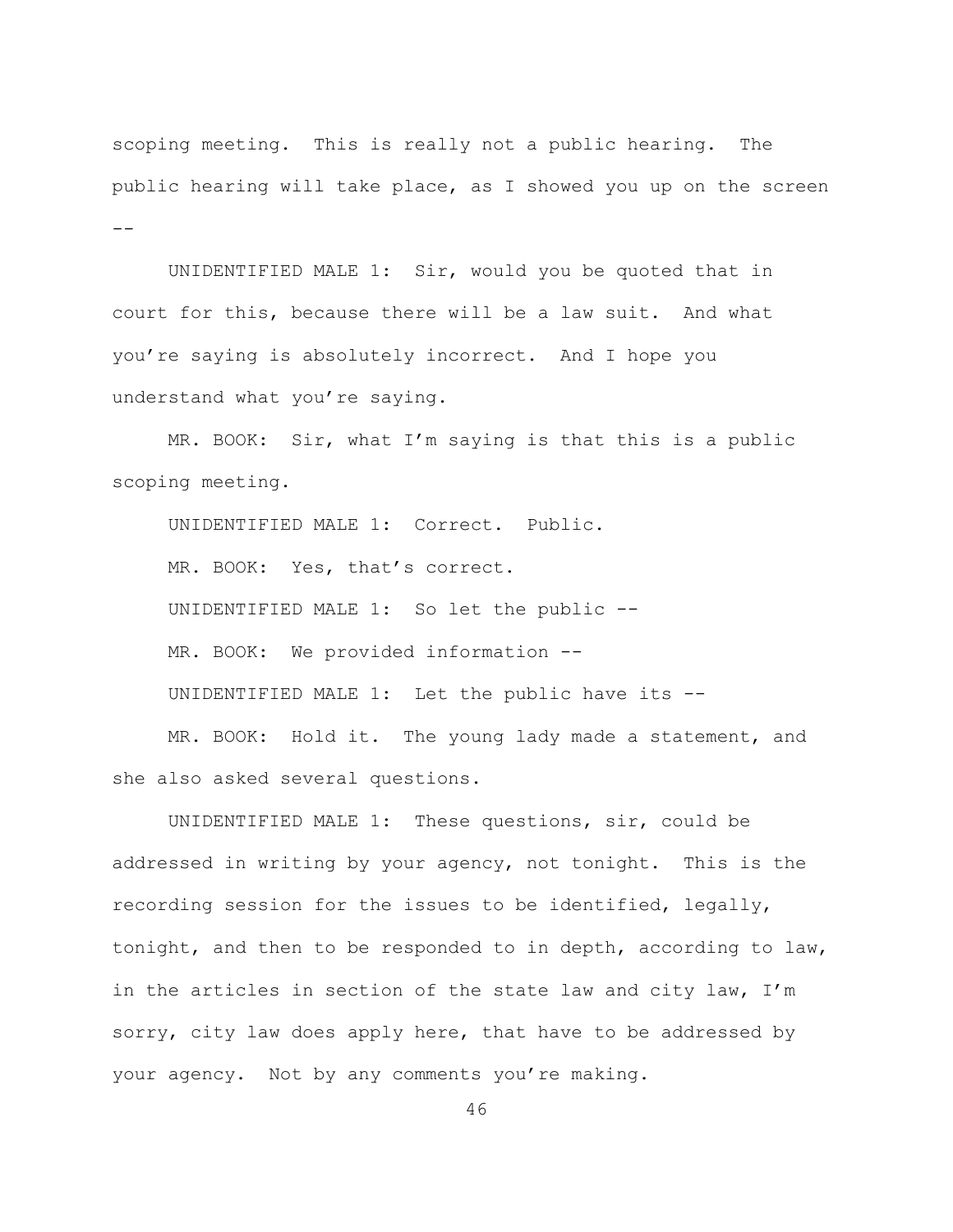scoping meeting. This is really not a public hearing. The public hearing will take place, as I showed you up on the screen --

UNIDENTIFIED MALE 1: Sir, would you be quoted that in court for this, because there will be a law suit. And what you're saying is absolutely incorrect. And I hope you understand what you're saying.

MR. BOOK: Sir, what I'm saying is that this is a public scoping meeting.

UNIDENTIFIED MALE 1: Correct. Public.

MR. BOOK: Yes, that's correct.

UNIDENTIFIED MALE 1: So let the public --

MR. BOOK: We provided information --

UNIDENTIFIED MALE 1: Let the public have its --

MR. BOOK: Hold it. The young lady made a statement, and she also asked several questions.

UNIDENTIFIED MALE 1: These questions, sir, could be addressed in writing by your agency, not tonight. This is the recording session for the issues to be identified, legally, tonight, and then to be responded to in depth, according to law, in the articles in section of the state law and city law, I'm sorry, city law does apply here, that have to be addressed by your agency. Not by any comments you're making.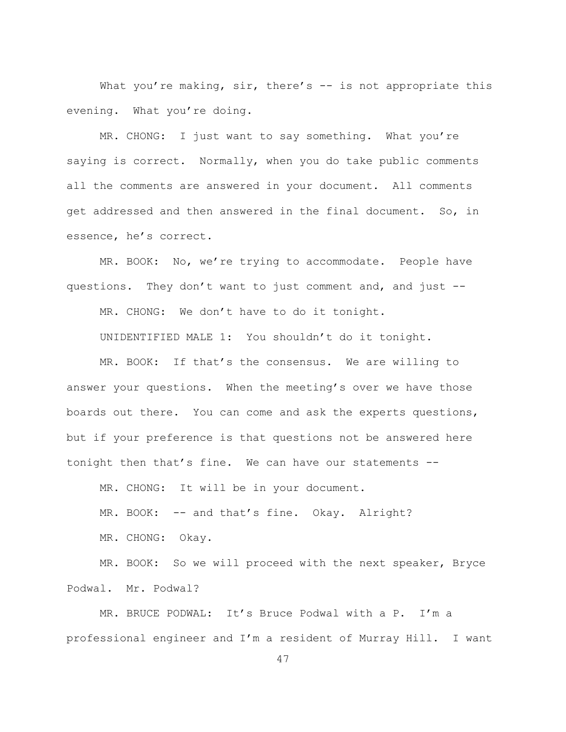What you're making, sir, there's -- is not appropriate this evening. What you're doing.

MR. CHONG: I just want to say something. What you're saying is correct. Normally, when you do take public comments all the comments are answered in your document. All comments get addressed and then answered in the final document. So, in essence, he's correct.

MR. BOOK: No, we're trying to accommodate. People have questions. They don't want to just comment and, and just --

MR. CHONG: We don't have to do it tonight.

UNIDENTIFIED MALE 1: You shouldn't do it tonight.

MR. BOOK: If that's the consensus. We are willing to answer your questions. When the meeting's over we have those boards out there. You can come and ask the experts questions, but if your preference is that questions not be answered here tonight then that's fine. We can have our statements --

MR. CHONG: It will be in your document.

MR. BOOK: -- and that's fine. Okay. Alright?

MR. CHONG: Okay.

MR. BOOK: So we will proceed with the next speaker, Bryce Podwal. Mr. Podwal?

MR. BRUCE PODWAL: It's Bruce Podwal with a P. I'm a professional engineer and I'm a resident of Murray Hill. I want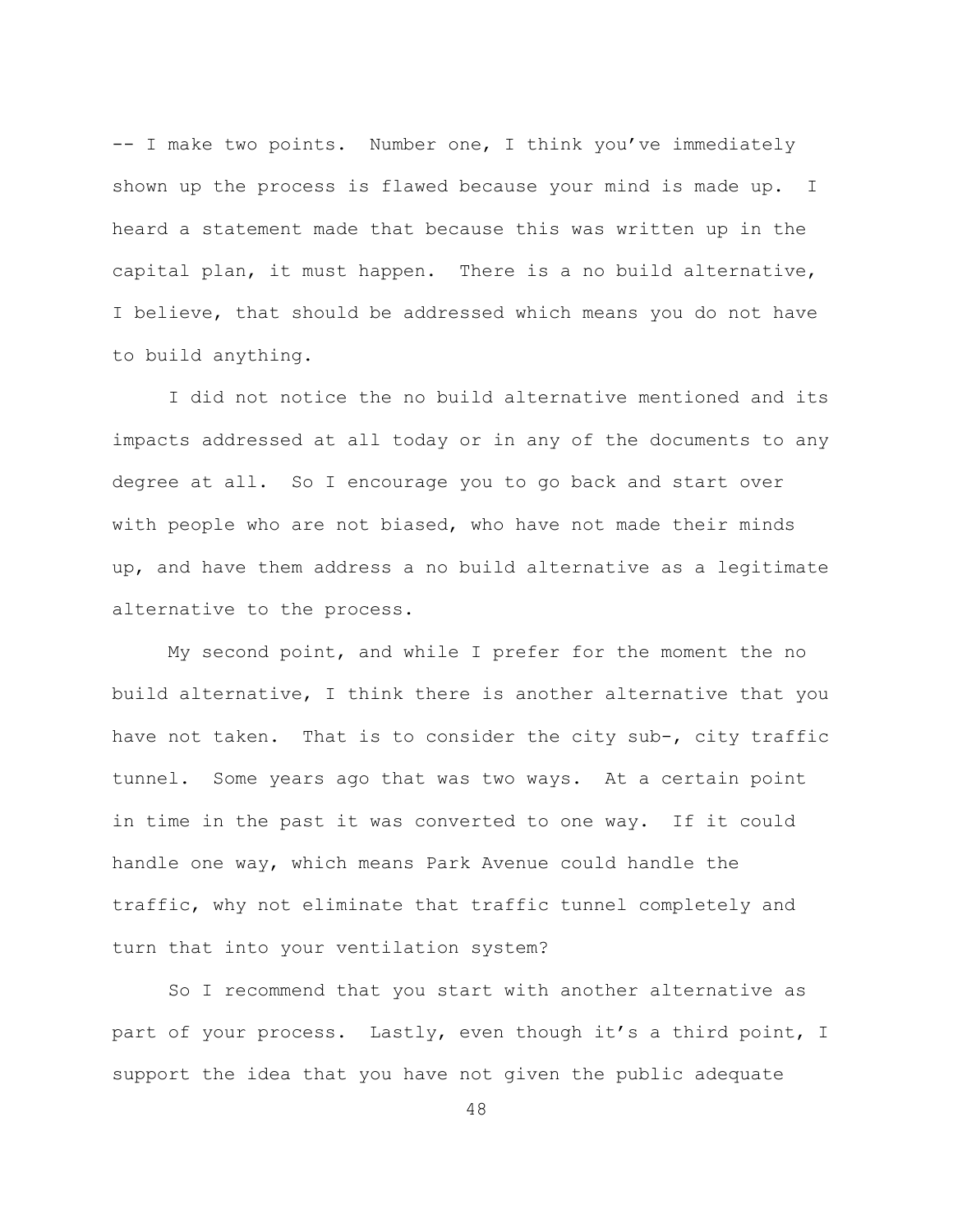-- I make two points. Number one, I think you've immediately shown up the process is flawed because your mind is made up. I heard a statement made that because this was written up in the capital plan, it must happen. There is a no build alternative, I believe, that should be addressed which means you do not have to build anything.

I did not notice the no build alternative mentioned and its impacts addressed at all today or in any of the documents to any degree at all. So I encourage you to go back and start over with people who are not biased, who have not made their minds up, and have them address a no build alternative as a legitimate alternative to the process.

My second point, and while I prefer for the moment the no build alternative, I think there is another alternative that you have not taken. That is to consider the city sub-, city traffic tunnel. Some years ago that was two ways. At a certain point in time in the past it was converted to one way. If it could handle one way, which means Park Avenue could handle the traffic, why not eliminate that traffic tunnel completely and turn that into your ventilation system?

So I recommend that you start with another alternative as part of your process. Lastly, even though it's a third point, I support the idea that you have not given the public adequate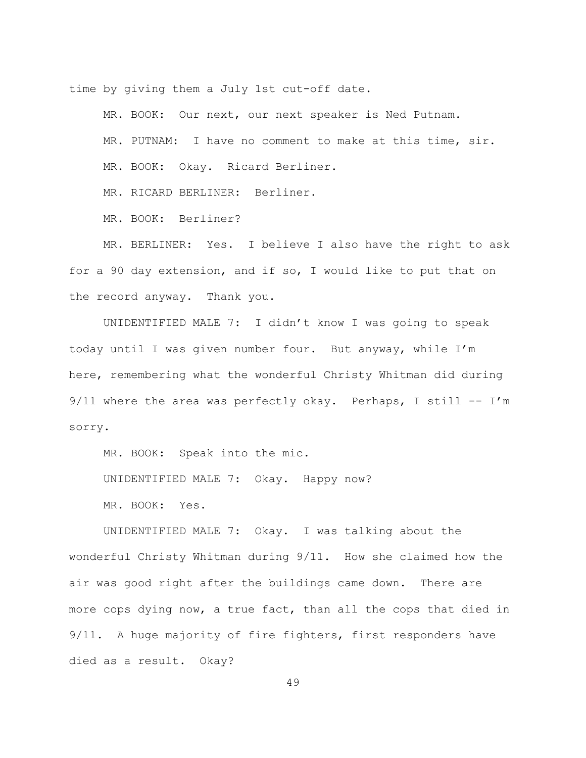time by giving them a July 1st cut-off date.

MR. BOOK: Our next, our next speaker is Ned Putnam.

MR. PUTNAM: I have no comment to make at this time, sir.

MR. BOOK: Okay. Ricard Berliner.

MR. RICARD BERLINER: Berliner.

MR. BOOK: Berliner?

MR. BERLINER: Yes. I believe I also have the right to ask for a 90 day extension, and if so, I would like to put that on the record anyway. Thank you.

UNIDENTIFIED MALE 7: I didn't know I was going to speak today until I was given number four. But anyway, while I'm here, remembering what the wonderful Christy Whitman did during 9/11 where the area was perfectly okay. Perhaps, I still -- I'm sorry.

MR. BOOK: Speak into the mic.

UNIDENTIFIED MALE 7: Okay. Happy now?

MR. BOOK: Yes.

UNIDENTIFIED MALE 7: Okay. I was talking about the wonderful Christy Whitman during 9/11. How she claimed how the air was good right after the buildings came down. There are more cops dying now, a true fact, than all the cops that died in 9/11. A huge majority of fire fighters, first responders have died as a result. Okay?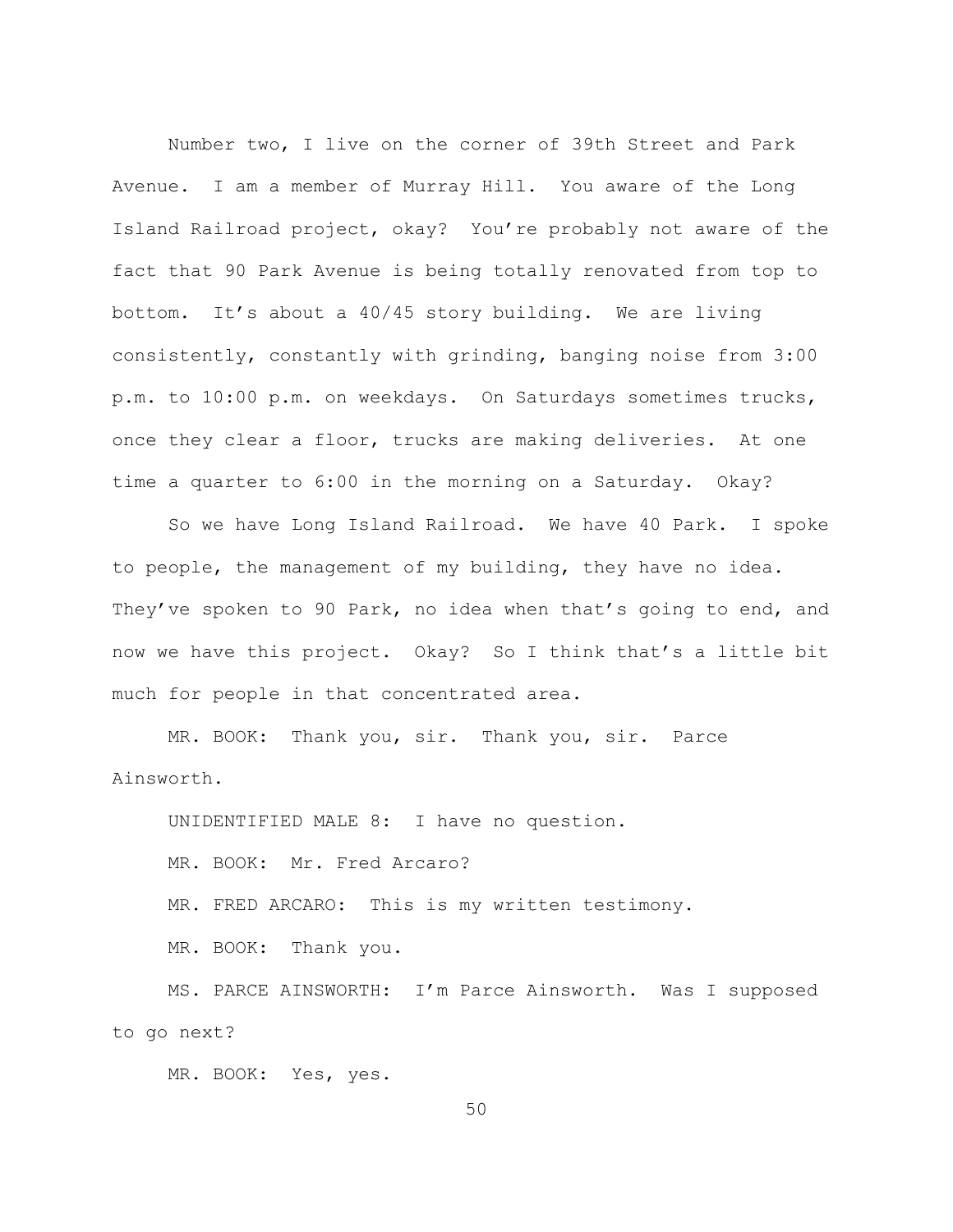Number two, I live on the corner of 39th Street and Park Avenue. I am a member of Murray Hill. You aware of the Long Island Railroad project, okay? You're probably not aware of the fact that 90 Park Avenue is being totally renovated from top to bottom. It's about a 40/45 story building. We are living consistently, constantly with grinding, banging noise from 3:00 p.m. to 10:00 p.m. on weekdays. On Saturdays sometimes trucks, once they clear a floor, trucks are making deliveries. At one time a quarter to 6:00 in the morning on a Saturday. Okay?

So we have Long Island Railroad. We have 40 Park. I spoke to people, the management of my building, they have no idea. They've spoken to 90 Park, no idea when that's going to end, and now we have this project. Okay? So I think that's a little bit much for people in that concentrated area.

MR. BOOK: Thank you, sir. Thank you, sir. Parce Ainsworth.

UNIDENTIFIED MALE 8: I have no question.

MR. BOOK: Mr. Fred Arcaro?

MR. FRED ARCARO: This is my written testimony.

MR. BOOK: Thank you.

MS. PARCE AINSWORTH: I'm Parce Ainsworth. Was I supposed to go next?

MR. BOOK: Yes, yes.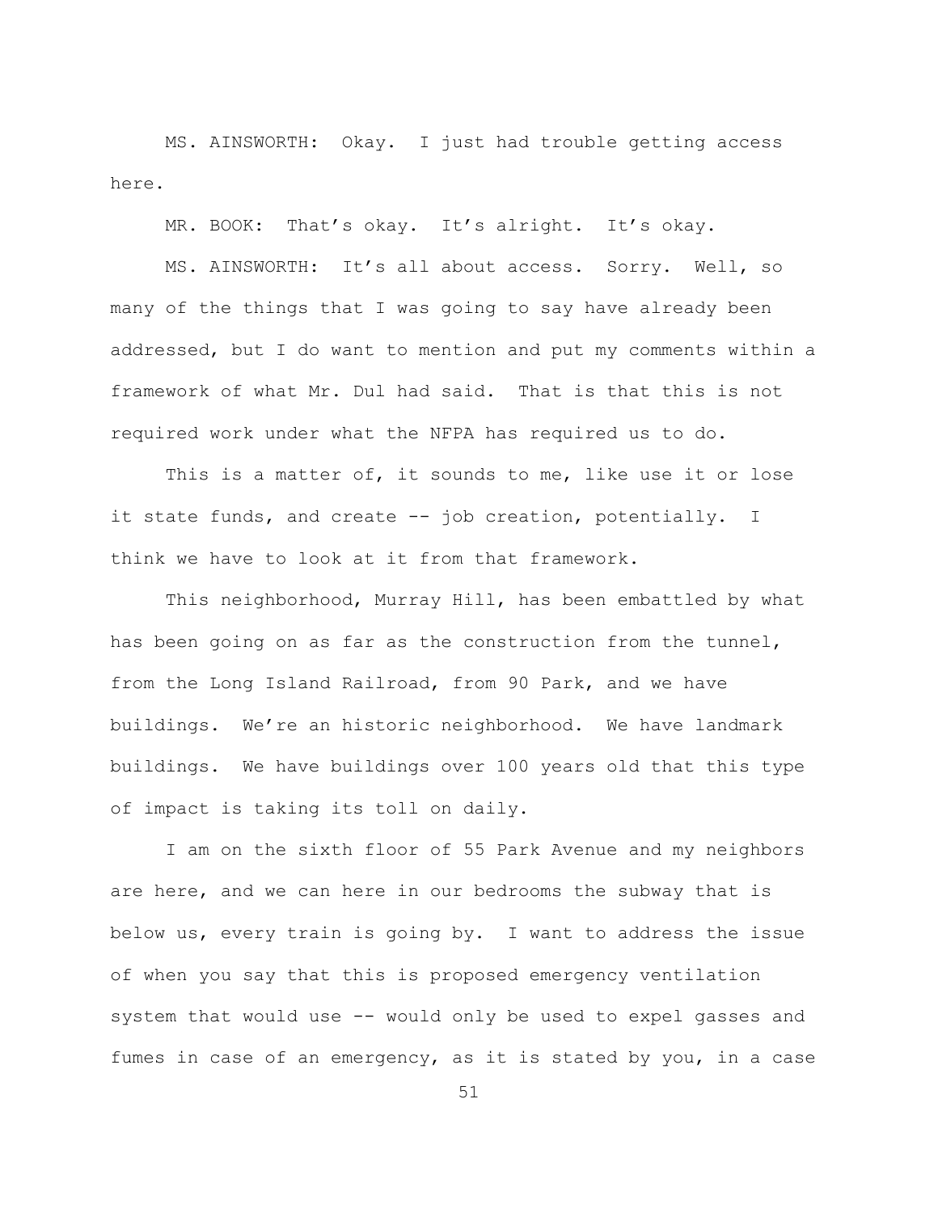MS. AINSWORTH: Okay. I just had trouble getting access here.

MR. BOOK: That's okay. It's alright. It's okay.

MS. AINSWORTH: It's all about access. Sorry. Well, so many of the things that I was going to say have already been addressed, but I do want to mention and put my comments within a framework of what Mr. Dul had said. That is that this is not required work under what the NFPA has required us to do.

This is a matter of, it sounds to me, like use it or lose it state funds, and create -- job creation, potentially. I think we have to look at it from that framework.

This neighborhood, Murray Hill, has been embattled by what has been going on as far as the construction from the tunnel, from the Long Island Railroad, from 90 Park, and we have buildings. We're an historic neighborhood. We have landmark buildings. We have buildings over 100 years old that this type of impact is taking its toll on daily.

I am on the sixth floor of 55 Park Avenue and my neighbors are here, and we can here in our bedrooms the subway that is below us, every train is going by. I want to address the issue of when you say that this is proposed emergency ventilation system that would use -- would only be used to expel gasses and fumes in case of an emergency, as it is stated by you, in a case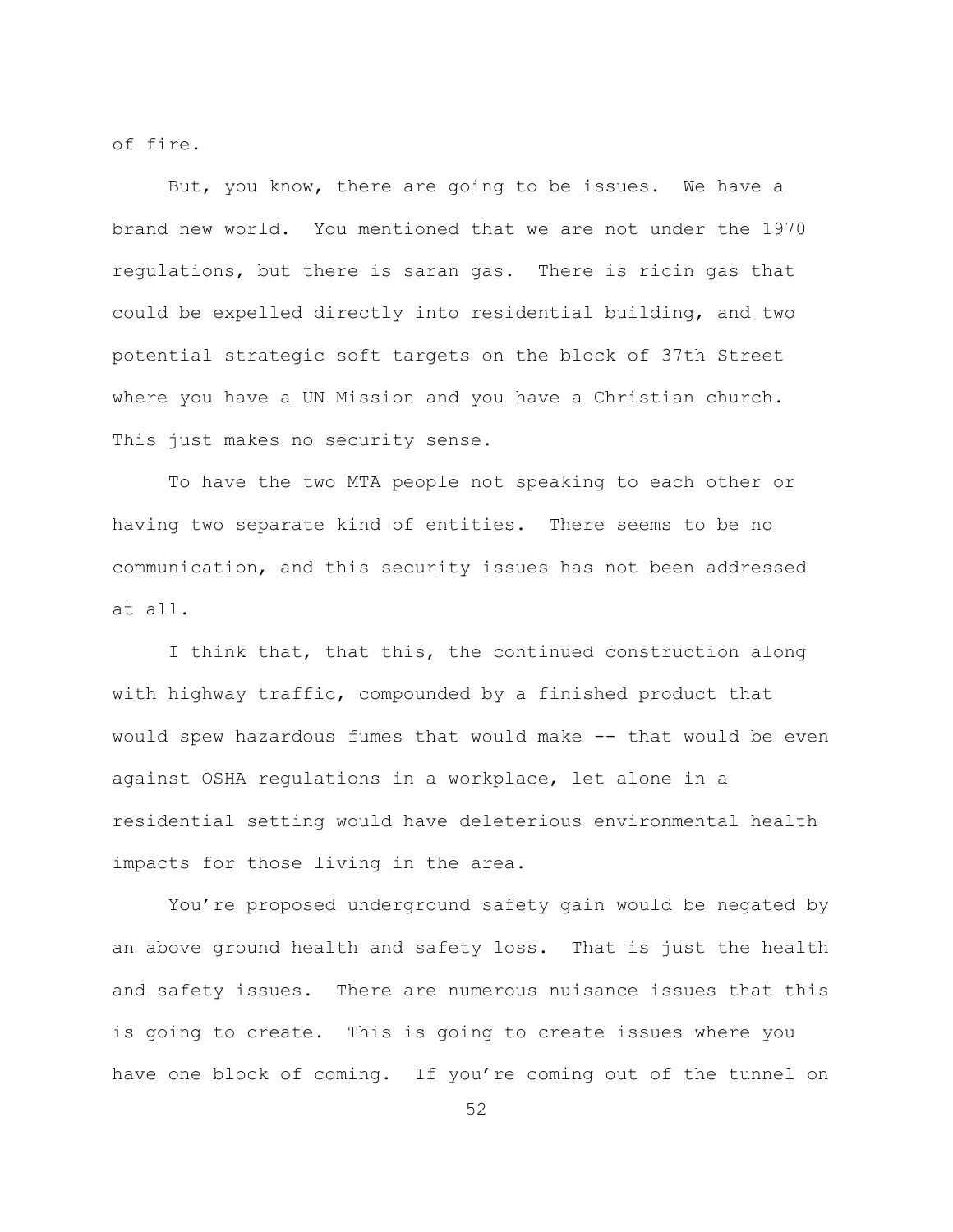of fire.

But, you know, there are going to be issues. We have a brand new world. You mentioned that we are not under the 1970 regulations, but there is saran gas. There is ricin gas that could be expelled directly into residential building, and two potential strategic soft targets on the block of 37th Street where you have a UN Mission and you have a Christian church. This just makes no security sense.

To have the two MTA people not speaking to each other or having two separate kind of entities. There seems to be no communication, and this security issues has not been addressed at all.

I think that, that this, the continued construction along with highway traffic, compounded by a finished product that would spew hazardous fumes that would make -- that would be even against OSHA regulations in a workplace, let alone in a residential setting would have deleterious environmental health impacts for those living in the area.

You're proposed underground safety gain would be negated by an above ground health and safety loss. That is just the health and safety issues. There are numerous nuisance issues that this is going to create. This is going to create issues where you have one block of coming. If you're coming out of the tunnel on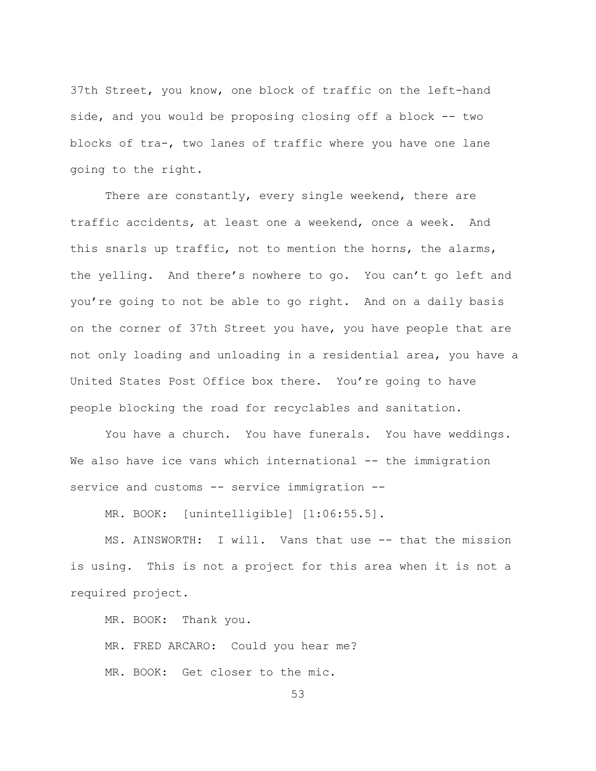37th Street, you know, one block of traffic on the left-hand side, and you would be proposing closing off a block -- two blocks of tra-, two lanes of traffic where you have one lane going to the right.

There are constantly, every single weekend, there are traffic accidents, at least one a weekend, once a week. And this snarls up traffic, not to mention the horns, the alarms, the yelling. And there's nowhere to go. You can't go left and you're going to not be able to go right. And on a daily basis on the corner of 37th Street you have, you have people that are not only loading and unloading in a residential area, you have a United States Post Office box there. You're going to have people blocking the road for recyclables and sanitation.

You have a church. You have funerals. You have weddings. We also have ice vans which international -- the immigration service and customs -- service immigration --

MR. BOOK: [unintelligible] [1:06:55.5].

MS. AINSWORTH: I will. Vans that use -- that the mission is using. This is not a project for this area when it is not a required project.

MR. BOOK: Thank you.

MR. FRED ARCARO: Could you hear me?

MR. BOOK: Get closer to the mic.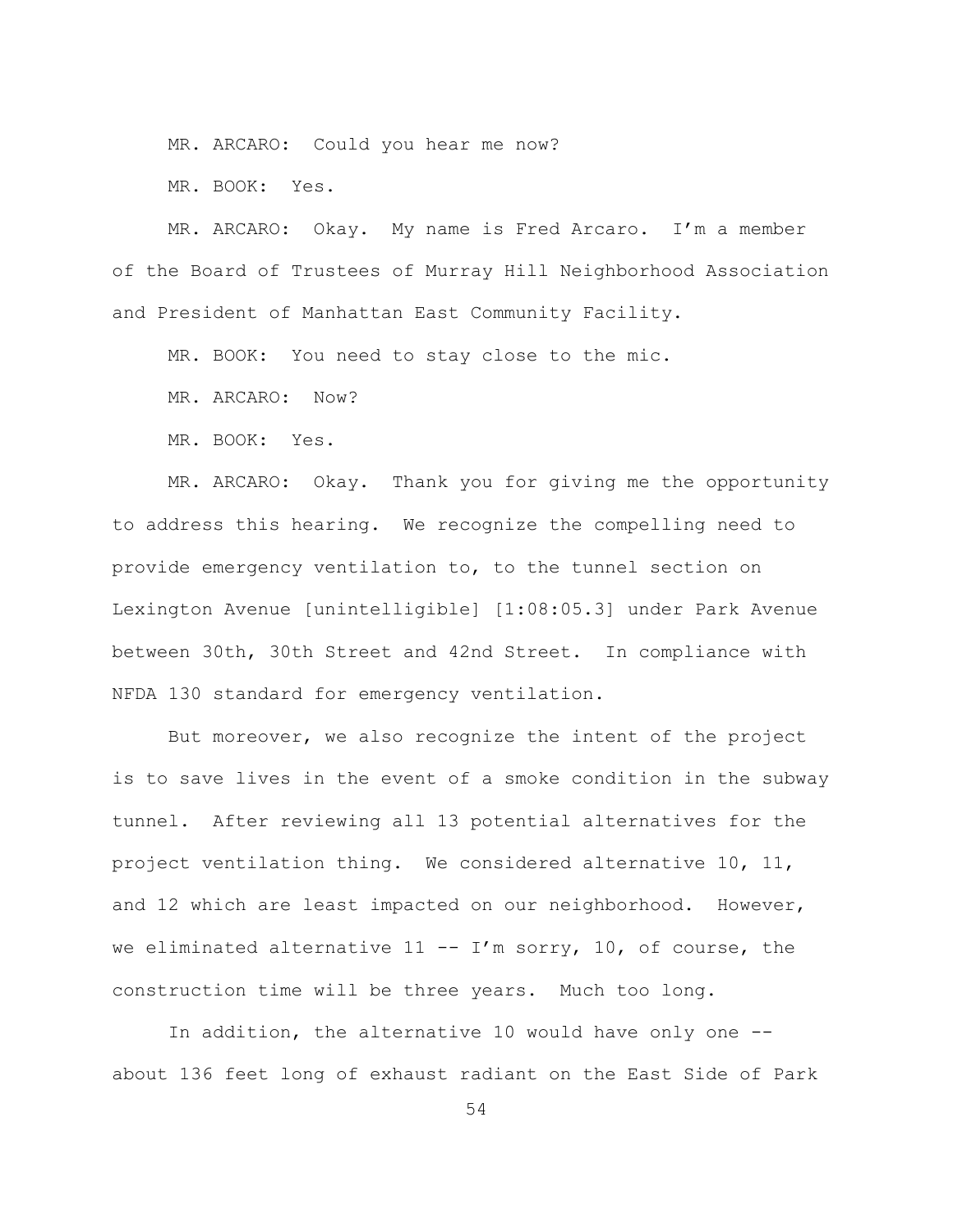MR. ARCARO: Could you hear me now?

MR. BOOK: Yes.

MR. ARCARO: Okay. My name is Fred Arcaro. I'm a member of the Board of Trustees of Murray Hill Neighborhood Association and President of Manhattan East Community Facility.

MR. BOOK: You need to stay close to the mic.

MR. ARCARO: Now?

MR. BOOK: Yes.

MR. ARCARO: Okay. Thank you for giving me the opportunity to address this hearing. We recognize the compelling need to provide emergency ventilation to, to the tunnel section on Lexington Avenue [unintelligible] [1:08:05.3] under Park Avenue between 30th, 30th Street and 42nd Street. In compliance with NFDA 130 standard for emergency ventilation.

But moreover, we also recognize the intent of the project is to save lives in the event of a smoke condition in the subway tunnel. After reviewing all 13 potential alternatives for the project ventilation thing. We considered alternative 10, 11, and 12 which are least impacted on our neighborhood. However, we eliminated alternative 11 -- I'm sorry, 10, of course, the construction time will be three years. Much too long.

In addition, the alternative 10 would have only one -- about 136 feet long of exhaust radiant on the East Side of Park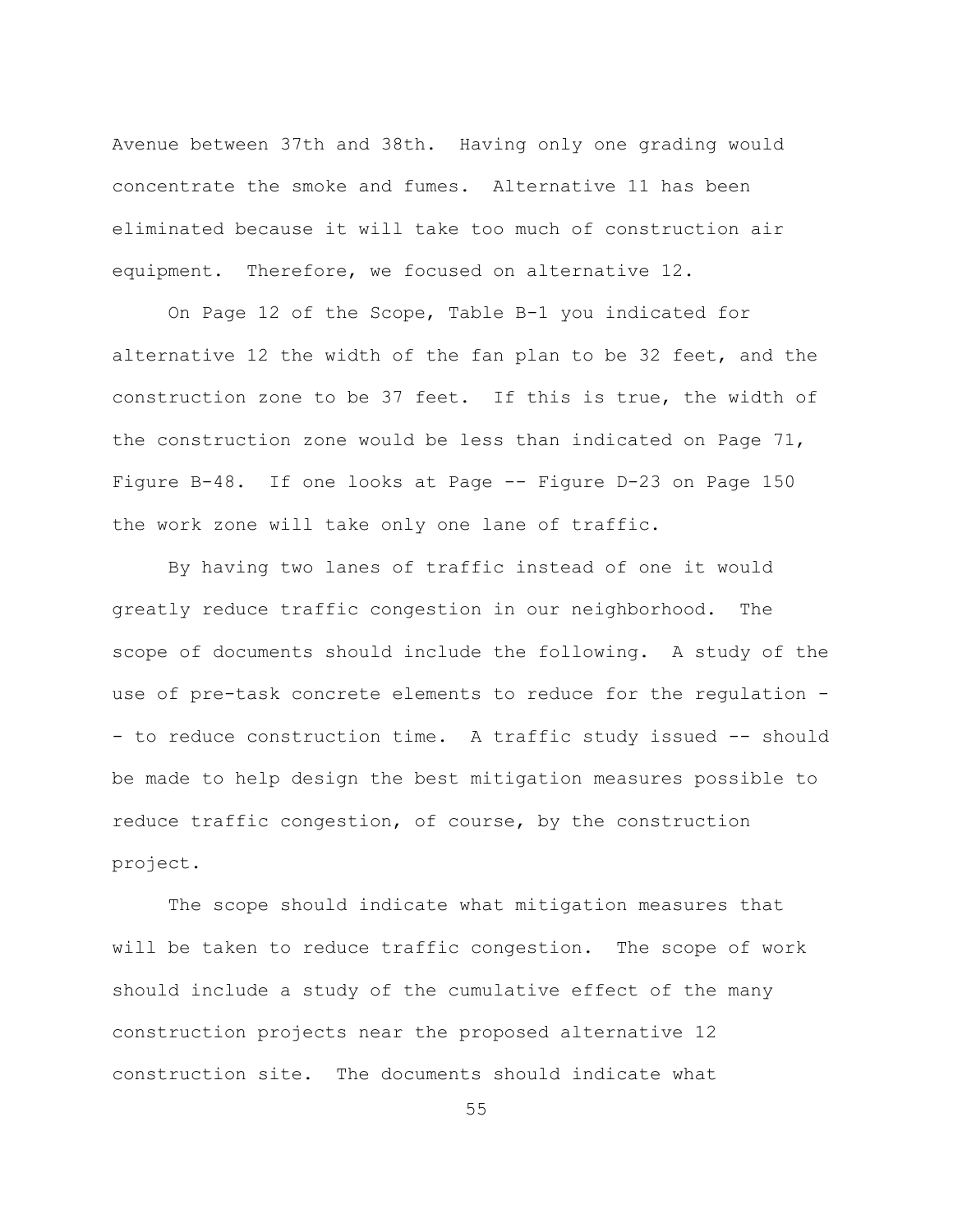Avenue between 37th and 38th. Having only one grading would concentrate the smoke and fumes. Alternative 11 has been eliminated because it will take too much of construction air equipment. Therefore, we focused on alternative 12.

On Page 12 of the Scope, Table B-1 you indicated for alternative 12 the width of the fan plan to be 32 feet, and the construction zone to be 37 feet. If this is true, the width of the construction zone would be less than indicated on Page 71, Figure B-48. If one looks at Page -- Figure D-23 on Page 150 the work zone will take only one lane of traffic.

By having two lanes of traffic instead of one it would greatly reduce traffic congestion in our neighborhood. The scope of documents should include the following. A study of the use of pre-task concrete elements to reduce for the regulation -- to reduce construction time. A traffic study issued -- should be made to help design the best mitigation measures possible to reduce traffic congestion, of course, by the construction project.

The scope should indicate what mitigation measures that will be taken to reduce traffic congestion. The scope of work should include a study of the cumulative effect of the many construction projects near the proposed alternative 12 construction site. The documents should indicate what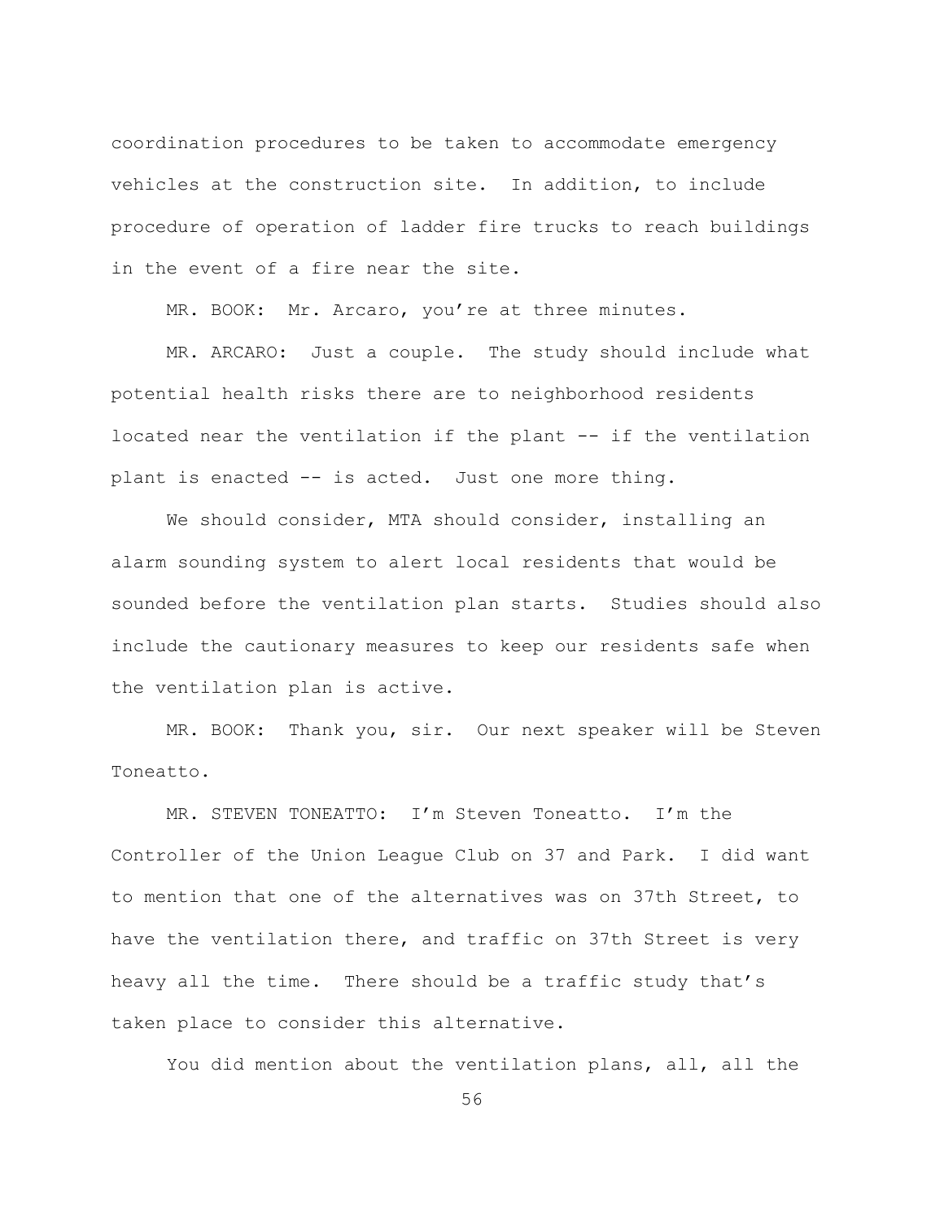coordination procedures to be taken to accommodate emergency vehicles at the construction site. In addition, to include procedure of operation of ladder fire trucks to reach buildings in the event of a fire near the site.

MR. BOOK: Mr. Arcaro, you're at three minutes.

MR. ARCARO: Just a couple. The study should include what potential health risks there are to neighborhood residents located near the ventilation if the plant -- if the ventilation plant is enacted -- is acted. Just one more thing.

We should consider, MTA should consider, installing an alarm sounding system to alert local residents that would be sounded before the ventilation plan starts. Studies should also include the cautionary measures to keep our residents safe when the ventilation plan is active.

MR. BOOK: Thank you, sir. Our next speaker will be Steven Toneatto.

MR. STEVEN TONEATTO: I'm Steven Toneatto. I'm the Controller of the Union League Club on 37 and Park. I did want to mention that one of the alternatives was on 37th Street, to have the ventilation there, and traffic on 37th Street is very heavy all the time. There should be a traffic study that's taken place to consider this alternative.

You did mention about the ventilation plans, all, all the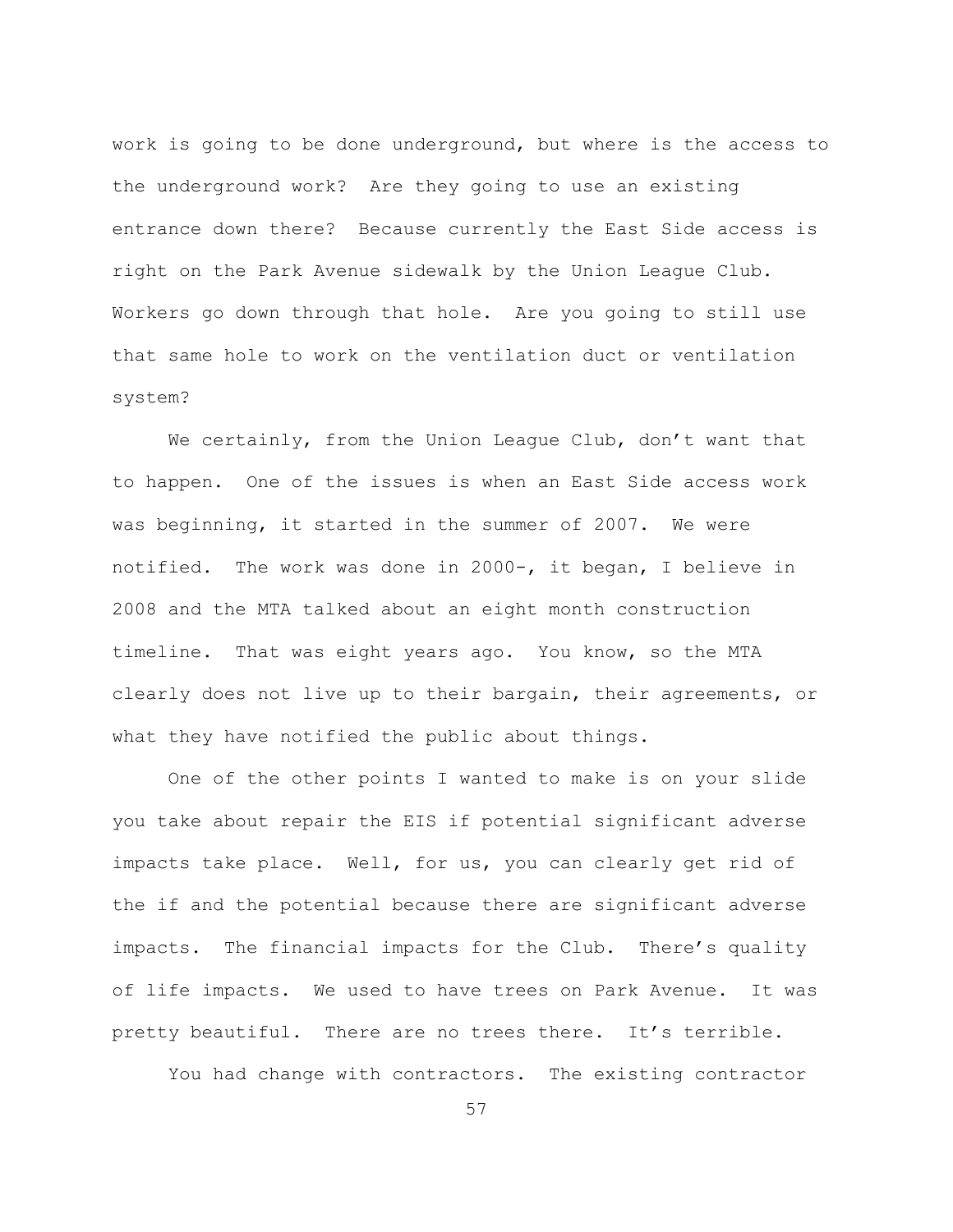work is going to be done underground, but where is the access to the underground work? Are they going to use an existing entrance down there? Because currently the East Side access is right on the Park Avenue sidewalk by the Union League Club. Workers go down through that hole. Are you going to still use that same hole to work on the ventilation duct or ventilation system?

We certainly, from the Union League Club, don't want that to happen. One of the issues is when an East Side access work was beginning, it started in the summer of 2007. We were notified. The work was done in 2000-, it began, I believe in 2008 and the MTA talked about an eight month construction timeline. That was eight years ago. You know, so the MTA clearly does not live up to their bargain, their agreements, or what they have notified the public about things.

One of the other points I wanted to make is on your slide you take about repair the EIS if potential significant adverse impacts take place. Well, for us, you can clearly get rid of the if and the potential because there are significant adverse impacts. The financial impacts for the Club. There's quality of life impacts. We used to have trees on Park Avenue. It was pretty beautiful. There are no trees there. It's terrible.

You had change with contractors. The existing contractor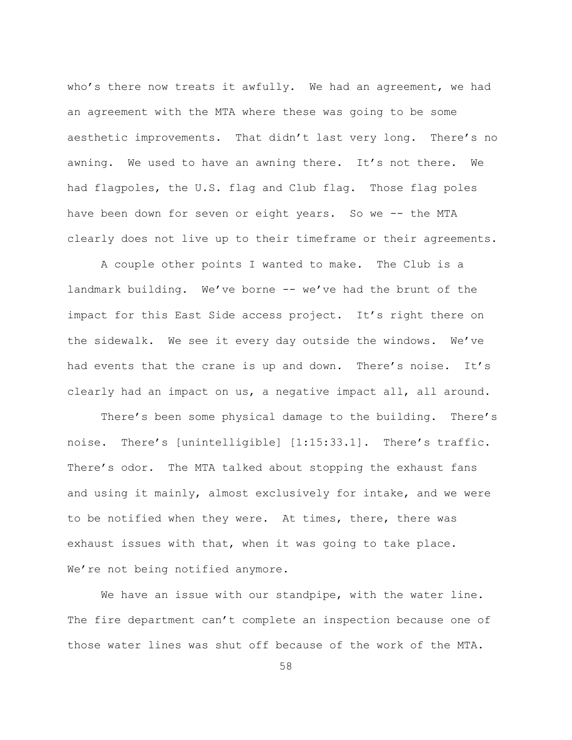who's there now treats it awfully. We had an agreement, we had an agreement with the MTA where these was going to be some aesthetic improvements. That didn't last very long. There's no awning. We used to have an awning there. It's not there. We had flagpoles, the U.S. flag and Club flag. Those flag poles have been down for seven or eight years. So we -- the MTA clearly does not live up to their timeframe or their agreements.

A couple other points I wanted to make. The Club is a landmark building. We've borne -- we've had the brunt of the impact for this East Side access project. It's right there on the sidewalk. We see it every day outside the windows. We've had events that the crane is up and down. There's noise. It's clearly had an impact on us, a negative impact all, all around.

There's been some physical damage to the building. There's noise. There's [unintelligible] [1:15:33.1]. There's traffic. There's odor. The MTA talked about stopping the exhaust fans and using it mainly, almost exclusively for intake, and we were to be notified when they were. At times, there, there was exhaust issues with that, when it was going to take place. We're not being notified anymore.

We have an issue with our standpipe, with the water line. The fire department can't complete an inspection because one of those water lines was shut off because of the work of the MTA.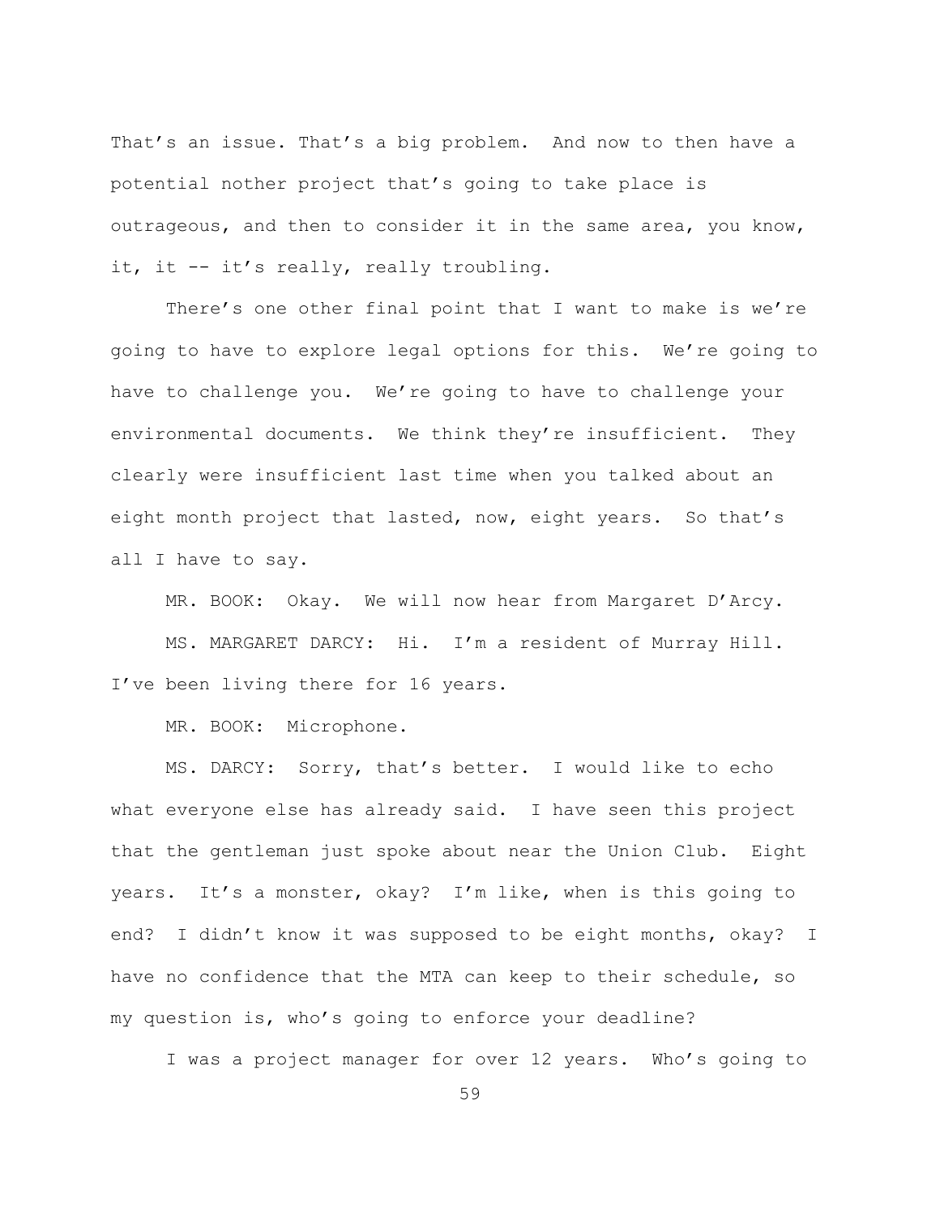That's an issue. That's a big problem. And now to then have a potential nother project that's going to take place is outrageous, and then to consider it in the same area, you know, it, it -- it's really, really troubling.

There's one other final point that I want to make is we're going to have to explore legal options for this. We're going to have to challenge you. We're going to have to challenge your environmental documents. We think they're insufficient. They clearly were insufficient last time when you talked about an eight month project that lasted, now, eight years. So that's all I have to say.

MR. BOOK: Okay. We will now hear from Margaret D'Arcy.

MS. MARGARET DARCY: Hi. I'm a resident of Murray Hill. I've been living there for 16 years.

MR. BOOK: Microphone.

MS. DARCY: Sorry, that's better. I would like to echo what everyone else has already said. I have seen this project that the gentleman just spoke about near the Union Club. Eight years. It's a monster, okay? I'm like, when is this going to end? I didn't know it was supposed to be eight months, okay? I have no confidence that the MTA can keep to their schedule, so my question is, who's going to enforce your deadline?

I was a project manager for over 12 years. Who's going to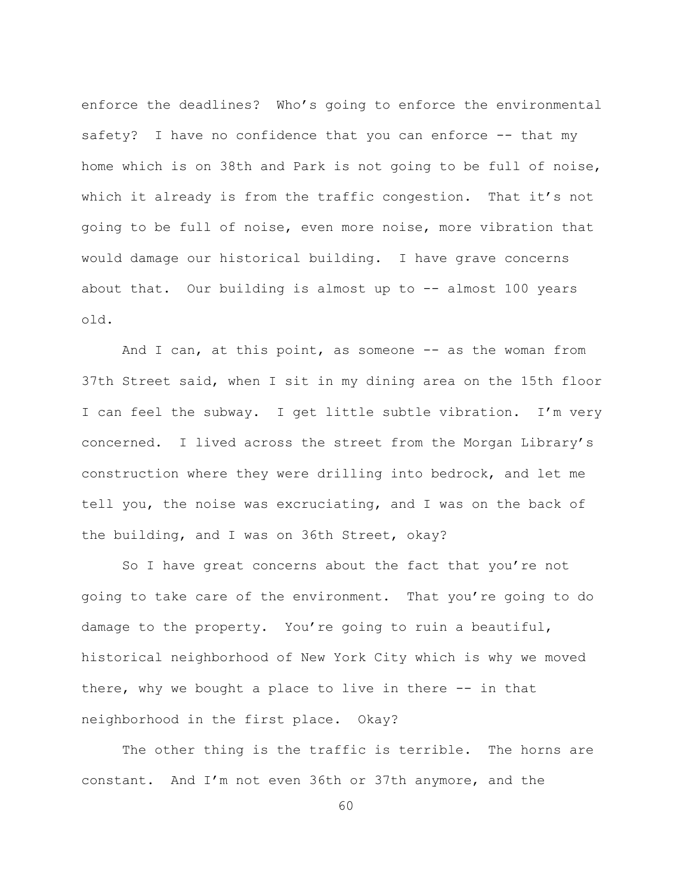enforce the deadlines? Who's going to enforce the environmental safety? I have no confidence that you can enforce -- that my home which is on 38th and Park is not going to be full of noise, which it already is from the traffic congestion. That it's not going to be full of noise, even more noise, more vibration that would damage our historical building. I have grave concerns about that. Our building is almost up to -- almost 100 years old.

And I can, at this point, as someone -- as the woman from 37th Street said, when I sit in my dining area on the 15th floor I can feel the subway. I get little subtle vibration. I'm very concerned. I lived across the street from the Morgan Library's construction where they were drilling into bedrock, and let me tell you, the noise was excruciating, and I was on the back of the building, and I was on 36th Street, okay?

So I have great concerns about the fact that you're not going to take care of the environment. That you're going to do damage to the property. You're going to ruin a beautiful, historical neighborhood of New York City which is why we moved there, why we bought a place to live in there -- in that neighborhood in the first place. Okay?

The other thing is the traffic is terrible. The horns are constant. And I'm not even 36th or 37th anymore, and the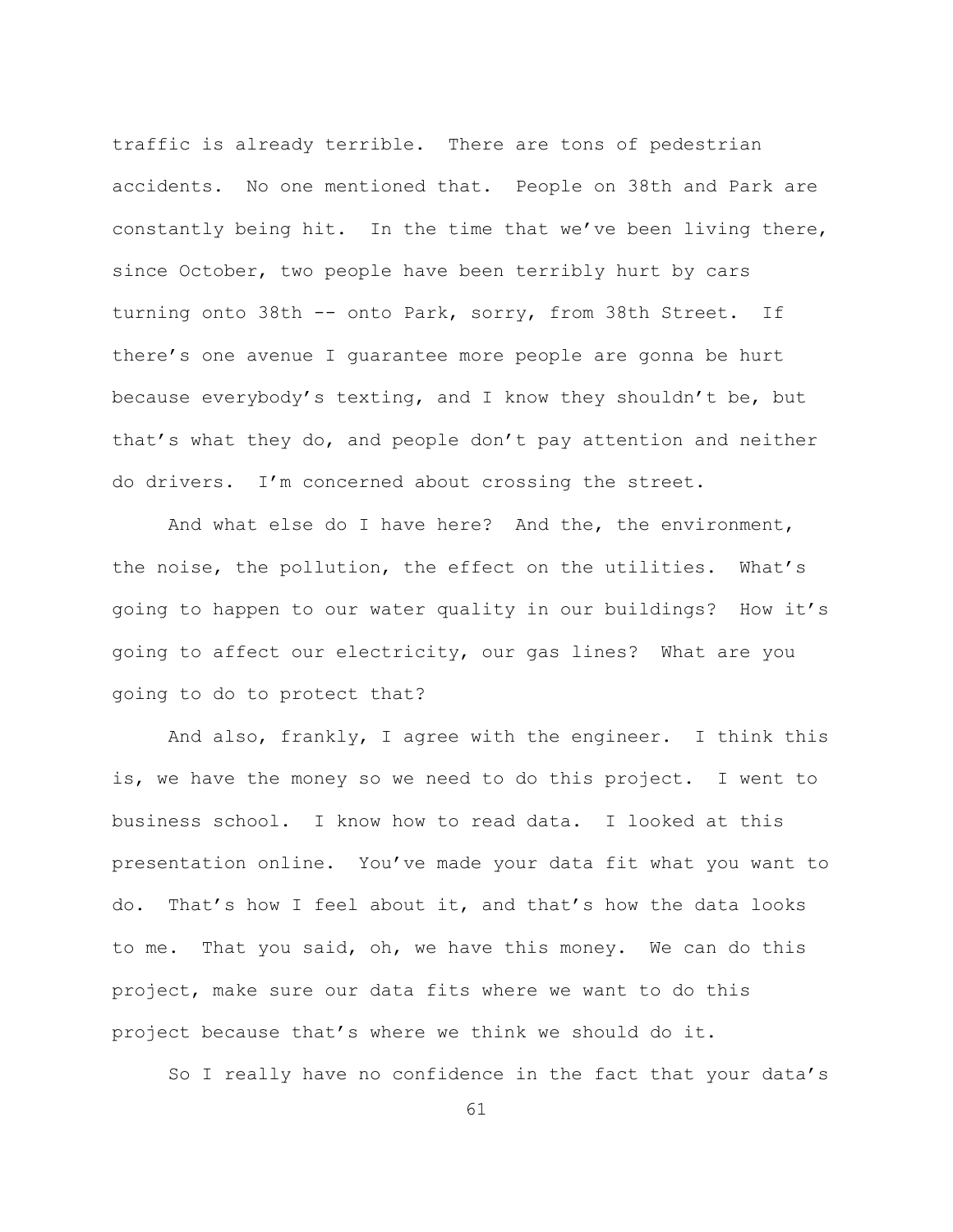traffic is already terrible. There are tons of pedestrian accidents. No one mentioned that. People on 38th and Park are constantly being hit. In the time that we've been living there, since October, two people have been terribly hurt by cars turning onto 38th -- onto Park, sorry, from 38th Street. If there's one avenue I guarantee more people are gonna be hurt because everybody's texting, and I know they shouldn't be, but that's what they do, and people don't pay attention and neither do drivers. I'm concerned about crossing the street.

And what else do I have here? And the, the environment, the noise, the pollution, the effect on the utilities. What's going to happen to our water quality in our buildings? How it's going to affect our electricity, our gas lines? What are you going to do to protect that?

And also, frankly, I agree with the engineer. I think this is, we have the money so we need to do this project. I went to business school. I know how to read data. I looked at this presentation online. You've made your data fit what you want to do. That's how I feel about it, and that's how the data looks to me. That you said, oh, we have this money. We can do this project, make sure our data fits where we want to do this project because that's where we think we should do it.

So I really have no confidence in the fact that your data's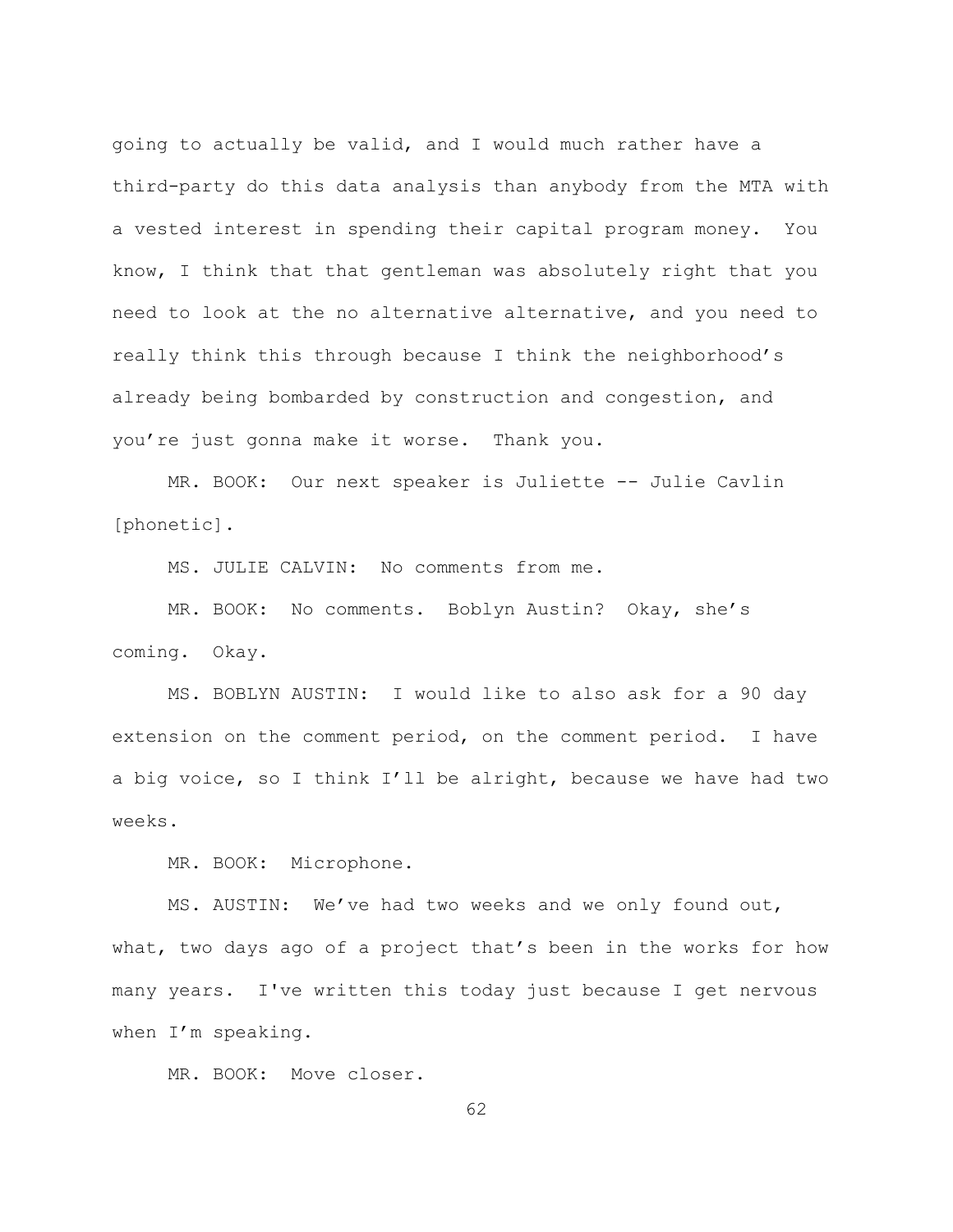going to actually be valid, and I would much rather have a third-party do this data analysis than anybody from the MTA with a vested interest in spending their capital program money. You know, I think that that gentleman was absolutely right that you need to look at the no alternative alternative, and you need to really think this through because I think the neighborhood's already being bombarded by construction and congestion, and you're just gonna make it worse. Thank you.

MR. BOOK: Our next speaker is Juliette -- Julie Cavlin [phonetic].

MS. JULIE CALVIN: No comments from me.

MR. BOOK: No comments. Boblyn Austin? Okay, she's coming. Okay.

MS. BOBLYN AUSTIN: I would like to also ask for a 90 day extension on the comment period, on the comment period. I have a big voice, so I think I'll be alright, because we have had two weeks.

MR. BOOK: Microphone.

MS. AUSTIN: We've had two weeks and we only found out, what, two days ago of a project that's been in the works for how many years. I've written this today just because I get nervous when I'm speaking.

MR. BOOK: Move closer.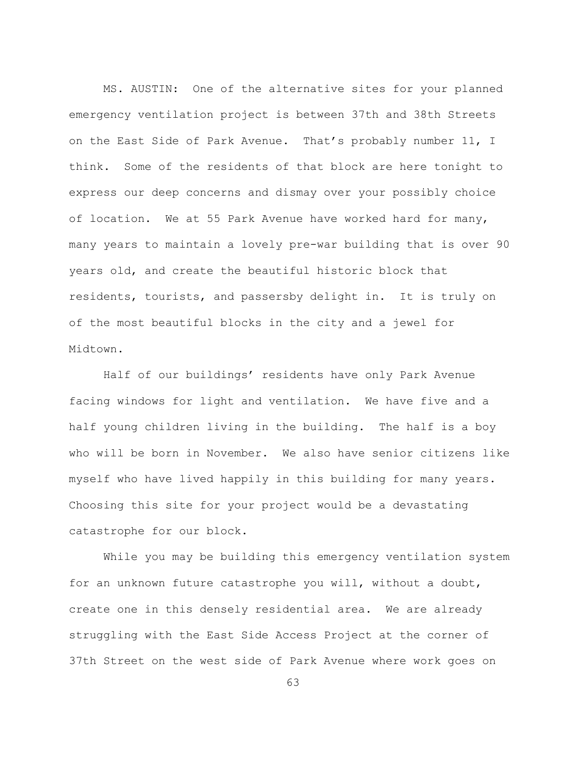MS. AUSTIN: One of the alternative sites for your planned emergency ventilation project is between 37th and 38th Streets on the East Side of Park Avenue. That's probably number 11, I think. Some of the residents of that block are here tonight to express our deep concerns and dismay over your possibly choice of location. We at 55 Park Avenue have worked hard for many, many years to maintain a lovely pre-war building that is over 90 years old, and create the beautiful historic block that residents, tourists, and passersby delight in. It is truly on of the most beautiful blocks in the city and a jewel for Midtown.

Half of our buildings' residents have only Park Avenue facing windows for light and ventilation. We have five and a half young children living in the building. The half is a boy who will be born in November. We also have senior citizens like myself who have lived happily in this building for many years. Choosing this site for your project would be a devastating catastrophe for our block.

While you may be building this emergency ventilation system for an unknown future catastrophe you will, without a doubt, create one in this densely residential area. We are already struggling with the East Side Access Project at the corner of 37th Street on the west side of Park Avenue where work goes on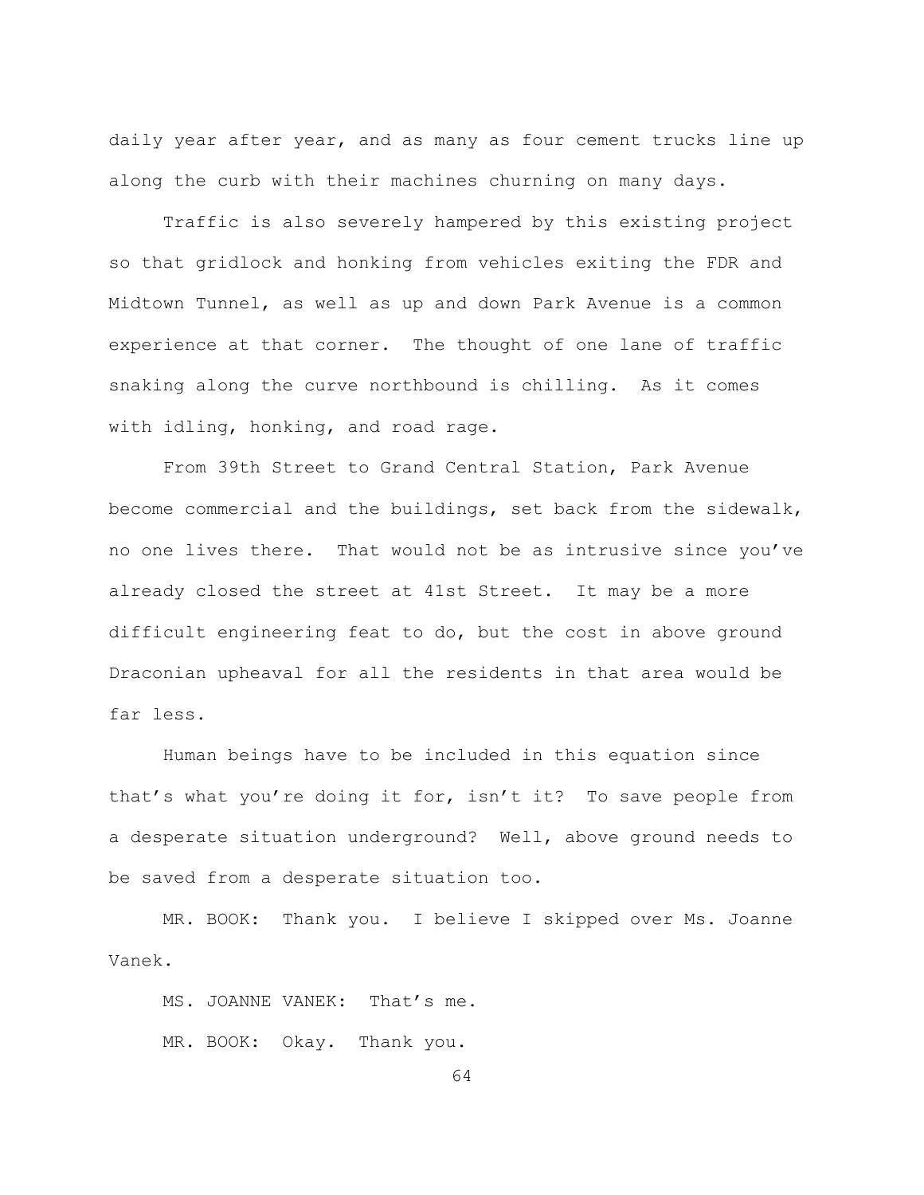daily year after year, and as many as four cement trucks line up along the curb with their machines churning on many days.

Traffic is also severely hampered by this existing project so that gridlock and honking from vehicles exiting the FDR and Midtown Tunnel, as well as up and down Park Avenue is a common experience at that corner. The thought of one lane of traffic snaking along the curve northbound is chilling. As it comes with idling, honking, and road rage.

From 39th Street to Grand Central Station, Park Avenue become commercial and the buildings, set back from the sidewalk, no one lives there. That would not be as intrusive since you've already closed the street at 41st Street. It may be a more difficult engineering feat to do, but the cost in above ground Draconian upheaval for all the residents in that area would be far less.

Human beings have to be included in this equation since that's what you're doing it for, isn't it? To save people from a desperate situation underground? Well, above ground needs to be saved from a desperate situation too.

MR. BOOK: Thank you. I believe I skipped over Ms. Joanne Vanek.

MS. JOANNE VANEK: That's me.

MR. BOOK: Okay. Thank you.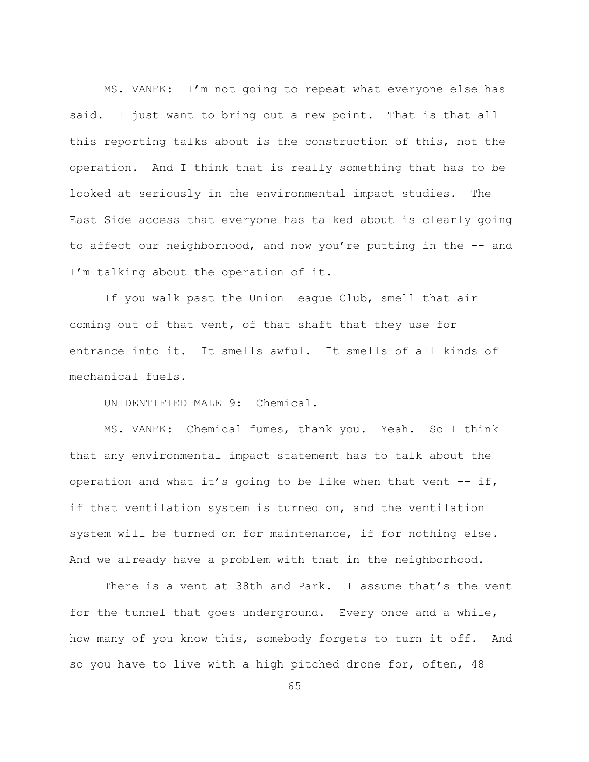MS. VANEK: I'm not going to repeat what everyone else has said. I just want to bring out a new point. That is that all this reporting talks about is the construction of this, not the operation. And I think that is really something that has to be looked at seriously in the environmental impact studies. The East Side access that everyone has talked about is clearly going to affect our neighborhood, and now you're putting in the -- and I'm talking about the operation of it.

If you walk past the Union League Club, smell that air coming out of that vent, of that shaft that they use for entrance into it. It smells awful. It smells of all kinds of mechanical fuels.

UNIDENTIFIED MALE 9: Chemical.

MS. VANEK: Chemical fumes, thank you. Yeah. So I think that any environmental impact statement has to talk about the operation and what it's going to be like when that vent -- if, if that ventilation system is turned on, and the ventilation system will be turned on for maintenance, if for nothing else. And we already have a problem with that in the neighborhood.

There is a vent at 38th and Park. I assume that's the vent for the tunnel that goes underground. Every once and a while, how many of you know this, somebody forgets to turn it off. And so you have to live with a high pitched drone for, often, 48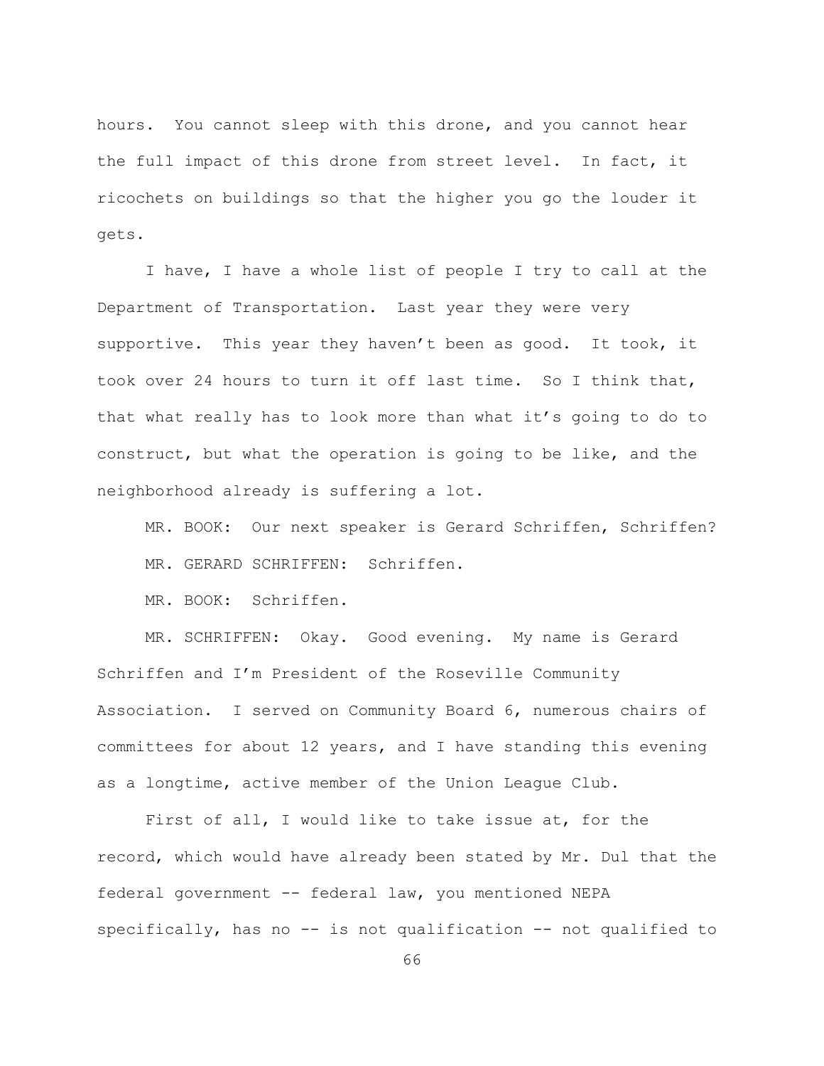hours. You cannot sleep with this drone, and you cannot hear the full impact of this drone from street level. In fact, it ricochets on buildings so that the higher you go the louder it gets.

I have, I have a whole list of people I try to call at the Department of Transportation. Last year they were very supportive. This year they haven't been as good. It took, it took over 24 hours to turn it off last time. So I think that, that what really has to look more than what it's going to do to construct, but what the operation is going to be like, and the neighborhood already is suffering a lot.

MR. BOOK: Our next speaker is Gerard Schriffen, Schriffen?

MR. GERARD SCHRIFFEN: Schriffen.

MR. BOOK: Schriffen.

MR. SCHRIFFEN: Okay. Good evening. My name is Gerard Schriffen and I'm President of the Roseville Community Association. I served on Community Board 6, numerous chairs of committees for about 12 years, and I have standing this evening as a longtime, active member of the Union League Club.

First of all, I would like to take issue at, for the record, which would have already been stated by Mr. Dul that the federal government -- federal law, you mentioned NEPA specifically, has no -- is not qualification -- not qualified to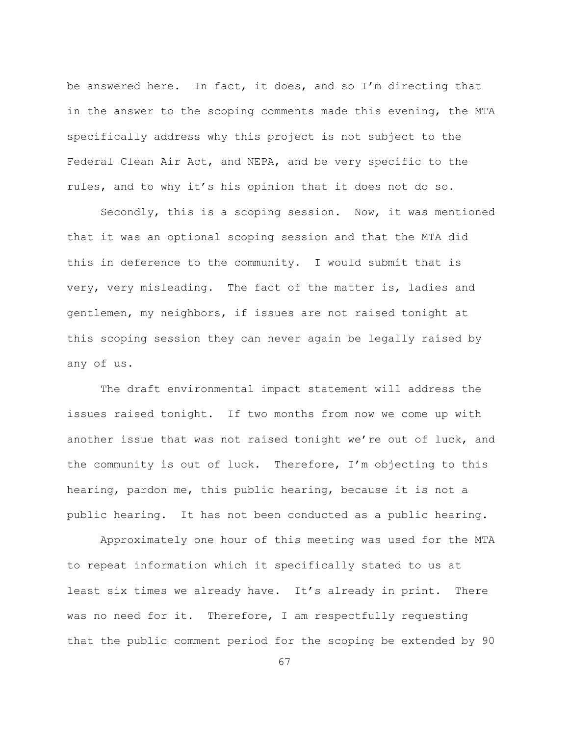be answered here. In fact, it does, and so I'm directing that in the answer to the scoping comments made this evening, the MTA specifically address why this project is not subject to the Federal Clean Air Act, and NEPA, and be very specific to the rules, and to why it's his opinion that it does not do so.

Secondly, this is a scoping session. Now, it was mentioned that it was an optional scoping session and that the MTA did this in deference to the community. I would submit that is very, very misleading. The fact of the matter is, ladies and gentlemen, my neighbors, if issues are not raised tonight at this scoping session they can never again be legally raised by any of us.

The draft environmental impact statement will address the issues raised tonight. If two months from now we come up with another issue that was not raised tonight we're out of luck, and the community is out of luck. Therefore, I'm objecting to this hearing, pardon me, this public hearing, because it is not a public hearing. It has not been conducted as a public hearing.

Approximately one hour of this meeting was used for the MTA to repeat information which it specifically stated to us at least six times we already have. It's already in print. There was no need for it. Therefore, I am respectfully requesting that the public comment period for the scoping be extended by 90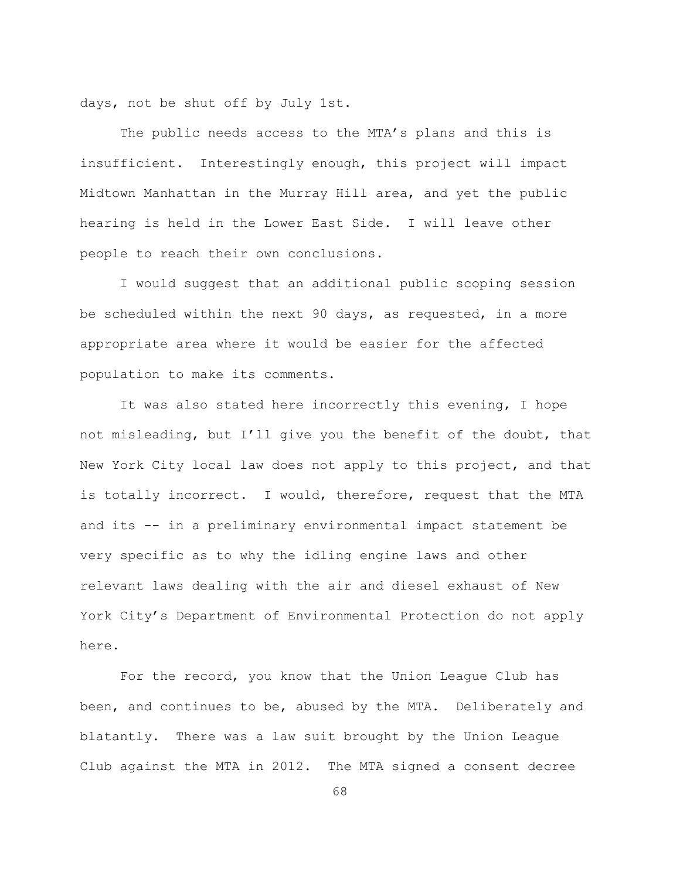days, not be shut off by July 1st.

The public needs access to the MTA's plans and this is insufficient. Interestingly enough, this project will impact Midtown Manhattan in the Murray Hill area, and yet the public hearing is held in the Lower East Side. I will leave other people to reach their own conclusions.

I would suggest that an additional public scoping session be scheduled within the next 90 days, as requested, in a more appropriate area where it would be easier for the affected population to make its comments.

It was also stated here incorrectly this evening, I hope not misleading, but I'll give you the benefit of the doubt, that New York City local law does not apply to this project, and that is totally incorrect. I would, therefore, request that the MTA and its -- in a preliminary environmental impact statement be very specific as to why the idling engine laws and other relevant laws dealing with the air and diesel exhaust of New York City's Department of Environmental Protection do not apply here.

For the record, you know that the Union League Club has been, and continues to be, abused by the MTA. Deliberately and blatantly. There was a law suit brought by the Union League Club against the MTA in 2012. The MTA signed a consent decree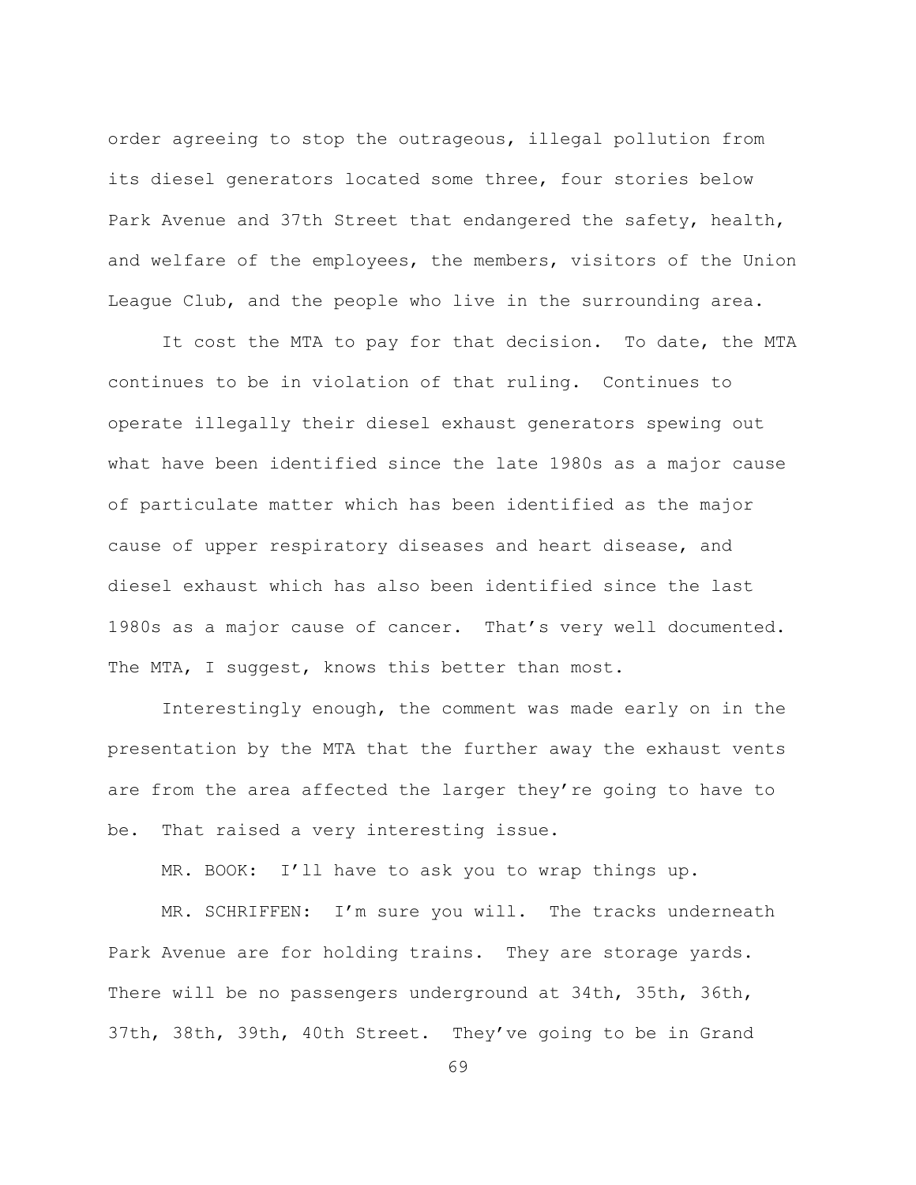order agreeing to stop the outrageous, illegal pollution from its diesel generators located some three, four stories below Park Avenue and 37th Street that endangered the safety, health, and welfare of the employees, the members, visitors of the Union League Club, and the people who live in the surrounding area.

It cost the MTA to pay for that decision. To date, the MTA continues to be in violation of that ruling. Continues to operate illegally their diesel exhaust generators spewing out what have been identified since the late 1980s as a major cause of particulate matter which has been identified as the major cause of upper respiratory diseases and heart disease, and diesel exhaust which has also been identified since the last 1980s as a major cause of cancer. That's very well documented. The MTA, I suggest, knows this better than most.

Interestingly enough, the comment was made early on in the presentation by the MTA that the further away the exhaust vents are from the area affected the larger they're going to have to be. That raised a very interesting issue.

MR. BOOK: I'll have to ask you to wrap things up.

MR. SCHRIFFEN: I'm sure you will. The tracks underneath Park Avenue are for holding trains. They are storage yards. There will be no passengers underground at 34th, 35th, 36th, 37th, 38th, 39th, 40th Street. They've going to be in Grand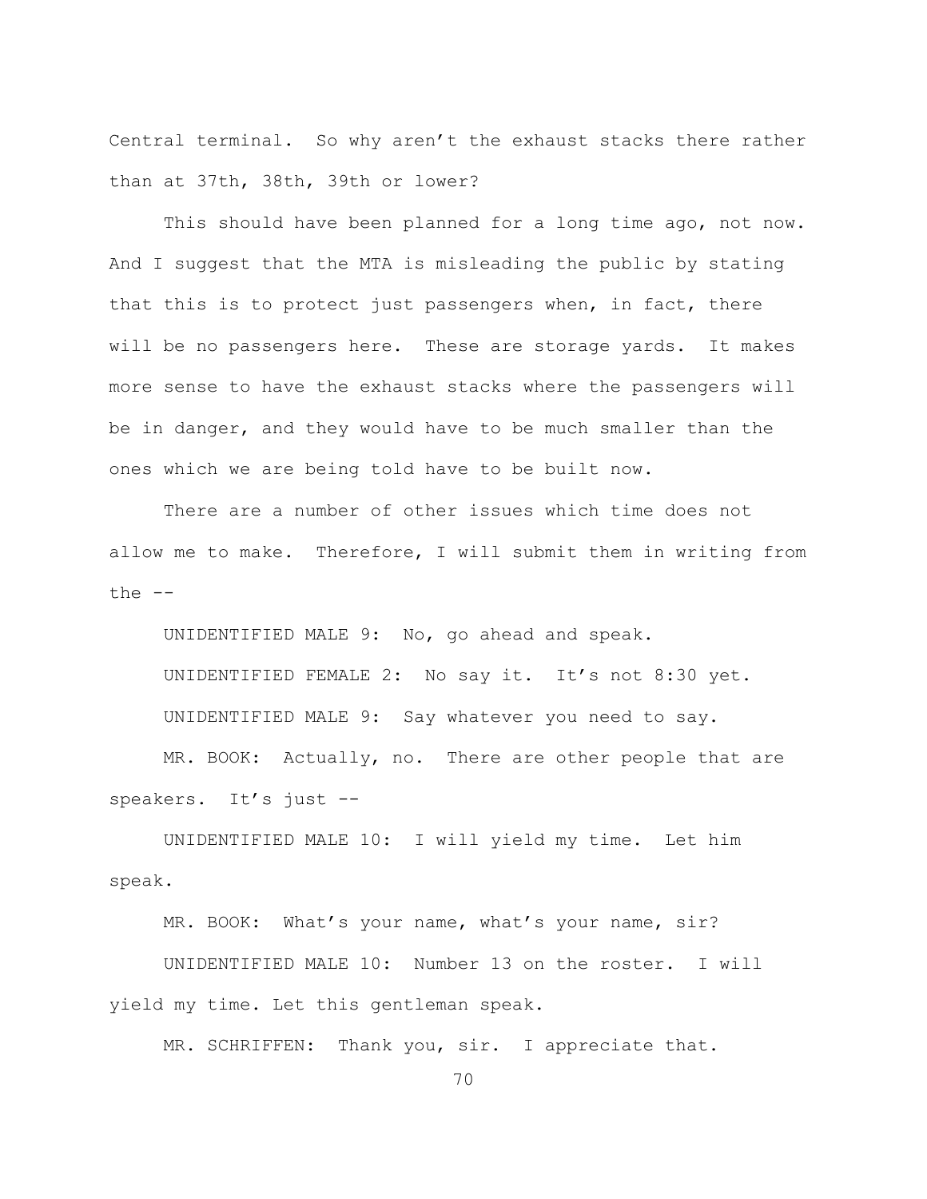Central terminal. So why aren't the exhaust stacks there rather than at 37th, 38th, 39th or lower?

This should have been planned for a long time ago, not now. And I suggest that the MTA is misleading the public by stating that this is to protect just passengers when, in fact, there will be no passengers here. These are storage yards. It makes more sense to have the exhaust stacks where the passengers will be in danger, and they would have to be much smaller than the ones which we are being told have to be built now.

There are a number of other issues which time does not allow me to make. Therefore, I will submit them in writing from the --

UNIDENTIFIED MALE 9: No, go ahead and speak.

UNIDENTIFIED FEMALE 2: No say it. It's not 8:30 yet.

UNIDENTIFIED MALE 9: Say whatever you need to say.

MR. BOOK: Actually, no. There are other people that are speakers. It's just --

UNIDENTIFIED MALE 10: I will yield my time. Let him speak.

MR. BOOK: What's your name, what's your name, sir?

UNIDENTIFIED MALE 10: Number 13 on the roster. I will yield my time. Let this gentleman speak.

MR. SCHRIFFEN: Thank you, sir. I appreciate that.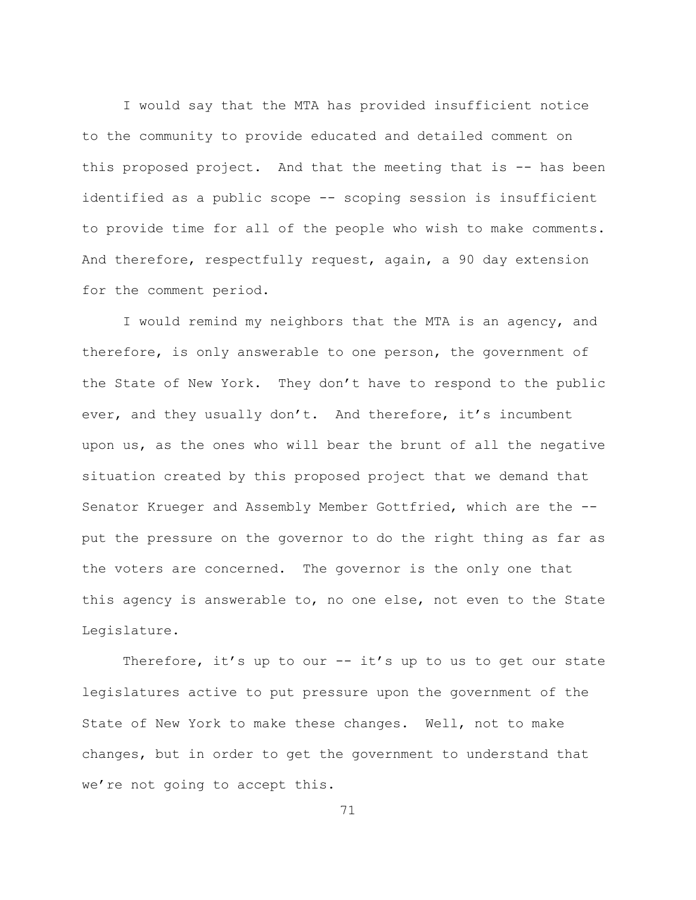I would say that the MTA has provided insufficient notice to the community to provide educated and detailed comment on this proposed project. And that the meeting that is -- has been identified as a public scope -- scoping session is insufficient to provide time for all of the people who wish to make comments. And therefore, respectfully request, again, a 90 day extension for the comment period.

I would remind my neighbors that the MTA is an agency, and therefore, is only answerable to one person, the government of the State of New York. They don't have to respond to the public ever, and they usually don't. And therefore, it's incumbent upon us, as the ones who will bear the brunt of all the negative situation created by this proposed project that we demand that Senator Krueger and Assembly Member Gottfried, which are the -- put the pressure on the governor to do the right thing as far as the voters are concerned. The governor is the only one that this agency is answerable to, no one else, not even to the State Legislature.

Therefore, it's up to our -- it's up to us to get our state legislatures active to put pressure upon the government of the State of New York to make these changes. Well, not to make changes, but in order to get the government to understand that we're not going to accept this.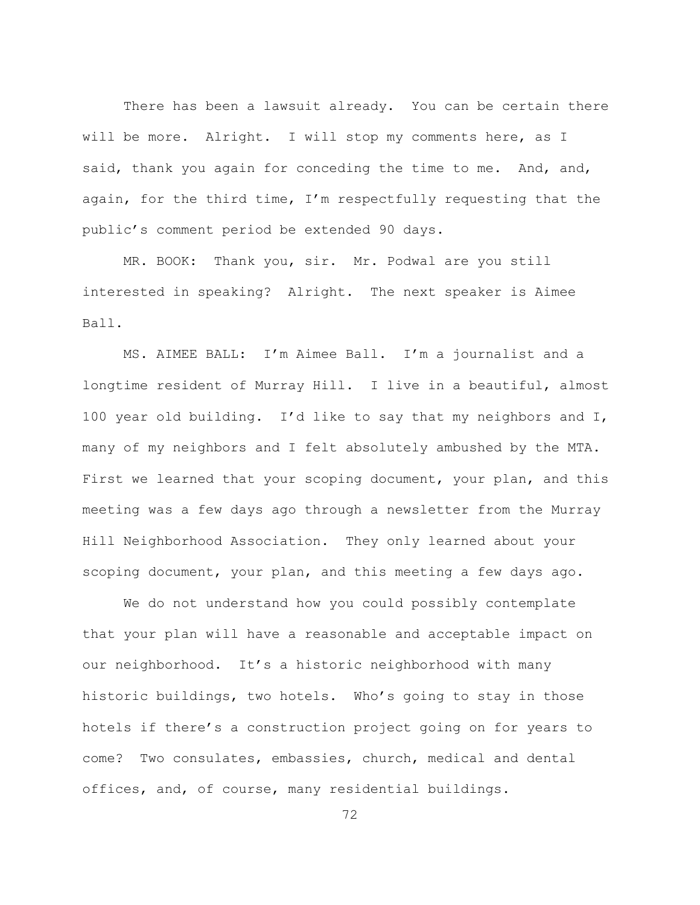There has been a lawsuit already. You can be certain there will be more. Alright. I will stop my comments here, as I said, thank you again for conceding the time to me. And, and, again, for the third time, I'm respectfully requesting that the public's comment period be extended 90 days.

MR. BOOK: Thank you, sir. Mr. Podwal are you still interested in speaking? Alright. The next speaker is Aimee Ball.

MS. AIMEE BALL: I'm Aimee Ball. I'm a journalist and a longtime resident of Murray Hill. I live in a beautiful, almost 100 year old building. I'd like to say that my neighbors and I, many of my neighbors and I felt absolutely ambushed by the MTA. First we learned that your scoping document, your plan, and this meeting was a few days ago through a newsletter from the Murray Hill Neighborhood Association. They only learned about your scoping document, your plan, and this meeting a few days ago.

We do not understand how you could possibly contemplate that your plan will have a reasonable and acceptable impact on our neighborhood. It's a historic neighborhood with many historic buildings, two hotels. Who's going to stay in those hotels if there's a construction project going on for years to come? Two consulates, embassies, church, medical and dental offices, and, of course, many residential buildings.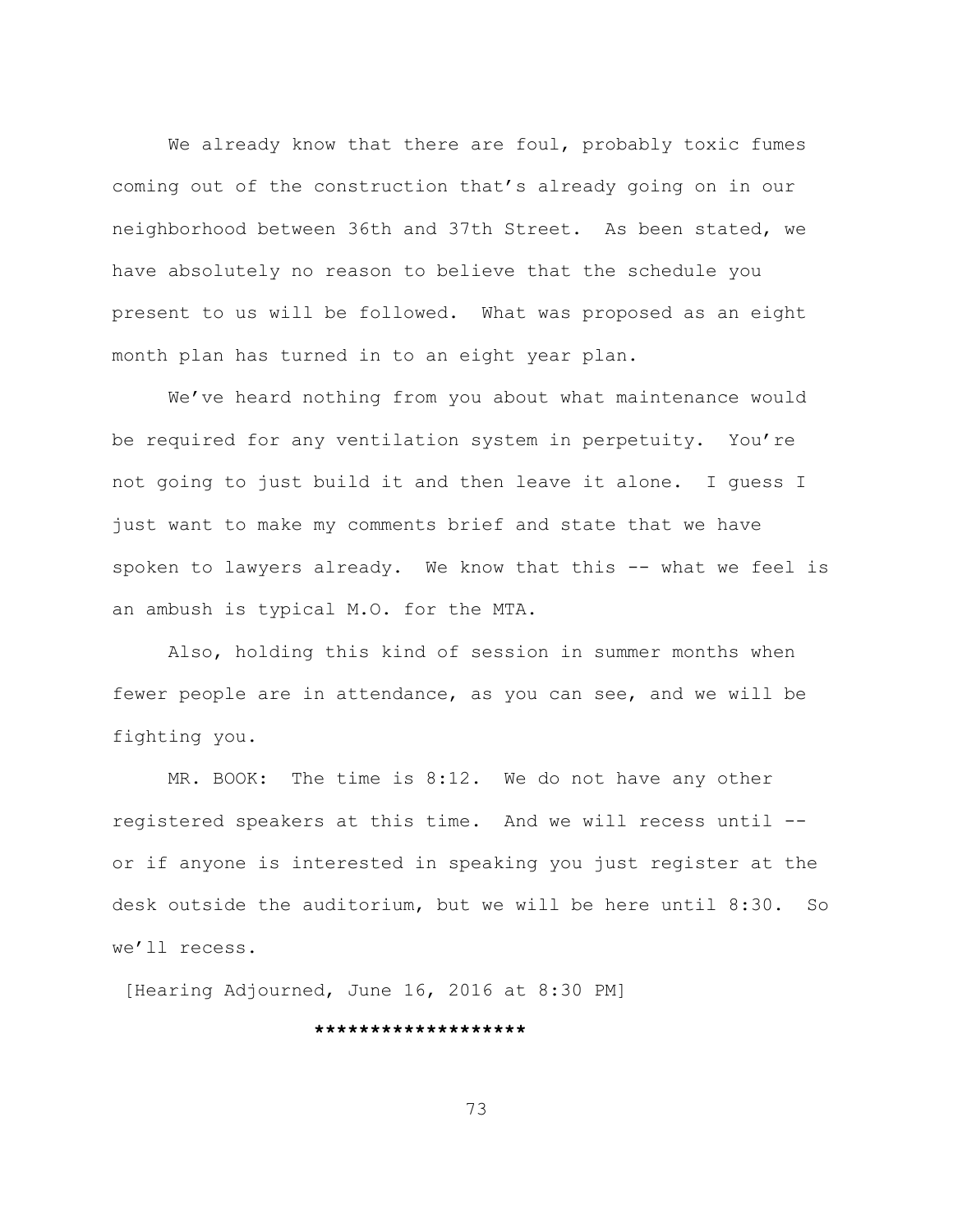We already know that there are foul, probably toxic fumes coming out of the construction that's already going on in our neighborhood between 36th and 37th Street. As been stated, we have absolutely no reason to believe that the schedule you present to us will be followed. What was proposed as an eight month plan has turned in to an eight year plan.

We've heard nothing from you about what maintenance would be required for any ventilation system in perpetuity. You're not going to just build it and then leave it alone. I guess I just want to make my comments brief and state that we have spoken to lawyers already. We know that this -- what we feel is an ambush is typical M.O. for the MTA.

Also, holding this kind of session in summer months when fewer people are in attendance, as you can see, and we will be fighting you.

MR. BOOK: The time is 8:12. We do not have any other registered speakers at this time. And we will recess until -- or if anyone is interested in speaking you just register at the desk outside the auditorium, but we will be here until 8:30. So we'll recess.

[Hearing Adjourned, June 16, 2016 at 8:30 PM]

*******************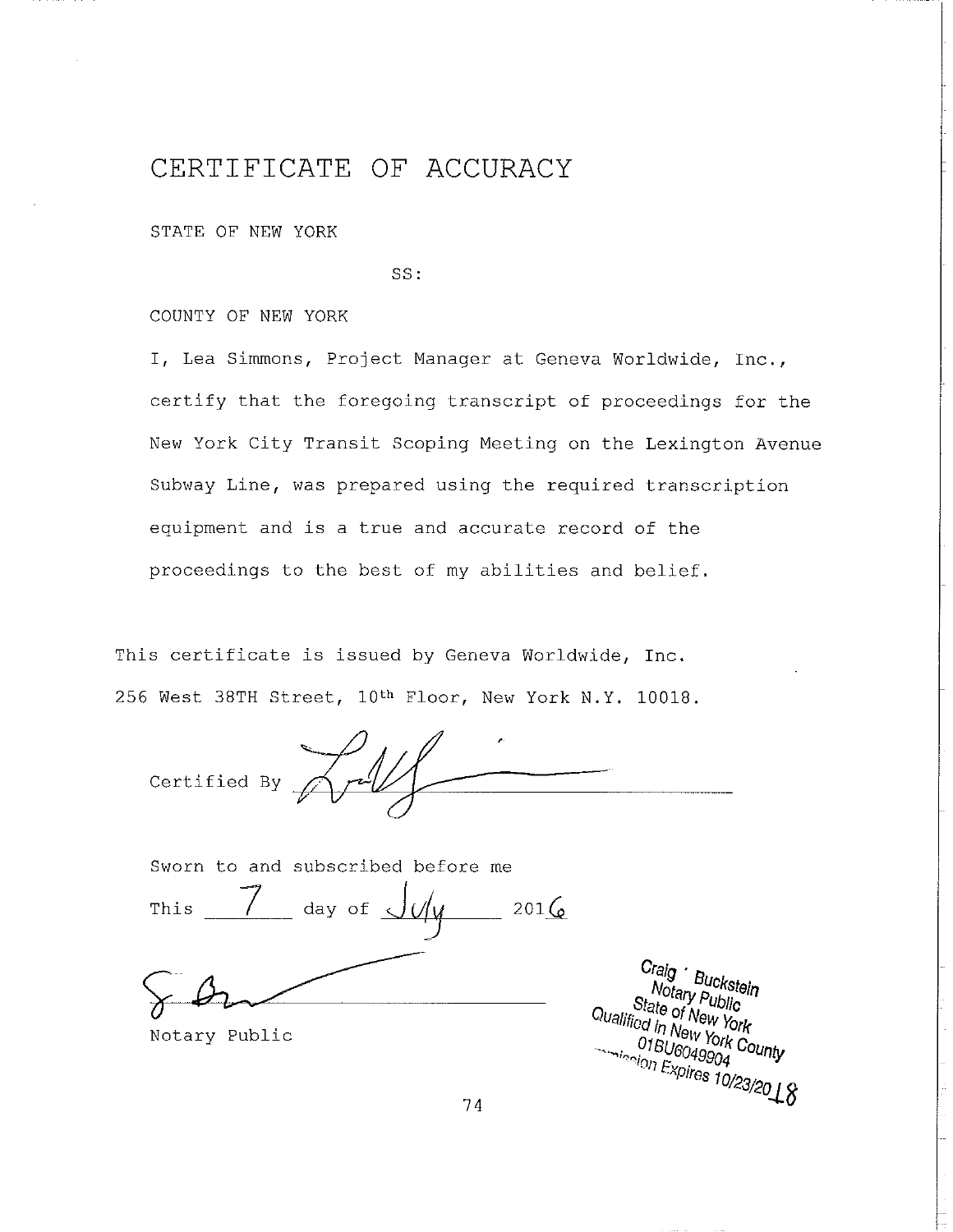# CERTIFICATE OF ACCURACY

STATE OF NEW YORK

SS:

COUNTY OF NEW YORK

I, Lea Simmons, Project Manager at Geneva Worldwide, Inc., certify that the foregoing transcript of proceedings for the New York City Transit Scoping Meeting on the Lexington Avenue Subway Line, was prepared using the required transcription equipment and is a true and accurate record of the proceedings to the best of my abilities and belief.

This certificate is issued by Geneva Worldwide, Inc.
256 West 38TH Street, 10th Floor, New York N.Y. 10018.

Certified By ______________________

Sworn to and subscribed before me

This 7 day of July 2016

______________________

Notary Public

Craig Buckstein
Notary Public
State of New York
Qualified in New York County
01BU6049904
Commission Expires 10/23/2018